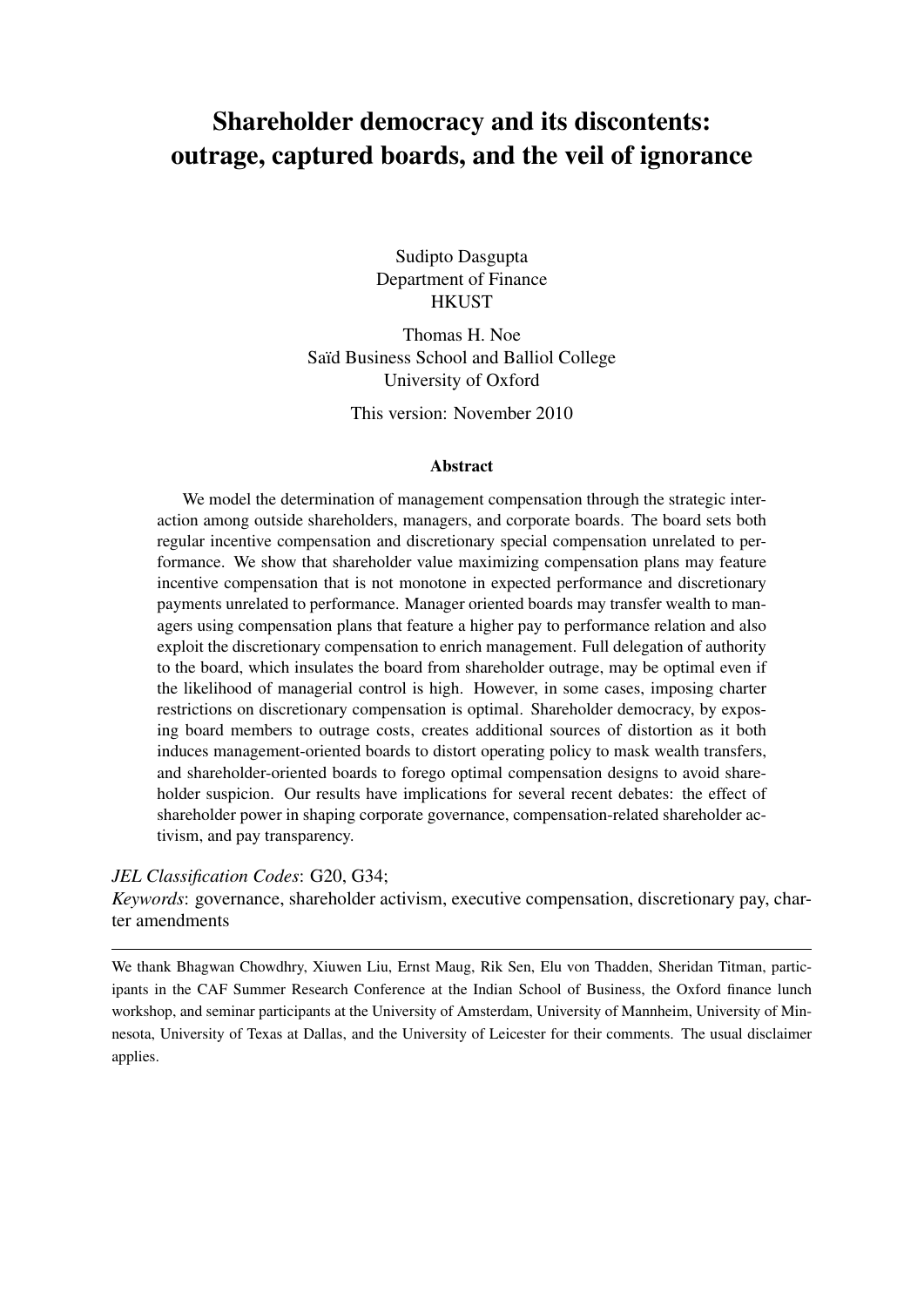# Shareholder democracy and its discontents: outrage, captured boards, and the veil of ignorance

Sudipto Dasgupta
Department of Finance
HKUST

Thomas H. Noe
Saïd Business School and Balliol College
University of Oxford

This version: November 2010

## Abstract

We model the determination of management compensation through the strategic interaction among outside shareholders, managers, and corporate boards. The board sets both regular incentive compensation and discretionary special compensation unrelated to performance. We show that shareholder value maximizing compensation plans may feature incentive compensation that is not monotone in expected performance and discretionary payments unrelated to performance. Manager oriented boards may transfer wealth to managers using compensation plans that feature a higher pay to performance relation and also exploit the discretionary compensation to enrich management. Full delegation of authority to the board, which insulates the board from shareholder outrage, may be optimal even if the likelihood of managerial control is high. However, in some cases, imposing charter restrictions on discretionary compensation is optimal. Shareholder democracy, by exposing board members to outrage costs, creates additional sources of distortion as it both induces management-oriented boards to distort operating policy to mask wealth transfers, and shareholder-oriented boards to forego optimal compensation designs to avoid shareholder suspicion. Our results have implications for several recent debates: the effect of shareholder power in shaping corporate governance, compensation-related shareholder activism, and pay transparency.

*JEL Classification Codes*: G20, G34;
*Keywords*: governance, shareholder activism, executive compensation, discretionary pay, charter amendments

---

We thank Bhagwan Chowdhry, Xiuwen Liu, Ernst Maug, Rik Sen, Elu von Thadden, Sheridan Titman, participants in the CAF Summer Research Conference at the Indian School of Business, the Oxford finance lunch workshop, and seminar participants at the University of Amsterdam, University of Mannheim, University of Minnesota, University of Texas at Dallas, and the University of Leicester for their comments. The usual disclaimer applies.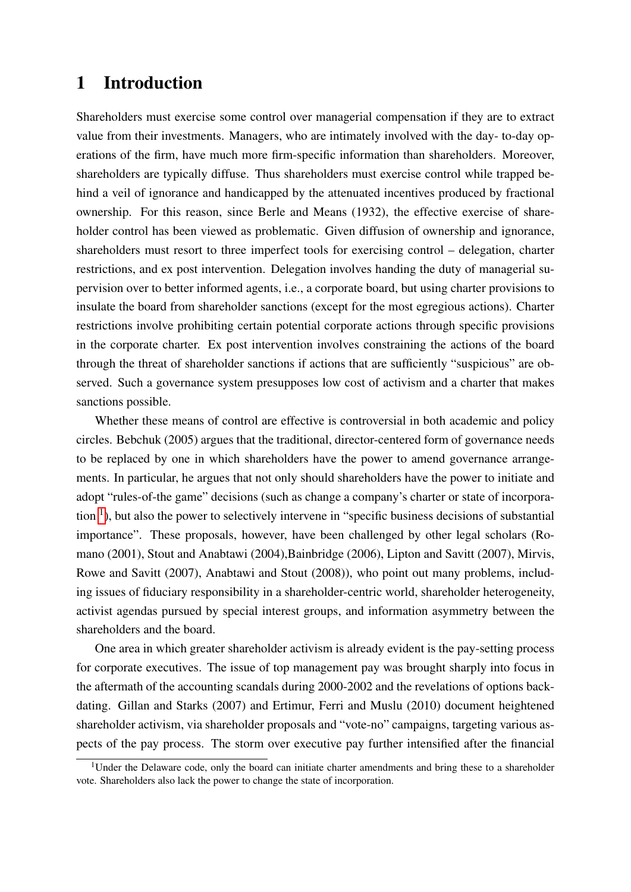# 1 Introduction

Shareholders must exercise some control over managerial compensation if they are to extract value from their investments. Managers, who are intimately involved with the day- to-day operations of the firm, have much more firm-specific information than shareholders. Moreover, shareholders are typically diffuse. Thus shareholders must exercise control while trapped behind a veil of ignorance and handicapped by the attenuated incentives produced by fractional ownership. For this reason, since Berle and Means (1932), the effective exercise of shareholder control has been viewed as problematic. Given diffusion of ownership and ignorance, shareholders must resort to three imperfect tools for exercising control – delegation, charter restrictions, and ex post intervention. Delegation involves handing the duty of managerial supervision over to better informed agents, i.e., a corporate board, but using charter provisions to insulate the board from shareholder sanctions (except for the most egregious actions). Charter restrictions involve prohibiting certain potential corporate actions through specific provisions in the corporate charter. Ex post intervention involves constraining the actions of the board through the threat of shareholder sanctions if actions that are sufficiently "suspicious" are observed. Such a governance system presupposes low cost of activism and a charter that makes sanctions possible.

Whether these means of control are effective is controversial in both academic and policy circles. Bebchuk (2005) argues that the traditional, director-centered form of governance needs to be replaced by one in which shareholders have the power to amend governance arrangements. In particular, he argues that not only should shareholders have the power to initiate and adopt "rules-of-the game" decisions (such as change a company's charter or state of incorporation [1]), but also the power to selectively intervene in "specific business decisions of substantial importance". These proposals, however, have been challenged by other legal scholars (Romano (2001), Stout and Anabtawi (2004),Bainbridge (2006), Lipton and Savitt (2007), Mirvis, Rowe and Savitt (2007), Anabtawi and Stout (2008)), who point out many problems, including issues of fiduciary responsibility in a shareholder-centric world, shareholder heterogeneity, activist agendas pursued by special interest groups, and information asymmetry between the shareholders and the board.

One area in which greater shareholder activism is already evident is the pay-setting process for corporate executives. The issue of top management pay was brought sharply into focus in the aftermath of the accounting scandals during 2000-2002 and the revelations of options backdating. Gillan and Starks (2007) and Ertimur, Ferri and Muslu (2010) document heightened shareholder activism, via shareholder proposals and "vote-no" campaigns, targeting various aspects of the pay process. The storm over executive pay further intensified after the financial

[1] Under the Delaware code, only the board can initiate charter amendments and bring these to a shareholder vote. Shareholders also lack the power to change the state of incorporation.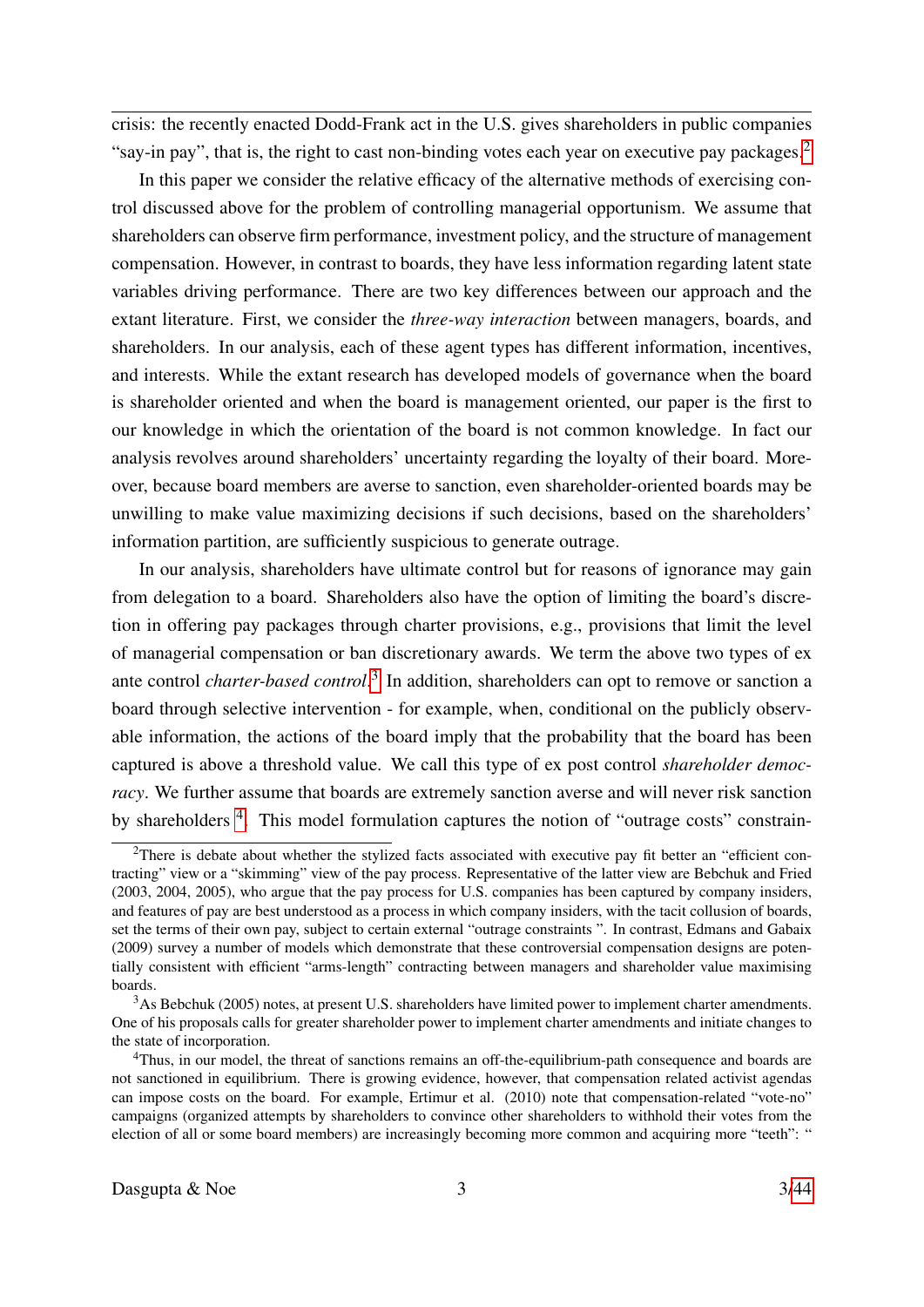crisis: the recently enacted Dodd-Frank act in the U.S. gives shareholders in public companies "say-in pay", that is, the right to cast non-binding votes each year on executive pay packages.[2]

In this paper we consider the relative efficacy of the alternative methods of exercising control discussed above for the problem of controlling managerial opportunism. We assume that shareholders can observe firm performance, investment policy, and the structure of management compensation. However, in contrast to boards, they have less information regarding latent state variables driving performance. There are two key differences between our approach and the extant literature. First, we consider the *three-way interaction* between managers, boards, and shareholders. In our analysis, each of these agent types has different information, incentives, and interests. While the extant research has developed models of governance when the board is shareholder oriented and when the board is management oriented, our paper is the first to our knowledge in which the orientation of the board is not common knowledge. In fact our analysis revolves around shareholders' uncertainty regarding the loyalty of their board. Moreover, because board members are averse to sanction, even shareholder-oriented boards may be unwilling to make value maximizing decisions if such decisions, based on the shareholders' information partition, are sufficiently suspicious to generate outrage.

In our analysis, shareholders have ultimate control but for reasons of ignorance may gain from delegation to a board. Shareholders also have the option of limiting the board's discretion in offering pay packages through charter provisions, e.g., provisions that limit the level of managerial compensation or ban discretionary awards. We term the above two types of ex ante control *charter-based control*.[3] In addition, shareholders can opt to remove or sanction a board through selective intervention - for example, when, conditional on the publicly observable information, the actions of the board imply that the probability that the board has been captured is above a threshold value. We call this type of ex post control *shareholder democracy*. We further assume that boards are extremely sanction averse and will never risk sanction by shareholders [4]. This model formulation captures the notion of "outrage costs" constrain-

---

[2] There is debate about whether the stylized facts associated with executive pay fit better an "efficient contracting" view or a "skimming" view of the pay process. Representative of the latter view are Bebchuk and Fried (2003, 2004, 2005), who argue that the pay process for U.S. companies has been captured by company insiders, and features of pay are best understood as a process in which company insiders, with the tacit collusion of boards, set the terms of their own pay, subject to certain external "outrage constraints ". In contrast, Edmans and Gabaix (2009) survey a number of models which demonstrate that these controversial compensation designs are potentially consistent with efficient "arms-length" contracting between managers and shareholder value maximising boards.

[3] As Bebchuk (2005) notes, at present U.S. shareholders have limited power to implement charter amendments. One of his proposals calls for greater shareholder power to implement charter amendments and initiate changes to the state of incorporation.

[4] Thus, in our model, the threat of sanctions remains an off-the-equilibrium-path consequence and boards are not sanctioned in equilibrium. There is growing evidence, however, that compensation related activist agendas can impose costs on the board. For example, Ertimur et al. (2010) note that compensation-related "vote-no" campaigns (organized attempts by shareholders to convince other shareholders to withhold their votes from the election of all or some board members) are increasingly becoming more common and acquiring more "teeth": "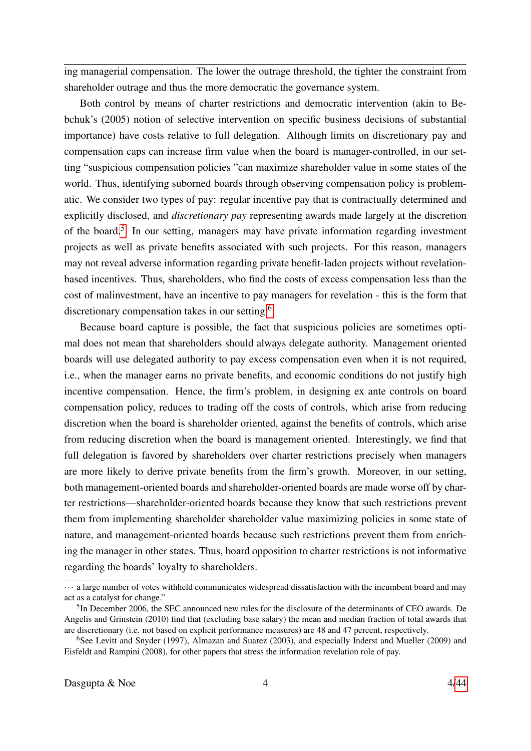ing managerial compensation. The lower the outrage threshold, the tighter the constraint from shareholder outrage and thus the more democratic the governance system.

Both control by means of charter restrictions and democratic intervention (akin to Bebchuk's (2005) notion of selective intervention on specific business decisions of substantial importance) have costs relative to full delegation. Although limits on discretionary pay and compensation caps can increase firm value when the board is manager-controlled, in our setting "suspicious compensation policies "can maximize shareholder value in some states of the world. Thus, identifying suborned boards through observing compensation policy is problematic. We consider two types of pay: regular incentive pay that is contractually determined and explicitly disclosed, and *discretionary pay* representing awards made largely at the discretion of the board.[5] In our setting, managers may have private information regarding investment projects as well as private benefits associated with such projects. For this reason, managers may not reveal adverse information regarding private benefit-laden projects without revelation-based incentives. Thus, shareholders, who find the costs of excess compensation less than the cost of malinvestment, have an incentive to pay managers for revelation - this is the form that discretionary compensation takes in our setting.[6]

Because board capture is possible, the fact that suspicious policies are sometimes optimal does not mean that shareholders should always delegate authority. Management oriented boards will use delegated authority to pay excess compensation even when it is not required, i.e., when the manager earns no private benefits, and economic conditions do not justify high incentive compensation. Hence, the firm's problem, in designing ex ante controls on board compensation policy, reduces to trading off the costs of controls, which arise from reducing discretion when the board is shareholder oriented, against the benefits of controls, which arise from reducing discretion when the board is management oriented. Interestingly, we find that full delegation is favored by shareholders over charter restrictions precisely when managers are more likely to derive private benefits from the firm's growth. Moreover, in our setting, both management-oriented boards and shareholder-oriented boards are made worse off by charter restrictions—shareholder-oriented boards because they know that such restrictions prevent them from implementing shareholder shareholder value maximizing policies in some state of nature, and management-oriented boards because such restrictions prevent them from enriching the manager in other states. Thus, board opposition to charter restrictions is not informative regarding the boards' loyalty to shareholders.

--- 

··· a large number of votes withheld communicates widespread dissatisfaction with the incumbent board and may act as a catalyst for change."

[5] In December 2006, the SEC announced new rules for the disclosure of the determinants of CEO awards. De Angelis and Grinstein (2010) find that (excluding base salary) the mean and median fraction of total awards that are discretionary (i.e. not based on explicit performance measures) are 48 and 47 percent, respectively.

[6] See Levitt and Snyder (1997), Almazan and Suarez (2003), and especially Inderst and Mueller (2009) and Eisfeldt and Rampini (2008), for other papers that stress the information revelation role of pay.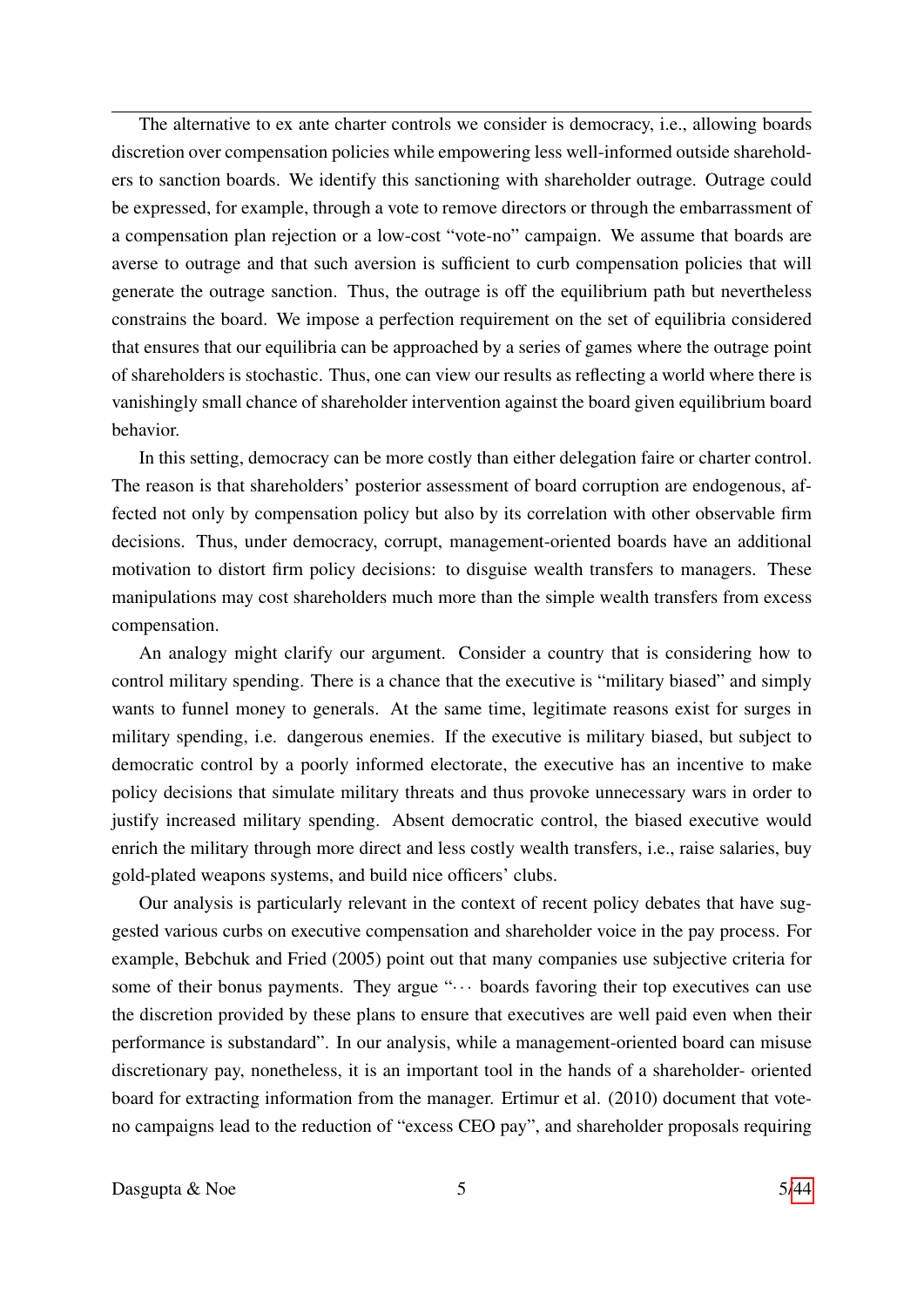The alternative to ex ante charter controls we consider is democracy, i.e., allowing boards discretion over compensation policies while empowering less well-informed outside shareholders to sanction boards. We identify this sanctioning with shareholder outrage. Outrage could be expressed, for example, through a vote to remove directors or through the embarrassment of a compensation plan rejection or a low-cost "vote-no" campaign. We assume that boards are averse to outrage and that such aversion is sufficient to curb compensation policies that will generate the outrage sanction. Thus, the outrage is off the equilibrium path but nevertheless constrains the board. We impose a perfection requirement on the set of equilibria considered that ensures that our equilibria can be approached by a series of games where the outrage point of shareholders is stochastic. Thus, one can view our results as reflecting a world where there is vanishingly small chance of shareholder intervention against the board given equilibrium board behavior.

In this setting, democracy can be more costly than either delegation faire or charter control. The reason is that shareholders' posterior assessment of board corruption are endogenous, affected not only by compensation policy but also by its correlation with other observable firm decisions. Thus, under democracy, corrupt, management-oriented boards have an additional motivation to distort firm policy decisions: to disguise wealth transfers to managers. These manipulations may cost shareholders much more than the simple wealth transfers from excess compensation.

An analogy might clarify our argument. Consider a country that is considering how to control military spending. There is a chance that the executive is "military biased" and simply wants to funnel money to generals. At the same time, legitimate reasons exist for surges in military spending, i.e. dangerous enemies. If the executive is military biased, but subject to democratic control by a poorly informed electorate, the executive has an incentive to make policy decisions that simulate military threats and thus provoke unnecessary wars in order to justify increased military spending. Absent democratic control, the biased executive would enrich the military through more direct and less costly wealth transfers, i.e., raise salaries, buy gold-plated weapons systems, and build nice officers' clubs.

Our analysis is particularly relevant in the context of recent policy debates that have suggested various curbs on executive compensation and shareholder voice in the pay process. For example, Bebchuk and Fried (2005) point out that many companies use subjective criteria for some of their bonus payments. They argue "$\cdots$ boards favoring their top executives can use the discretion provided by these plans to ensure that executives are well paid even when their performance is substandard". In our analysis, while a management-oriented board can misuse discretionary pay, nonetheless, it is an important tool in the hands of a shareholder- oriented board for extracting information from the manager. Ertimur et al. (2010) document that vote-no campaigns lead to the reduction of "excess CEO pay", and shareholder proposals requiring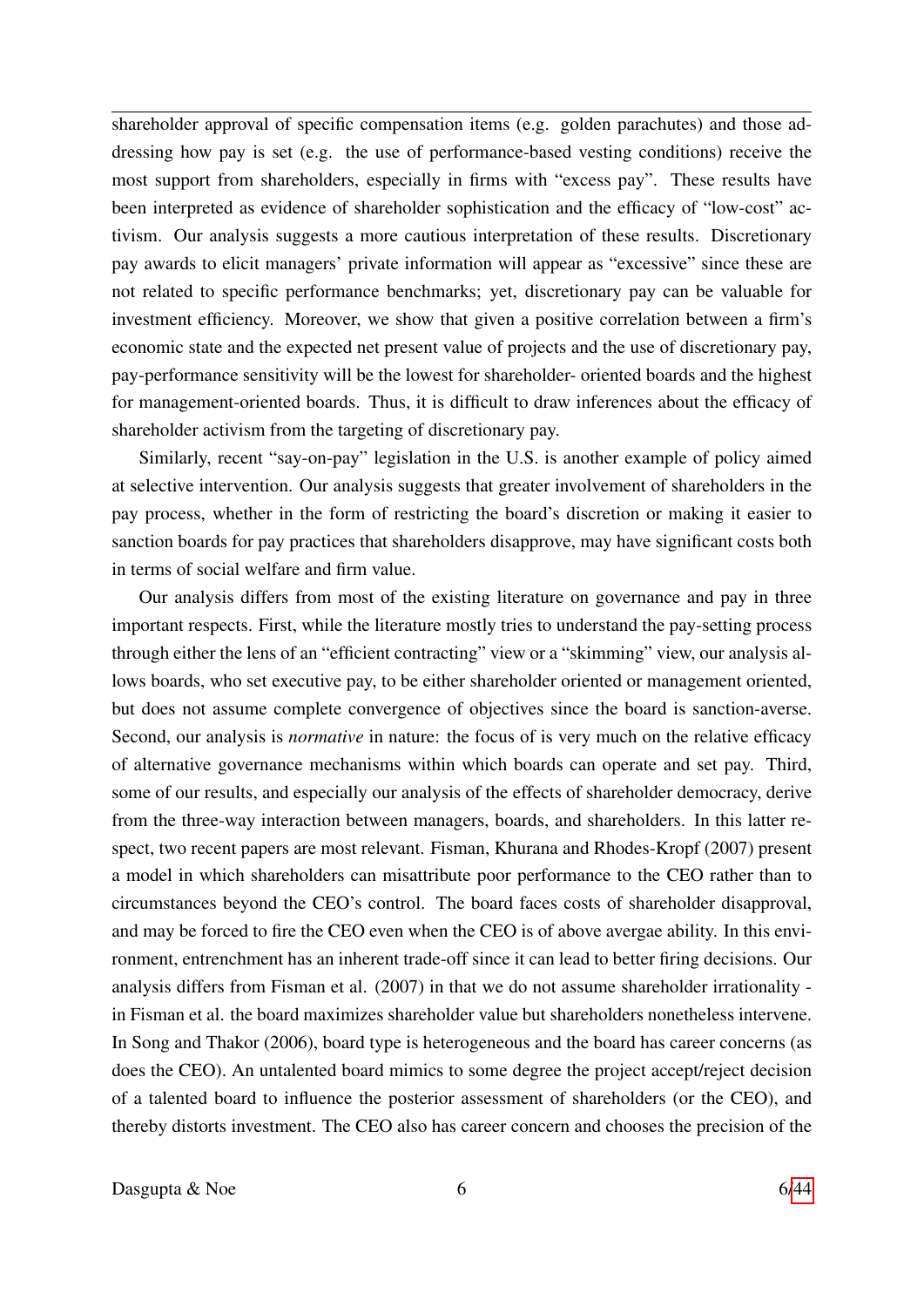shareholder approval of specific compensation items (e.g. golden parachutes) and those addressing how pay is set (e.g. the use of performance-based vesting conditions) receive the most support from shareholders, especially in firms with "excess pay". These results have been interpreted as evidence of shareholder sophistication and the efficacy of "low-cost" activism. Our analysis suggests a more cautious interpretation of these results. Discretionary pay awards to elicit managers' private information will appear as "excessive" since these are not related to specific performance benchmarks; yet, discretionary pay can be valuable for investment efficiency. Moreover, we show that given a positive correlation between a firm's economic state and the expected net present value of projects and the use of discretionary pay, pay-performance sensitivity will be the lowest for shareholder- oriented boards and the highest for management-oriented boards. Thus, it is difficult to draw inferences about the efficacy of shareholder activism from the targeting of discretionary pay.

Similarly, recent "say-on-pay" legislation in the U.S. is another example of policy aimed at selective intervention. Our analysis suggests that greater involvement of shareholders in the pay process, whether in the form of restricting the board's discretion or making it easier to sanction boards for pay practices that shareholders disapprove, may have significant costs both in terms of social welfare and firm value.

Our analysis differs from most of the existing literature on governance and pay in three important respects. First, while the literature mostly tries to understand the pay-setting process through either the lens of an "efficient contracting" view or a "skimming" view, our analysis allows boards, who set executive pay, to be either shareholder oriented or management oriented, but does not assume complete convergence of objectives since the board is sanction-averse. Second, our analysis is *normative* in nature: the focus of is very much on the relative efficacy of alternative governance mechanisms within which boards can operate and set pay. Third, some of our results, and especially our analysis of the effects of shareholder democracy, derive from the three-way interaction between managers, boards, and shareholders. In this latter respect, two recent papers are most relevant. Fisman, Khurana and Rhodes-Kropf (2007) present a model in which shareholders can misattribute poor performance to the CEO rather than to circumstances beyond the CEO's control. The board faces costs of shareholder disapproval, and may be forced to fire the CEO even when the CEO is of above avergae ability. In this environment, entrenchment has an inherent trade-off since it can lead to better firing decisions. Our analysis differs from Fisman et al. (2007) in that we do not assume shareholder irrationality - in Fisman et al. the board maximizes shareholder value but shareholders nonetheless intervene. In Song and Thakor (2006), board type is heterogeneous and the board has career concerns (as does the CEO). An untalented board mimics to some degree the project accept/reject decision of a talented board to influence the posterior assessment of shareholders (or the CEO), and thereby distorts investment. The CEO also has career concern and chooses the precision of the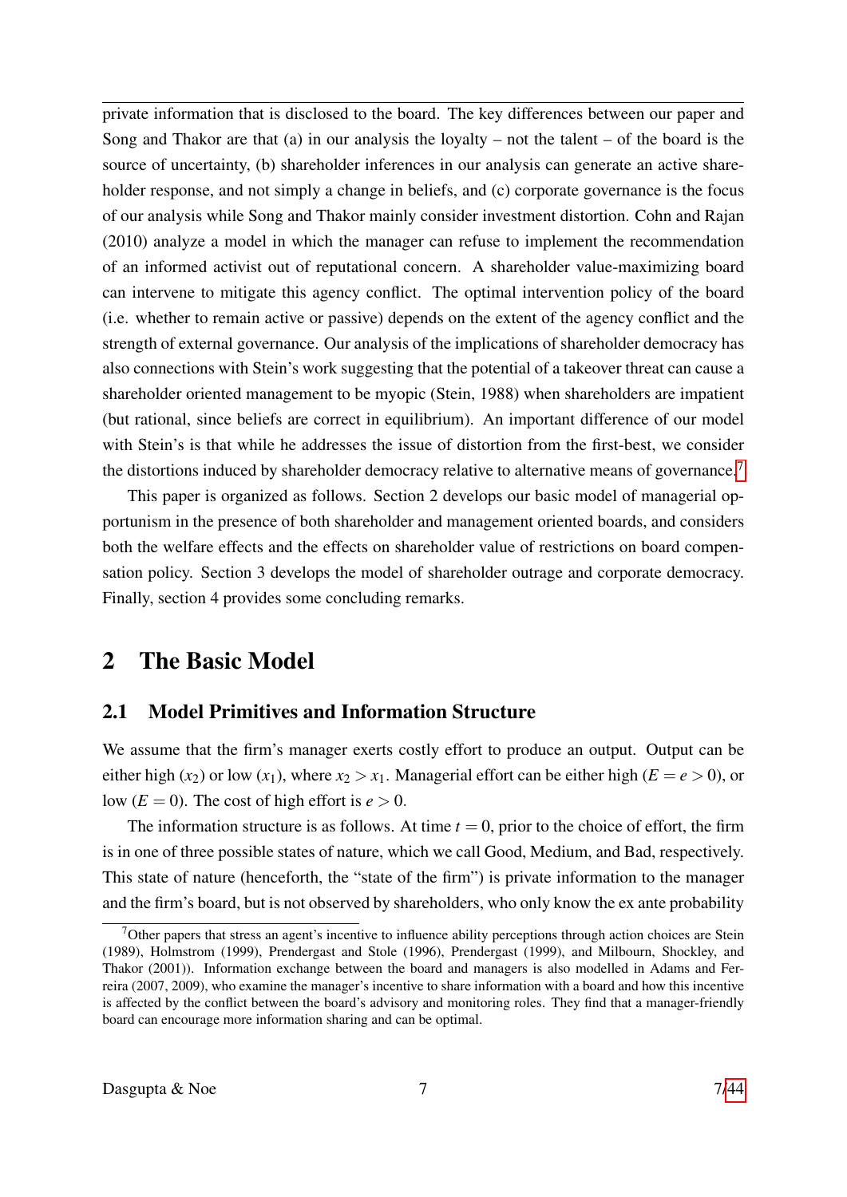private information that is disclosed to the board. The key differences between our paper and Song and Thakor are that (a) in our analysis the loyalty – not the talent – of the board is the source of uncertainty, (b) shareholder inferences in our analysis can generate an active shareholder response, and not simply a change in beliefs, and (c) corporate governance is the focus of our analysis while Song and Thakor mainly consider investment distortion. Cohn and Rajan (2010) analyze a model in which the manager can refuse to implement the recommendation of an informed activist out of reputational concern. A shareholder value-maximizing board can intervene to mitigate this agency conflict. The optimal intervention policy of the board (i.e. whether to remain active or passive) depends on the extent of the agency conflict and the strength of external governance. Our analysis of the implications of shareholder democracy has also connections with Stein's work suggesting that the potential of a takeover threat can cause a shareholder oriented management to be myopic (Stein, 1988) when shareholders are impatient (but rational, since beliefs are correct in equilibrium). An important difference of our model with Stein's is that while he addresses the issue of distortion from the first-best, we consider the distortions induced by shareholder democracy relative to alternative means of governance.[7]

This paper is organized as follows. Section 2 develops our basic model of managerial opportunism in the presence of both shareholder and management oriented boards, and considers both the welfare effects and the effects on shareholder value of restrictions on board compensation policy. Section 3 develops the model of shareholder outrage and corporate democracy. Finally, section 4 provides some concluding remarks.

# 2 The Basic Model

## 2.1 Model Primitives and Information Structure

We assume that the firm's manager exerts costly effort to produce an output. Output can be either high ($x_2$) or low ($x_1$), where $x_2 > x_1$. Managerial effort can be either high ($E = e > 0$), or low ($E = 0$). The cost of high effort is $e > 0$.

The information structure is as follows. At time $t = 0$, prior to the choice of effort, the firm is in one of three possible states of nature, which we call Good, Medium, and Bad, respectively. This state of nature (henceforth, the "state of the firm") is private information to the manager and the firm's board, but is not observed by shareholders, who only know the ex ante probability

[7] Other papers that stress an agent's incentive to influence ability perceptions through action choices are Stein (1989), Holmstrom (1999), Prendergast and Stole (1996), Prendergast (1999), and Milbourn, Shockley, and Thakor (2001)). Information exchange between the board and managers is also modelled in Adams and Ferreira (2007, 2009), who examine the manager's incentive to share information with a board and how this incentive is affected by the conflict between the board's advisory and monitoring roles. They find that a manager-friendly board can encourage more information sharing and can be optimal.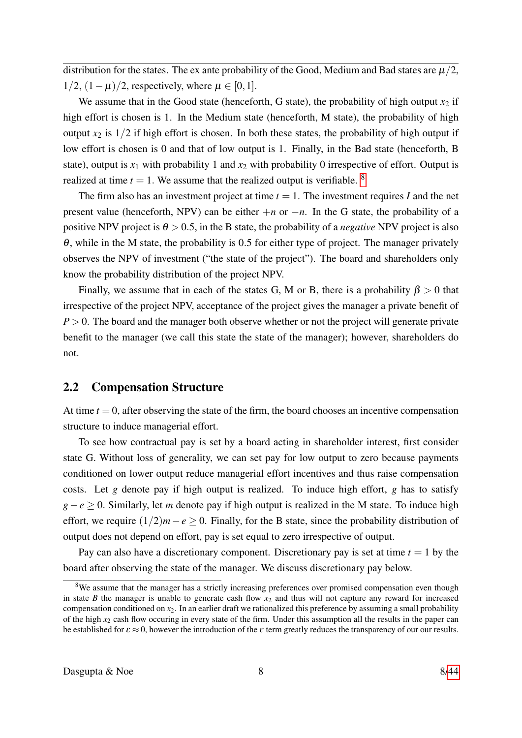distribution for the states. The ex ante probability of the Good, Medium and Bad states are $\mu/2$, $1/2$, $(1-\mu)/2$, respectively, where $\mu \in [0,1]$.

We assume that in the Good state (henceforth, G state), the probability of high output $x_2$ if high effort is chosen is 1. In the Medium state (henceforth, M state), the probability of high output $x_2$ is $1/2$ if high effort is chosen. In both these states, the probability of high output if low effort is chosen is 0 and that of low output is 1. Finally, in the Bad state (henceforth, B state), output is $x_1$ with probability 1 and $x_2$ with probability 0 irrespective of effort. Output is realized at time $t = 1$. We assume that the realized output is verifiable. [8]

The firm also has an investment project at time $t = 1$. The investment requires $I$ and the net present value (henceforth, NPV) can be either $+n$ or $-n$. In the G state, the probability of a positive NPV project is $\theta > 0.5$, in the B state, the probability of a *negative* NPV project is also $\theta$, while in the M state, the probability is 0.5 for either type of project. The manager privately observes the NPV of investment ("the state of the project"). The board and shareholders only know the probability distribution of the project NPV.

Finally, we assume that in each of the states G, M or B, there is a probability $\beta > 0$ that irrespective of the project NPV, acceptance of the project gives the manager a private benefit of $P > 0$. The board and the manager both observe whether or not the project will generate private benefit to the manager (we call this state the state of the manager); however, shareholders do not.

## 2.2 Compensation Structure

At time $t = 0$, after observing the state of the firm, the board chooses an incentive compensation structure to induce managerial effort.

To see how contractual pay is set by a board acting in shareholder interest, first consider state G. Without loss of generality, we can set pay for low output to zero because payments conditioned on lower output reduce managerial effort incentives and thus raise compensation costs. Let $g$ denote pay if high output is realized. To induce high effort, $g$ has to satisfy $g - e \geq 0$. Similarly, let $m$ denote pay if high output is realized in the M state. To induce high effort, we require $(1/2)m - e \geq 0$. Finally, for the B state, since the probability distribution of output does not depend on effort, pay is set equal to zero irrespective of output.

Pay can also have a discretionary component. Discretionary pay is set at time $t = 1$ by the board after observing the state of the manager. We discuss discretionary pay below.

---

[8] We assume that the manager has a strictly increasing preferences over promised compensation even though in state $B$ the manager is unable to generate cash flow $x_2$ and thus will not capture any reward for increased compensation conditioned on $x_2$. In an earlier draft we rationalized this preference by assuming a small probability of the high $x_2$ cash flow occuring in every state of the firm. Under this assumption all the results in the paper can be established for $\varepsilon \approx 0$, however the introduction of the $\varepsilon$ term greatly reduces the transparency of our our results.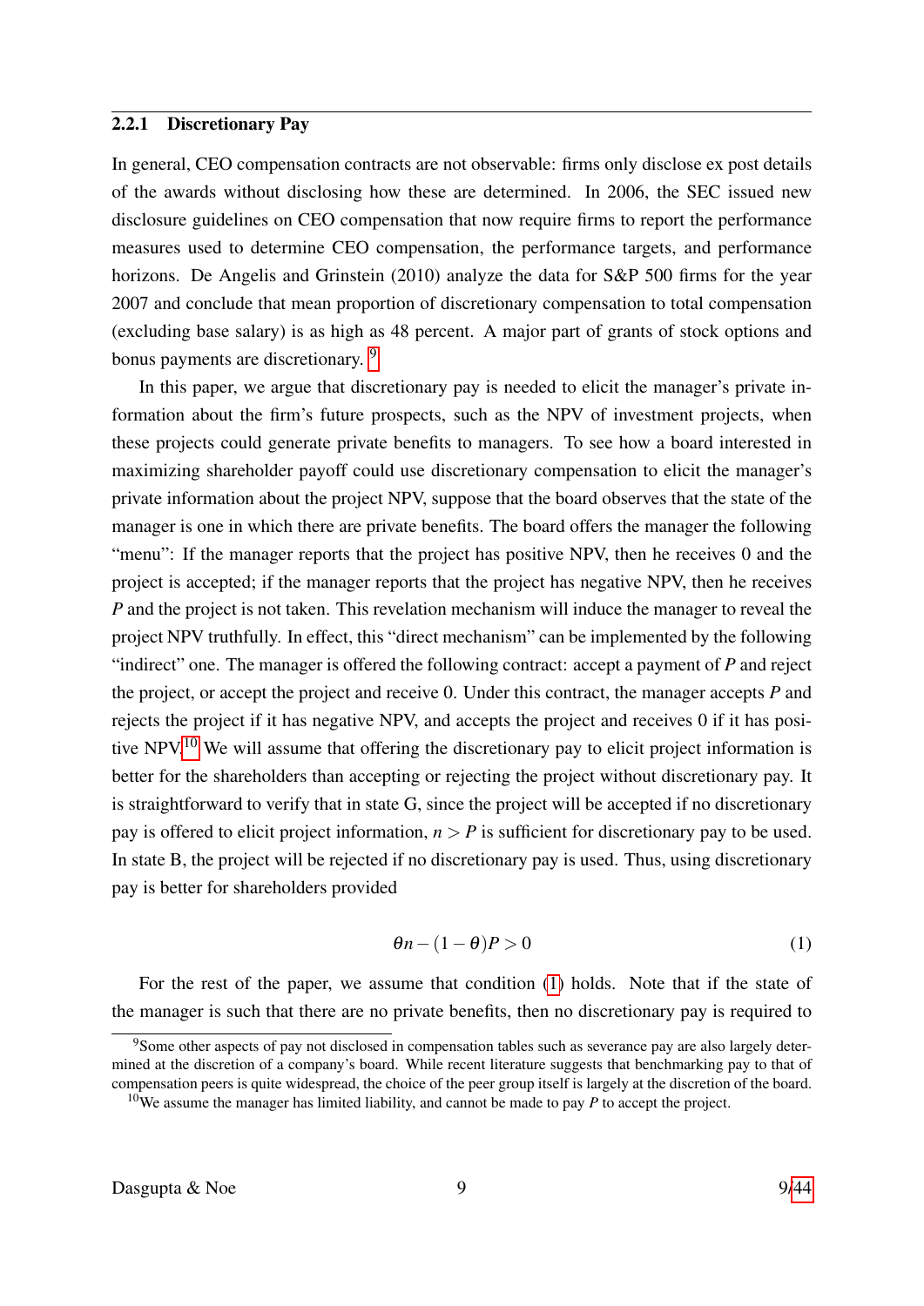### 2.2.1 Discretionary Pay

In general, CEO compensation contracts are not observable: firms only disclose ex post details of the awards without disclosing how these are determined. In 2006, the SEC issued new disclosure guidelines on CEO compensation that now require firms to report the performance measures used to determine CEO compensation, the performance targets, and performance horizons. De Angelis and Grinstein (2010) analyze the data for S&P 500 firms for the year 2007 and conclude that mean proportion of discretionary compensation to total compensation (excluding base salary) is as high as 48 percent. A major part of grants of stock options and bonus payments are discretionary. [9]

In this paper, we argue that discretionary pay is needed to elicit the manager's private information about the firm's future prospects, such as the NPV of investment projects, when these projects could generate private benefits to managers. To see how a board interested in maximizing shareholder payoff could use discretionary compensation to elicit the manager's private information about the project NPV, suppose that the board observes that the state of the manager is one in which there are private benefits. The board offers the manager the following "menu": If the manager reports that the project has positive NPV, then he receives 0 and the project is accepted; if the manager reports that the project has negative NPV, then he receives $P$ and the project is not taken. This revelation mechanism will induce the manager to reveal the project NPV truthfully. In effect, this "direct mechanism" can be implemented by the following "indirect" one. The manager is offered the following contract: accept a payment of $P$ and reject the project, or accept the project and receive 0. Under this contract, the manager accepts $P$ and rejects the project if it has negative NPV, and accepts the project and receives 0 if it has positive NPV.[10] We will assume that offering the discretionary pay to elicit project information is better for the shareholders than accepting or rejecting the project without discretionary pay. It is straightforward to verify that in state G, since the project will be accepted if no discretionary pay is offered to elicit project information, $n > P$ is sufficient for discretionary pay to be used. In state B, the project will be rejected if no discretionary pay is used. Thus, using discretionary pay is better for shareholders provided

$$\theta n - (1 - \theta)P > 0 \tag{1}$$

For the rest of the paper, we assume that condition (1) holds. Note that if the state of the manager is such that there are no private benefits, then no discretionary pay is required to

[9] Some other aspects of pay not disclosed in compensation tables such as severance pay are also largely determined at the discretion of a company's board. While recent literature suggests that benchmarking pay to that of compensation peers is quite widespread, the choice of the peer group itself is largely at the discretion of the board.

[10] We assume the manager has limited liability, and cannot be made to pay $P$ to accept the project.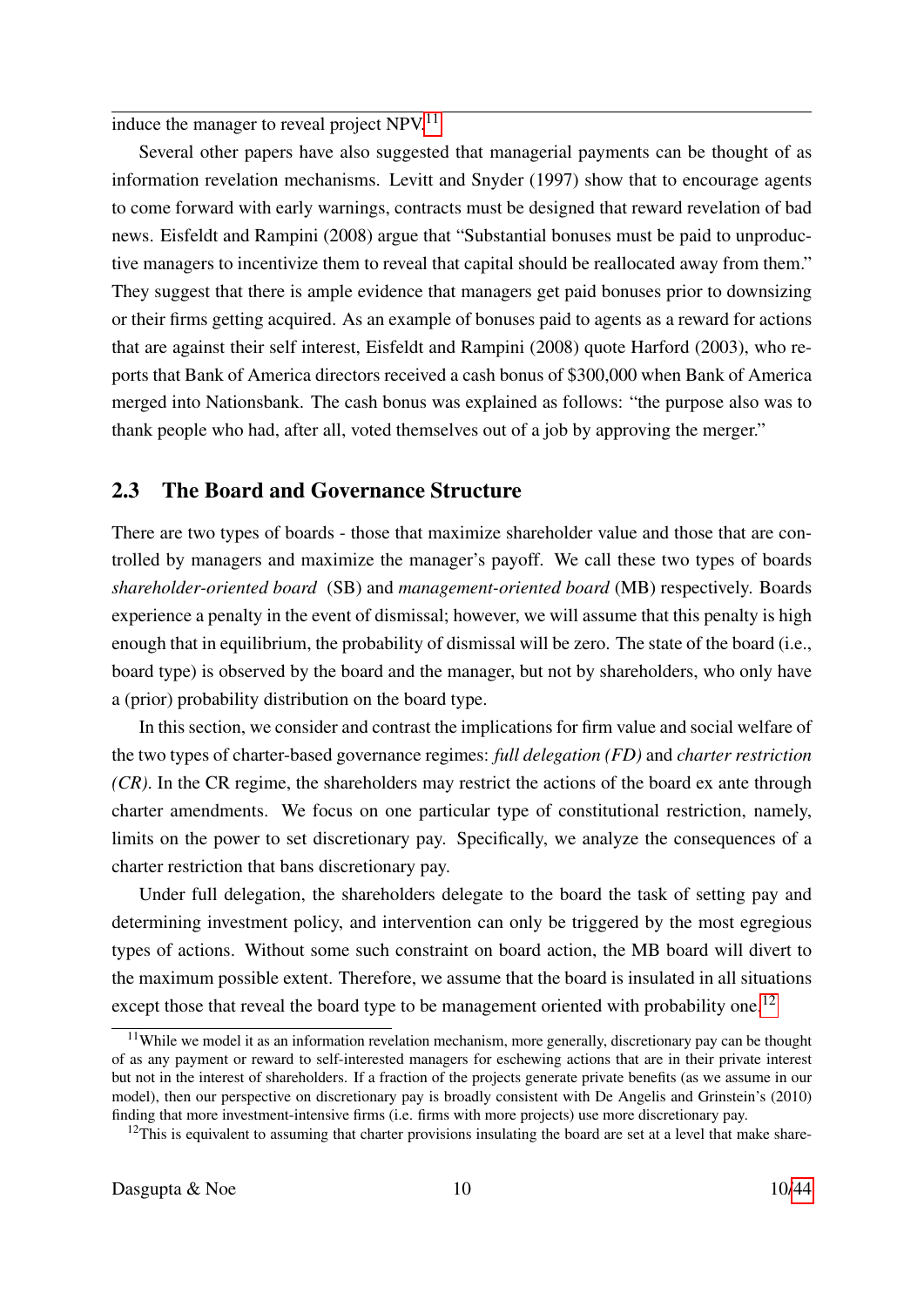induce the manager to reveal project NPV.[11]

Several other papers have also suggested that managerial payments can be thought of as information revelation mechanisms. Levitt and Snyder (1997) show that to encourage agents to come forward with early warnings, contracts must be designed that reward revelation of bad news. Eisfeldt and Rampini (2008) argue that "Substantial bonuses must be paid to unproductive managers to incentivize them to reveal that capital should be reallocated away from them." They suggest that there is ample evidence that managers get paid bonuses prior to downsizing or their firms getting acquired. As an example of bonuses paid to agents as a reward for actions that are against their self interest, Eisfeldt and Rampini (2008) quote Harford (2003), who reports that Bank of America directors received a cash bonus of $300,000 when Bank of America merged into Nationsbank. The cash bonus was explained as follows: "the purpose also was to thank people who had, after all, voted themselves out of a job by approving the merger."

## 2.3 The Board and Governance Structure

There are two types of boards - those that maximize shareholder value and those that are controlled by managers and maximize the manager's payoff. We call these two types of boards *shareholder-oriented board* (SB) and *management-oriented board* (MB) respectively. Boards experience a penalty in the event of dismissal; however, we will assume that this penalty is high enough that in equilibrium, the probability of dismissal will be zero. The state of the board (i.e., board type) is observed by the board and the manager, but not by shareholders, who only have a (prior) probability distribution on the board type.

In this section, we consider and contrast the implications for firm value and social welfare of the two types of charter-based governance regimes: *full delegation (FD)* and *charter restriction (CR)*. In the CR regime, the shareholders may restrict the actions of the board ex ante through charter amendments. We focus on one particular type of constitutional restriction, namely, limits on the power to set discretionary pay. Specifically, we analyze the consequences of a charter restriction that bans discretionary pay.

Under full delegation, the shareholders delegate to the board the task of setting pay and determining investment policy, and intervention can only be triggered by the most egregious types of actions. Without some such constraint on board action, the MB board will divert to the maximum possible extent. Therefore, we assume that the board is insulated in all situations except those that reveal the board type to be management oriented with probability one.[12]

[11] While we model it as an information revelation mechanism, more generally, discretionary pay can be thought of as any payment or reward to self-interested managers for eschewing actions that are in their private interest but not in the interest of shareholders. If a fraction of the projects generate private benefits (as we assume in our model), then our perspective on discretionary pay is broadly consistent with De Angelis and Grinstein's (2010) finding that more investment-intensive firms (i.e. firms with more projects) use more discretionary pay.

[12] This is equivalent to assuming that charter provisions insulating the board are set at a level that make share-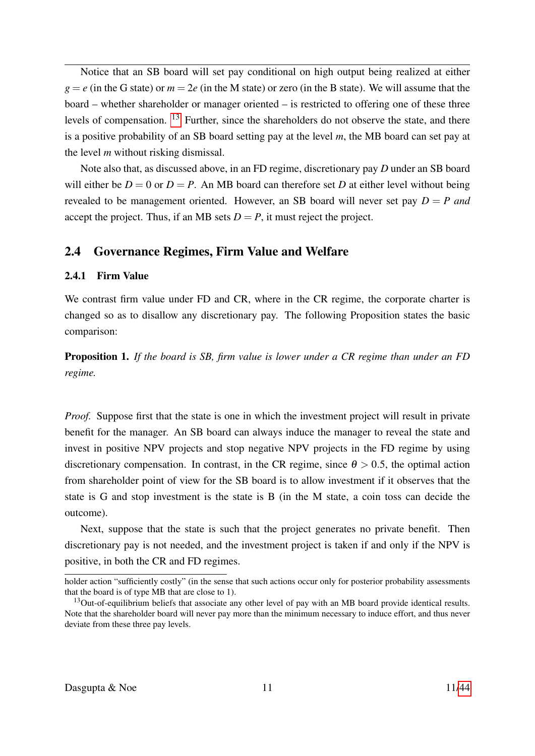Notice that an SB board will set pay conditional on high output being realized at either $g = e$ (in the G state) or $m = 2e$ (in the M state) or zero (in the B state). We will assume that the board – whether shareholder or manager oriented – is restricted to offering one of these three levels of compensation. [13] Further, since the shareholders do not observe the state, and there is a positive probability of an SB board setting pay at the level $m$, the MB board can set pay at the level $m$ without risking dismissal.

Note also that, as discussed above, in an FD regime, discretionary pay $D$ under an SB board will either be $D = 0$ or $D = P$. An MB board can therefore set $D$ at either level without being revealed to be management oriented. However, an SB board will never set pay $D = P$ *and* accept the project. Thus, if an MB sets $D = P$, it must reject the project.

## 2.4 Governance Regimes, Firm Value and Welfare

### 2.4.1 Firm Value

We contrast firm value under FD and CR, where in the CR regime, the corporate charter is changed so as to disallow any discretionary pay. The following Proposition states the basic comparison:

**Proposition 1.** *If the board is SB, firm value is lower under a CR regime than under an FD regime.*

*Proof.* Suppose first that the state is one in which the investment project will result in private benefit for the manager. An SB board can always induce the manager to reveal the state and invest in positive NPV projects and stop negative NPV projects in the FD regime by using discretionary compensation. In contrast, in the CR regime, since $\theta > 0.5$, the optimal action from shareholder point of view for the SB board is to allow investment if it observes that the state is G and stop investment is the state is B (in the M state, a coin toss can decide the outcome).

Next, suppose that the state is such that the project generates no private benefit. Then discretionary pay is not needed, and the investment project is taken if and only if the NPV is positive, in both the CR and FD regimes.

---

holder action "sufficiently costly" (in the sense that such actions occur only for posterior probability assessments that the board is of type MB that are close to 1).

[13] Out-of-equilibrium beliefs that associate any other level of pay with an MB board provide identical results. Note that the shareholder board will never pay more than the minimum necessary to induce effort, and thus never deviate from these three pay levels.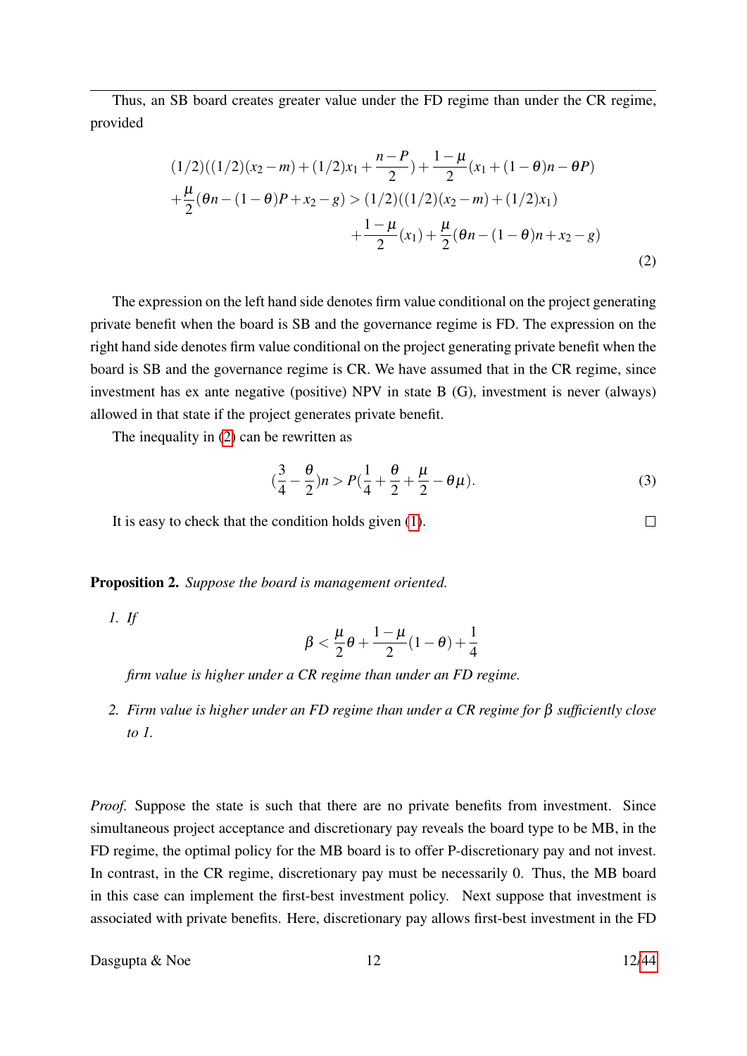Thus, an SB board creates greater value under the FD regime than under the CR regime, provided

$$
\begin{aligned}
&(1/2)((1/2)(x_2 - m) + (1/2)x_1 + \frac{n-P}{2}) + \frac{1-\mu}{2}(x_1 + (1-\theta)n - \theta P) \\
&+ \frac{\mu}{2}(\theta n - (1-\theta)P + x_2 - g) > (1/2)((1/2)(x_2 - m) + (1/2)x_1) \\
&\qquad\qquad\qquad\qquad + \frac{1-\mu}{2}(x_1) + \frac{\mu}{2}(\theta n - (1-\theta)n + x_2 - g)
\end{aligned} \tag{2}
$$

The expression on the left hand side denotes firm value conditional on the project generating private benefit when the board is SB and the governance regime is FD. The expression on the right hand side denotes firm value conditional on the project generating private benefit when the board is SB and the governance regime is CR. We have assumed that in the CR regime, since investment has ex ante negative (positive) NPV in state B (G), investment is never (always) allowed in that state if the project generates private benefit.

The inequality in (2) can be rewritten as

$$
(\frac{3}{4} - \frac{\theta}{2})n > P(\frac{1}{4} + \frac{\theta}{2} + \frac{\mu}{2} - \theta\mu). \tag{3}
$$

It is easy to check that the condition holds given (1). □

**Proposition 2.** *Suppose the board is management oriented.*

1. *If*

$$
\beta < \frac{\mu}{2}\theta + \frac{1-\mu}{2}(1-\theta) + \frac{1}{4}
$$

*firm value is higher under a CR regime than under an FD regime.*

2. *Firm value is higher under an FD regime than under a CR regime for $\beta$ sufficiently close to 1.*

*Proof.* Suppose the state is such that there are no private benefits from investment. Since simultaneous project acceptance and discretionary pay reveals the board type to be MB, in the FD regime, the optimal policy for the MB board is to offer P-discretionary pay and not invest. In contrast, in the CR regime, discretionary pay must be necessarily 0. Thus, the MB board in this case can implement the first-best investment policy. Next suppose that investment is associated with private benefits. Here, discretionary pay allows first-best investment in the FD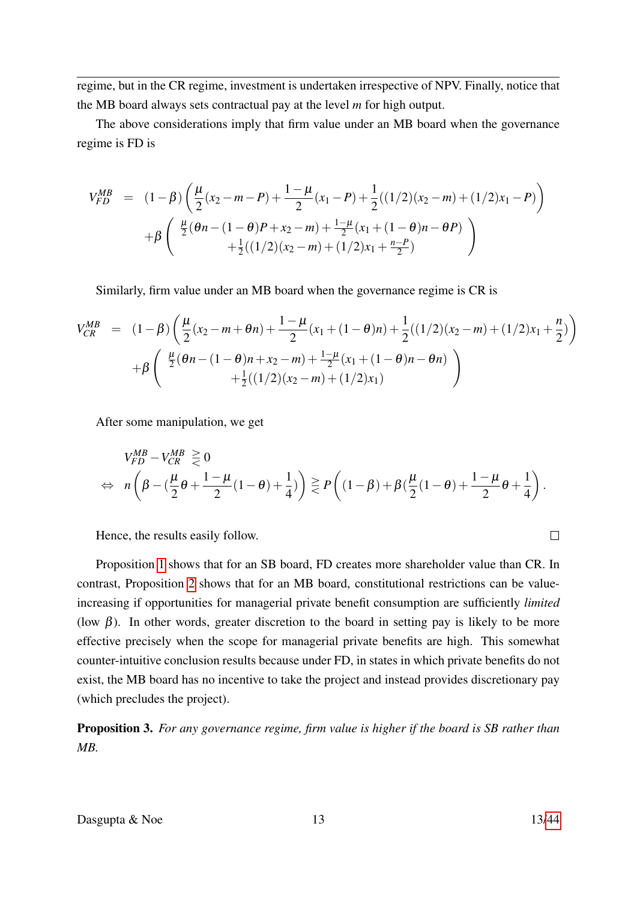regime, but in the CR regime, investment is undertaken irrespective of NPV. Finally, notice that the MB board always sets contractual pay at the level $m$ for high output.

The above considerations imply that firm value under an MB board when the governance regime is FD is

$$
\begin{aligned}
V_{FD}^{MB} \;=\; & (1-\beta)\left(\frac{\mu}{2}(x_2-m-P)+\frac{1-\mu}{2}(x_1-P)+\frac{1}{2}((1/2)(x_2-m)+(1/2)x_1-P)\right) \\
& +\beta\left(\begin{array}{c} \frac{\mu}{2}(\theta n-(1-\theta)P+x_2-m)+\frac{1-\mu}{2}(x_1+(1-\theta)n-\theta P) \\ +\frac{1}{2}((1/2)(x_2-m)+(1/2)x_1+\frac{n-P}{2}) \end{array}\right)
\end{aligned}
$$

Similarly, firm value under an MB board when the governance regime is CR is

$$
\begin{aligned}
V_{CR}^{MB} \;=\; & (1-\beta)\left(\frac{\mu}{2}(x_2-m+\theta n)+\frac{1-\mu}{2}(x_1+(1-\theta)n)+\frac{1}{2}((1/2)(x_2-m)+(1/2)x_1+\frac{n}{2})\right) \\
& +\beta\left(\begin{array}{c} \frac{\mu}{2}(\theta n-(1-\theta)n+x_2-m)+\frac{1-\mu}{2}(x_1+(1-\theta)n-\theta n) \\ +\frac{1}{2}((1/2)(x_2-m)+(1/2)x_1) \end{array}\right)
\end{aligned}
$$

After some manipulation, we get

$$
\begin{aligned}
& V_{FD}^{MB}-V_{CR}^{MB} \gtreqless 0 \\
\Leftrightarrow \quad & n\left(\beta-(\frac{\mu}{2}\theta+\frac{1-\mu}{2}(1-\theta)+\frac{1}{4})\right) \gtreqless P\left((1-\beta)+\beta(\frac{\mu}{2}(1-\theta)+\frac{1-\mu}{2}\theta+\frac{1}{4}\right).
\end{aligned}
$$

Hence, the results easily follow. □

Proposition 1 shows that for an SB board, FD creates more shareholder value than CR. In contrast, Proposition 2 shows that for an MB board, constitutional restrictions can be value-increasing if opportunities for managerial private benefit consumption are sufficiently *limited* (low $\beta$). In other words, greater discretion to the board in setting pay is likely to be more effective precisely when the scope for managerial private benefits are high. This somewhat counter-intuitive conclusion results because under FD, in states in which private benefits do not exist, the MB board has no incentive to take the project and instead provides discretionary pay (which precludes the project).

**Proposition 3.** *For any governance regime, firm value is higher if the board is SB rather than MB.*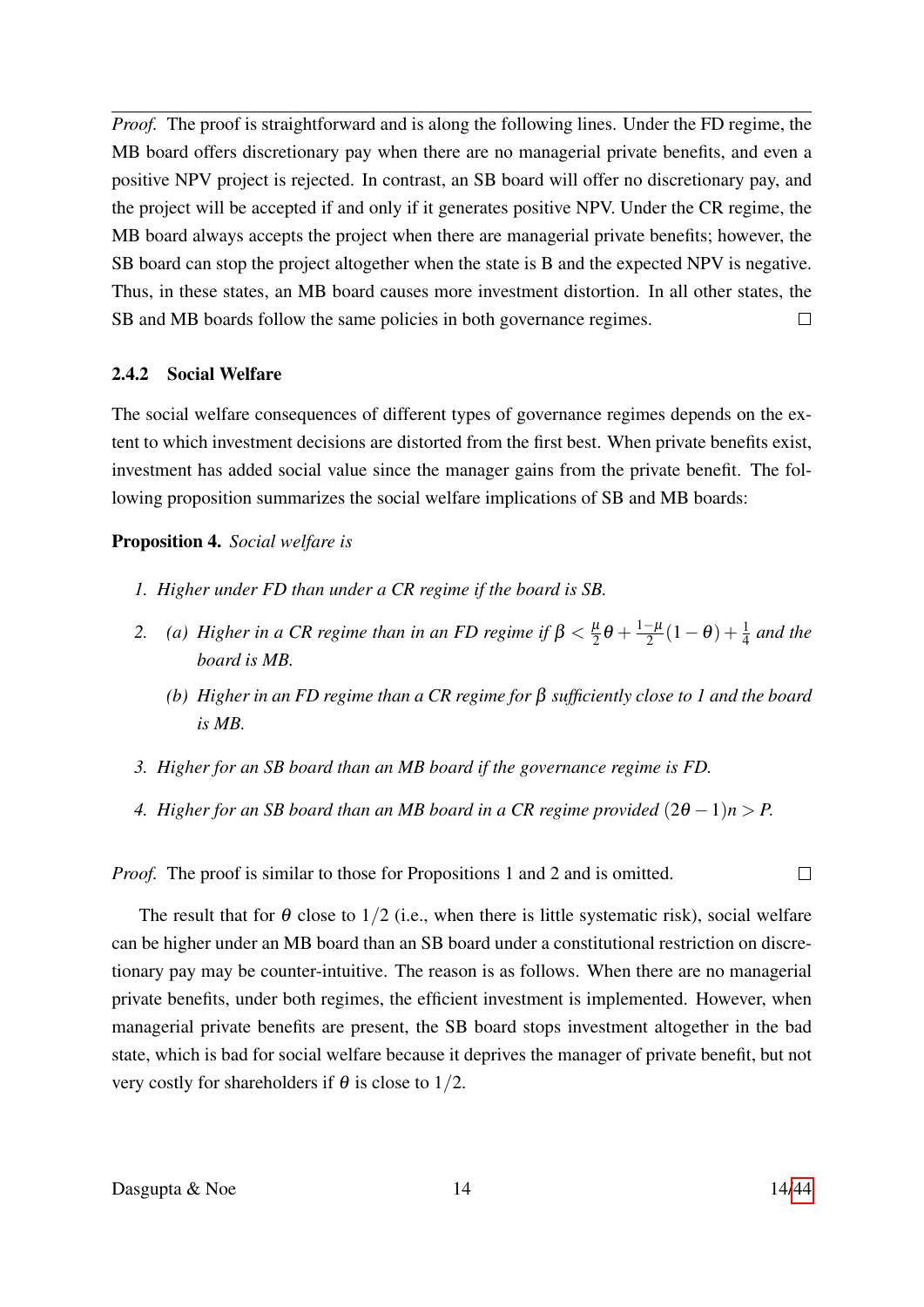*Proof.* The proof is straightforward and is along the following lines. Under the FD regime, the MB board offers discretionary pay when there are no managerial private benefits, and even a positive NPV project is rejected. In contrast, an SB board will offer no discretionary pay, and the project will be accepted if and only if it generates positive NPV. Under the CR regime, the MB board always accepts the project when there are managerial private benefits; however, the SB board can stop the project altogether when the state is B and the expected NPV is negative. Thus, in these states, an MB board causes more investment distortion. In all other states, the SB and MB boards follow the same policies in both governance regimes. □

### 2.4.2 Social Welfare

The social welfare consequences of different types of governance regimes depends on the extent to which investment decisions are distorted from the first best. When private benefits exist, investment has added social value since the manager gains from the private benefit. The following proposition summarizes the social welfare implications of SB and MB boards:

**Proposition 4.** *Social welfare is*

1. *Higher under FD than under a CR regime if the board is SB.*
2. (a) *Higher in a CR regime than in an FD regime if $\beta < \frac{\mu}{2}\theta + \frac{1-\mu}{2}(1-\theta) + \frac{1}{4}$ and the board is MB.*

   (b) *Higher in an FD regime than a CR regime for $\beta$ sufficiently close to 1 and the board is MB.*
3. *Higher for an SB board than an MB board if the governance regime is FD.*
4. *Higher for an SB board than an MB board in a CR regime provided $(2\theta - 1)n > P$.*

*Proof.* The proof is similar to those for Propositions 1 and 2 and is omitted. □

The result that for $\theta$ close to $1/2$ (i.e., when there is little systematic risk), social welfare can be higher under an MB board than an SB board under a constitutional restriction on discretionary pay may be counter-intuitive. The reason is as follows. When there are no managerial private benefits, under both regimes, the efficient investment is implemented. However, when managerial private benefits are present, the SB board stops investment altogether in the bad state, which is bad for social welfare because it deprives the manager of private benefit, but not very costly for shareholders if $\theta$ is close to $1/2$.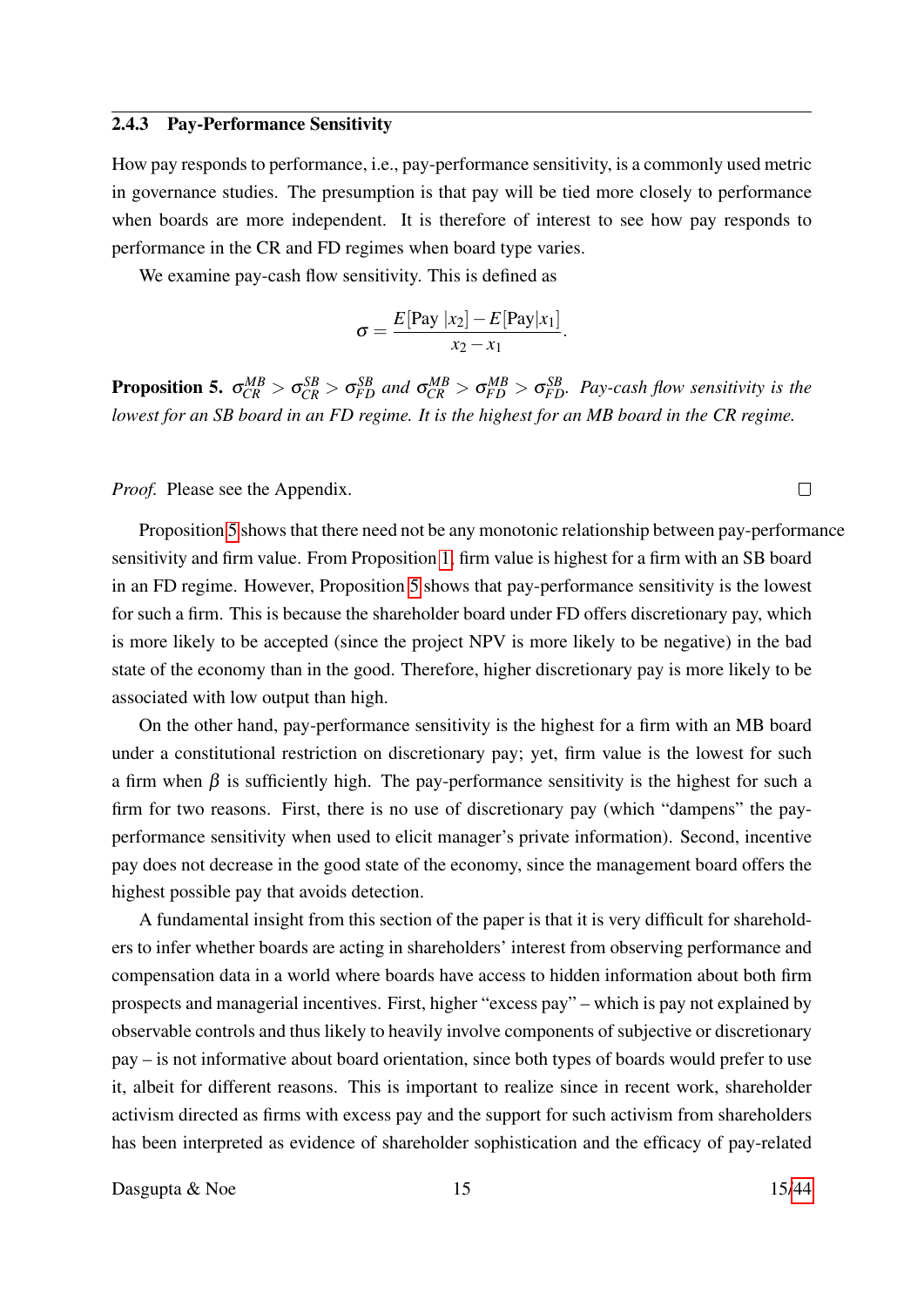### 2.4.3 Pay-Performance Sensitivity

How pay responds to performance, i.e., pay-performance sensitivity, is a commonly used metric in governance studies. The presumption is that pay will be tied more closely to performance when boards are more independent. It is therefore of interest to see how pay responds to performance in the CR and FD regimes when board type varies.

We examine pay-cash flow sensitivity. This is defined as

$$\sigma = \frac{E[\text{Pay}\,|x_2] - E[\text{Pay}|x_1]}{x_2 - x_1}.$$

**Proposition 5.** *$\sigma_{CR}^{MB} > \sigma_{CR}^{SB} > \sigma_{FD}^{SB}$ and $\sigma_{CR}^{MB} > \sigma_{FD}^{MB} > \sigma_{FD}^{SB}$. Pay-cash flow sensitivity is the lowest for an SB board in an FD regime. It is the highest for an MB board in the CR regime.*

*Proof.* Please see the Appendix. □

Proposition 5 shows that there need not be any monotonic relationship between pay-performance sensitivity and firm value. From Proposition 1, firm value is highest for a firm with an SB board in an FD regime. However, Proposition 5 shows that pay-performance sensitivity is the lowest for such a firm. This is because the shareholder board under FD offers discretionary pay, which is more likely to be accepted (since the project NPV is more likely to be negative) in the bad state of the economy than in the good. Therefore, higher discretionary pay is more likely to be associated with low output than high.

On the other hand, pay-performance sensitivity is the highest for a firm with an MB board under a constitutional restriction on discretionary pay; yet, firm value is the lowest for such a firm when $\beta$ is sufficiently high. The pay-performance sensitivity is the highest for such a firm for two reasons. First, there is no use of discretionary pay (which "dampens" the pay-performance sensitivity when used to elicit manager's private information). Second, incentive pay does not decrease in the good state of the economy, since the management board offers the highest possible pay that avoids detection.

A fundamental insight from this section of the paper is that it is very difficult for shareholders to infer whether boards are acting in shareholders' interest from observing performance and compensation data in a world where boards have access to hidden information about both firm prospects and managerial incentives. First, higher "excess pay" – which is pay not explained by observable controls and thus likely to heavily involve components of subjective or discretionary pay – is not informative about board orientation, since both types of boards would prefer to use it, albeit for different reasons. This is important to realize since in recent work, shareholder activism directed as firms with excess pay and the support for such activism from shareholders has been interpreted as evidence of shareholder sophistication and the efficacy of pay-related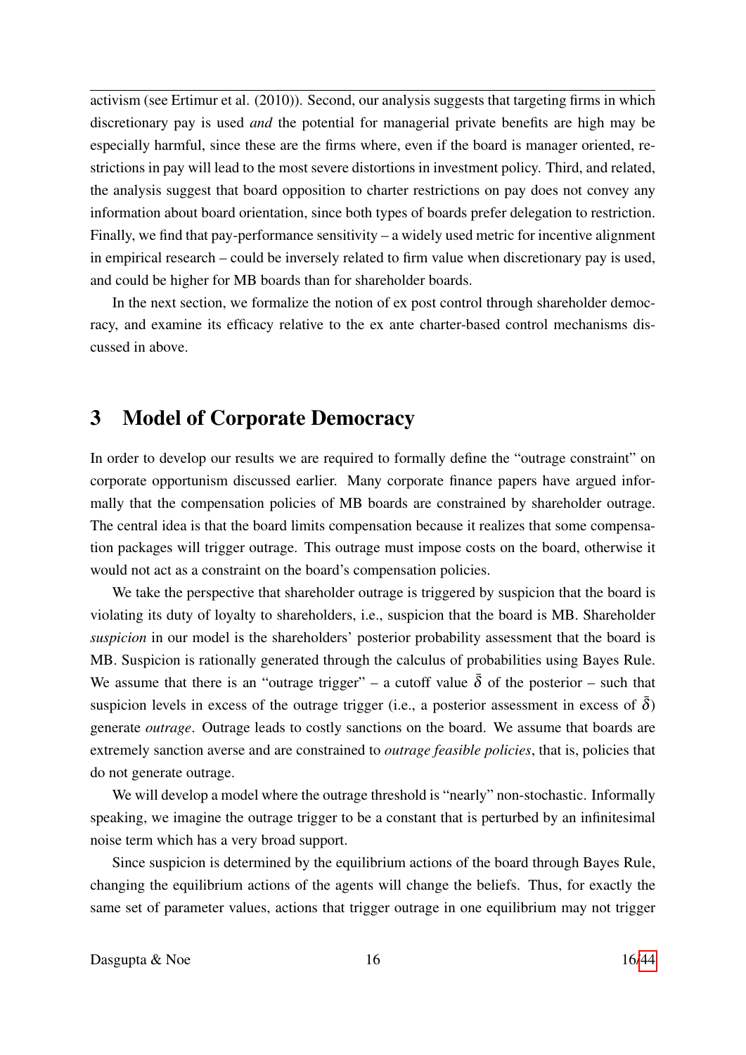activism (see Ertimur et al. (2010)). Second, our analysis suggests that targeting firms in which discretionary pay is used *and* the potential for managerial private benefits are high may be especially harmful, since these are the firms where, even if the board is manager oriented, restrictions in pay will lead to the most severe distortions in investment policy. Third, and related, the analysis suggest that board opposition to charter restrictions on pay does not convey any information about board orientation, since both types of boards prefer delegation to restriction. Finally, we find that pay-performance sensitivity – a widely used metric for incentive alignment in empirical research – could be inversely related to firm value when discretionary pay is used, and could be higher for MB boards than for shareholder boards.

In the next section, we formalize the notion of ex post control through shareholder democracy, and examine its efficacy relative to the ex ante charter-based control mechanisms discussed in above.

# 3 Model of Corporate Democracy

In order to develop our results we are required to formally define the "outrage constraint" on corporate opportunism discussed earlier. Many corporate finance papers have argued informally that the compensation policies of MB boards are constrained by shareholder outrage. The central idea is that the board limits compensation because it realizes that some compensation packages will trigger outrage. This outrage must impose costs on the board, otherwise it would not act as a constraint on the board's compensation policies.

We take the perspective that shareholder outrage is triggered by suspicion that the board is violating its duty of loyalty to shareholders, i.e., suspicion that the board is MB. Shareholder *suspicion* in our model is the shareholders' posterior probability assessment that the board is MB. Suspicion is rationally generated through the calculus of probabilities using Bayes Rule. We assume that there is an "outrage trigger" – a cutoff value $\bar{\delta}$ of the posterior – such that suspicion levels in excess of the outrage trigger (i.e., a posterior assessment in excess of $\bar{\delta}$) generate *outrage*. Outrage leads to costly sanctions on the board. We assume that boards are extremely sanction averse and are constrained to *outrage feasible policies*, that is, policies that do not generate outrage.

We will develop a model where the outrage threshold is "nearly" non-stochastic. Informally speaking, we imagine the outrage trigger to be a constant that is perturbed by an infinitesimal noise term which has a very broad support.

Since suspicion is determined by the equilibrium actions of the board through Bayes Rule, changing the equilibrium actions of the agents will change the beliefs. Thus, for exactly the same set of parameter values, actions that trigger outrage in one equilibrium may not trigger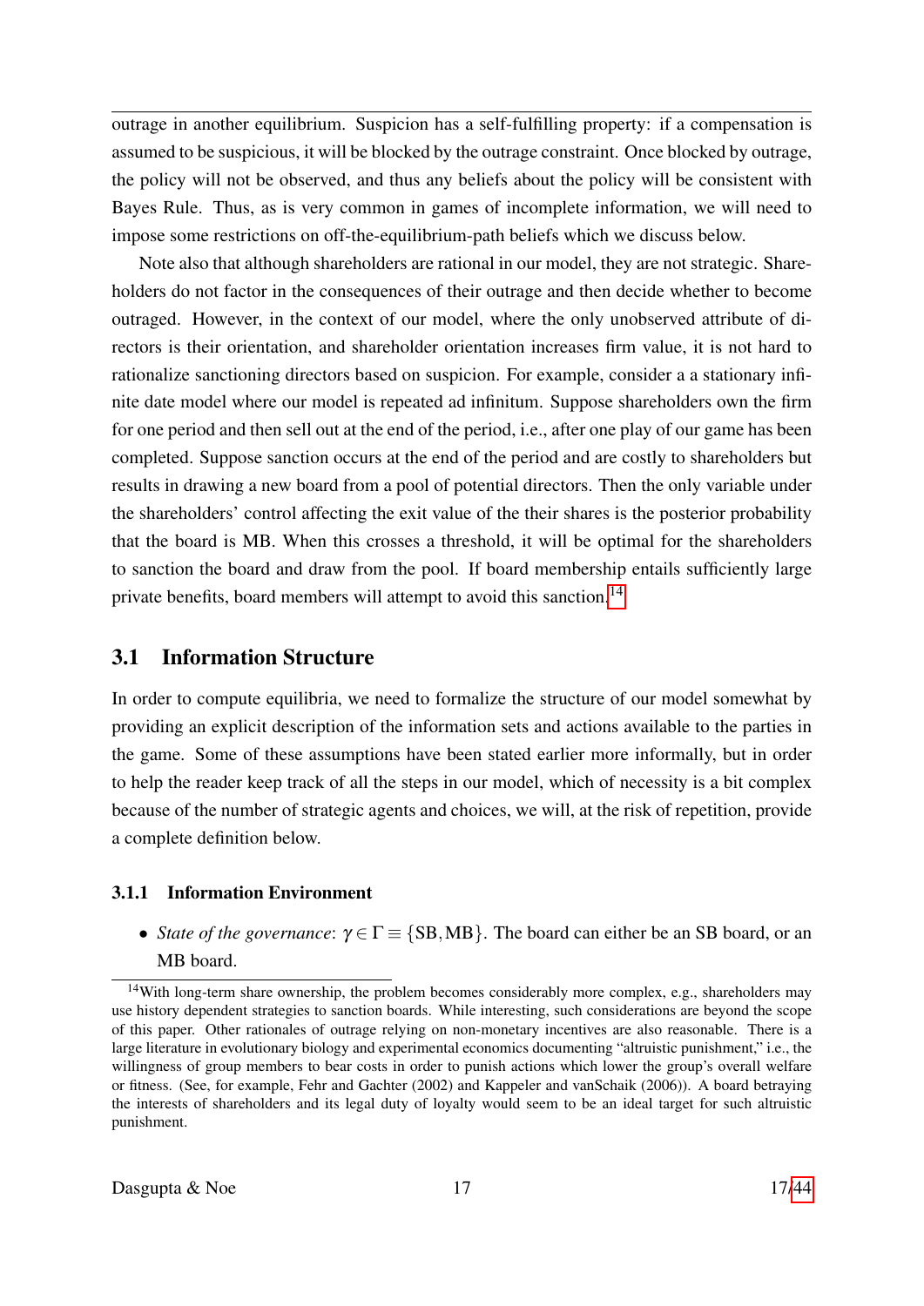outrage in another equilibrium. Suspicion has a self-fulfilling property: if a compensation is assumed to be suspicious, it will be blocked by the outrage constraint. Once blocked by outrage, the policy will not be observed, and thus any beliefs about the policy will be consistent with Bayes Rule. Thus, as is very common in games of incomplete information, we will need to impose some restrictions on off-the-equilibrium-path beliefs which we discuss below.

Note also that although shareholders are rational in our model, they are not strategic. Shareholders do not factor in the consequences of their outrage and then decide whether to become outraged. However, in the context of our model, where the only unobserved attribute of directors is their orientation, and shareholder orientation increases firm value, it is not hard to rationalize sanctioning directors based on suspicion. For example, consider a a stationary infinite date model where our model is repeated ad infinitum. Suppose shareholders own the firm for one period and then sell out at the end of the period, i.e., after one play of our game has been completed. Suppose sanction occurs at the end of the period and are costly to shareholders but results in drawing a new board from a pool of potential directors. Then the only variable under the shareholders' control affecting the exit value of the their shares is the posterior probability that the board is MB. When this crosses a threshold, it will be optimal for the shareholders to sanction the board and draw from the pool. If board membership entails sufficiently large private benefits, board members will attempt to avoid this sanction.[14]

## 3.1 Information Structure

In order to compute equilibria, we need to formalize the structure of our model somewhat by providing an explicit description of the information sets and actions available to the parties in the game. Some of these assumptions have been stated earlier more informally, but in order to help the reader keep track of all the steps in our model, which of necessity is a bit complex because of the number of strategic agents and choices, we will, at the risk of repetition, provide a complete definition below.

### 3.1.1 Information Environment

- *State of the governance*: $\gamma \in \Gamma \equiv \{\text{SB}, \text{MB}\}$. The board can either be an SB board, or an MB board.

[14] With long-term share ownership, the problem becomes considerably more complex, e.g., shareholders may use history dependent strategies to sanction boards. While interesting, such considerations are beyond the scope of this paper. Other rationales of outrage relying on non-monetary incentives are also reasonable. There is a large literature in evolutionary biology and experimental economics documenting "altruistic punishment," i.e., the willingness of group members to bear costs in order to punish actions which lower the group's overall welfare or fitness. (See, for example, Fehr and Gachter (2002) and Kappeler and vanSchaik (2006)). A board betraying the interests of shareholders and its legal duty of loyalty would seem to be an ideal target for such altruistic punishment.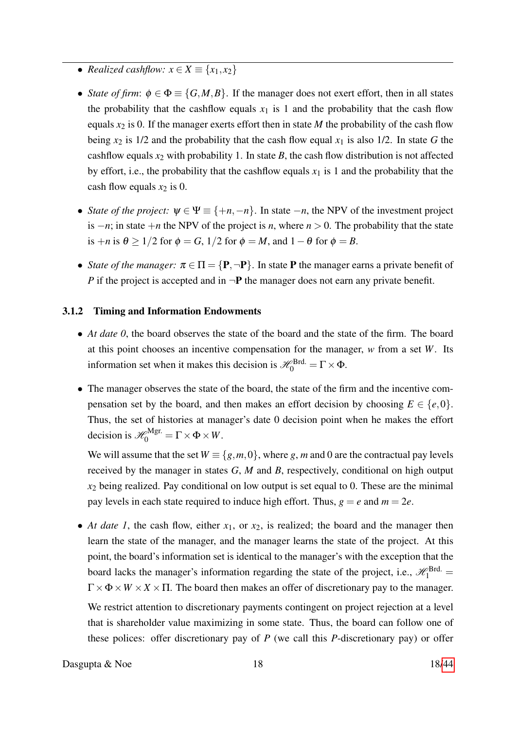- *Realized cashflow:* $x \in X \equiv \{x_1, x_2\}$

- *State of firm*: $\phi \in \Phi \equiv \{G, M, B\}$. If the manager does not exert effort, then in all states the probability that the cashflow equals $x_1$ is 1 and the probability that the cash flow equals $x_2$ is 0. If the manager exerts effort then in state $M$ the probability of the cash flow being $x_2$ is 1/2 and the probability that the cash flow equal $x_1$ is also 1/2. In state $G$ the cashflow equals $x_2$ with probability 1. In state $B$, the cash flow distribution is not affected by effort, i.e., the probability that the cashflow equals $x_1$ is 1 and the probability that the cash flow equals $x_2$ is 0.

- *State of the project:* $\psi \in \Psi \equiv \{+n, -n\}$. In state $-n$, the NPV of the investment project is $-n$; in state $+n$ the NPV of the project is $n$, where $n > 0$. The probability that the state is $+n$ is $\theta \geq 1/2$ for $\phi = G$, $1/2$ for $\phi = M$, and $1 - \theta$ for $\phi = B$.

- *State of the manager:* $\pi \in \Pi = \{\mathbf{P}, \neg\mathbf{P}\}$. In state $\mathbf{P}$ the manager earns a private benefit of $P$ if the project is accepted and in $\neg\mathbf{P}$ the manager does not earn any private benefit.

### 3.1.2 Timing and Information Endowments

- *At date 0*, the board observes the state of the board and the state of the firm. The board at this point chooses an incentive compensation for the manager, $w$ from a set $W$. Its information set when it makes this decision is $\mathscr{H}_0^{\text{Brd.}} = \Gamma \times \Phi$.

- The manager observes the state of the board, the state of the firm and the incentive compensation set by the board, and then makes an effort decision by choosing $E \in \{e, 0\}$. Thus, the set of histories at manager's date 0 decision point when he makes the effort decision is $\mathscr{H}_0^{\text{Mgr.}} = \Gamma \times \Phi \times W$.

  We will assume that the set $W \equiv \{g, m, 0\}$, where $g$, $m$ and 0 are the contractual pay levels received by the manager in states $G$, $M$ and $B$, respectively, conditional on high output $x_2$ being realized. Pay conditional on low output is set equal to 0. These are the minimal pay levels in each state required to induce high effort. Thus, $g = e$ and $m = 2e$.

- *At date 1*, the cash flow, either $x_1$, or $x_2$, is realized; the board and the manager then learn the state of the manager, and the manager learns the state of the project. At this point, the board's information set is identical to the manager's with the exception that the board lacks the manager's information regarding the state of the project, i.e., $\mathscr{H}_1^{\text{Brd.}} = \Gamma \times \Phi \times W \times X \times \Pi$. The board then makes an offer of discretionary pay to the manager.

  We restrict attention to discretionary payments contingent on project rejection at a level that is shareholder value maximizing in some state. Thus, the board can follow one of these polices: offer discretionary pay of $P$ (we call this $P$-discretionary pay) or offer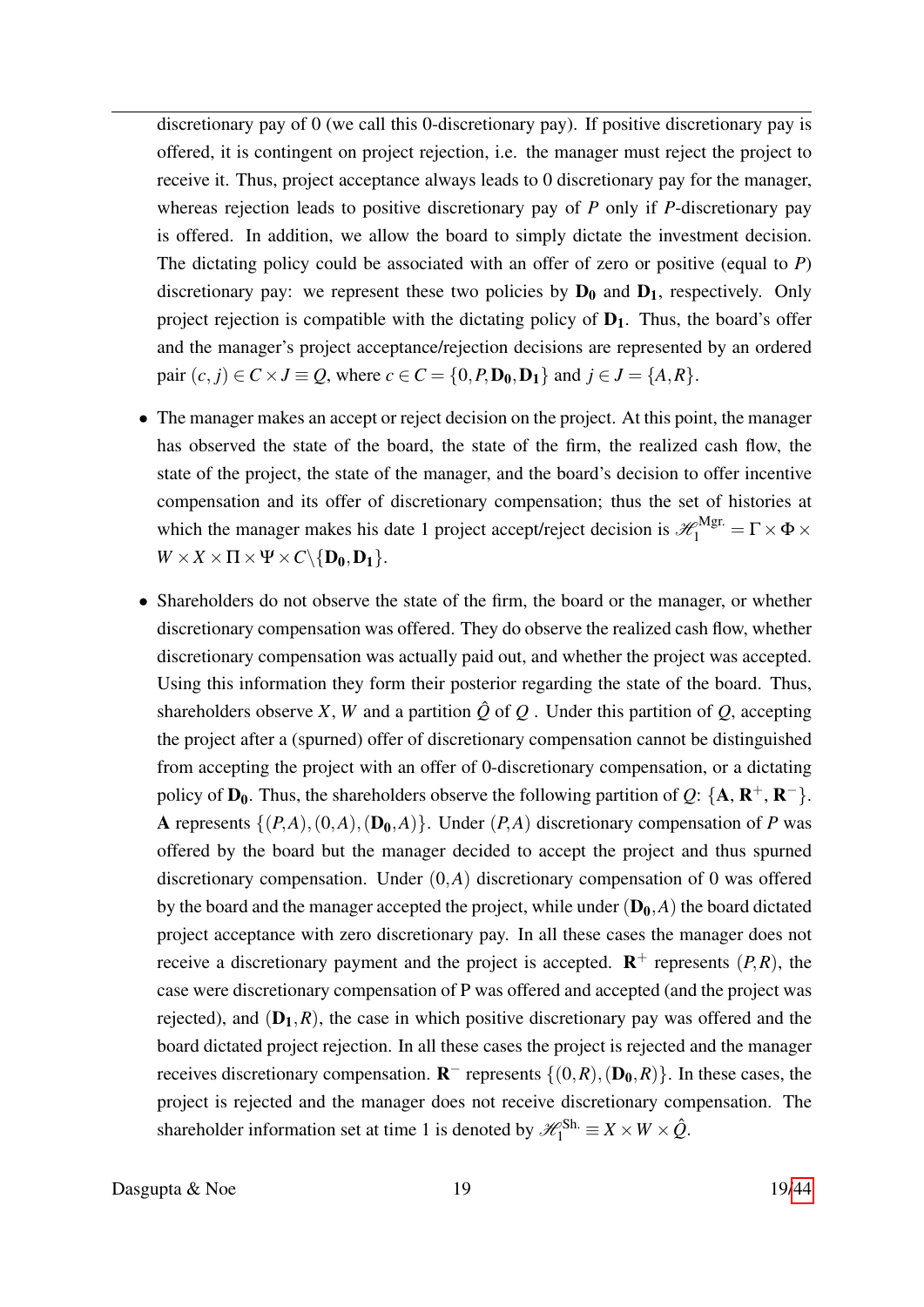discretionary pay of 0 (we call this 0-discretionary pay). If positive discretionary pay is offered, it is contingent on project rejection, i.e. the manager must reject the project to receive it. Thus, project acceptance always leads to 0 discretionary pay for the manager, whereas rejection leads to positive discretionary pay of $P$ only if $P$-discretionary pay is offered. In addition, we allow the board to simply dictate the investment decision. The dictating policy could be associated with an offer of zero or positive (equal to $P$) discretionary pay: we represent these two policies by $\mathbf{D_0}$ and $\mathbf{D_1}$, respectively. Only project rejection is compatible with the dictating policy of $\mathbf{D_1}$. Thus, the board's offer and the manager's project acceptance/rejection decisions are represented by an ordered pair $(c, j) \in C \times J \equiv Q$, where $c \in C = \{0, P, \mathbf{D_0}, \mathbf{D_1}\}$ and $j \in J = \{A, R\}$.

- The manager makes an accept or reject decision on the project. At this point, the manager has observed the state of the board, the state of the firm, the realized cash flow, the state of the project, the state of the manager, and the board's decision to offer incentive compensation and its offer of discretionary compensation; thus the set of histories at which the manager makes his date 1 project accept/reject decision is $\mathscr{H}_1^{\text{Mgr.}} = \Gamma \times \Phi \times W \times X \times \Pi \times \Psi \times C \backslash \{\mathbf{D_0}, \mathbf{D_1}\}$.

- Shareholders do not observe the state of the firm, the board or the manager, or whether discretionary compensation was offered. They do observe the realized cash flow, whether discretionary compensation was actually paid out, and whether the project was accepted. Using this information they form their posterior regarding the state of the board. Thus, shareholders observe $X$, $W$ and a partition $\hat{Q}$ of $Q$ . Under this partition of $Q$, accepting the project after a (spurned) offer of discretionary compensation cannot be distinguished from accepting the project with an offer of 0-discretionary compensation, or a dictating policy of $\mathbf{D_0}$. Thus, the shareholders observe the following partition of $Q$: $\{\mathbf{A}, \mathbf{R}^+, \mathbf{R}^-\}$. $\mathbf{A}$ represents $\{(P,A), (0,A), (\mathbf{D_0},A)\}$. Under $(P,A)$ discretionary compensation of $P$ was offered by the board but the manager decided to accept the project and thus spurned discretionary compensation. Under $(0,A)$ discretionary compensation of 0 was offered by the board and the manager accepted the project, while under $(\mathbf{D_0},A)$ the board dictated project acceptance with zero discretionary pay. In all these cases the manager does not receive a discretionary payment and the project is accepted. $\mathbf{R}^+$ represents $(P,R)$, the case were discretionary compensation of P was offered and accepted (and the project was rejected), and $(\mathbf{D_1},R)$, the case in which positive discretionary pay was offered and the board dictated project rejection. In all these cases the project is rejected and the manager receives discretionary compensation. $\mathbf{R}^-$ represents $\{(0,R), (\mathbf{D_0},R)\}$. In these cases, the project is rejected and the manager does not receive discretionary compensation. The shareholder information set at time 1 is denoted by $\mathscr{H}_1^{\text{Sh.}} \equiv X \times W \times \hat{Q}$.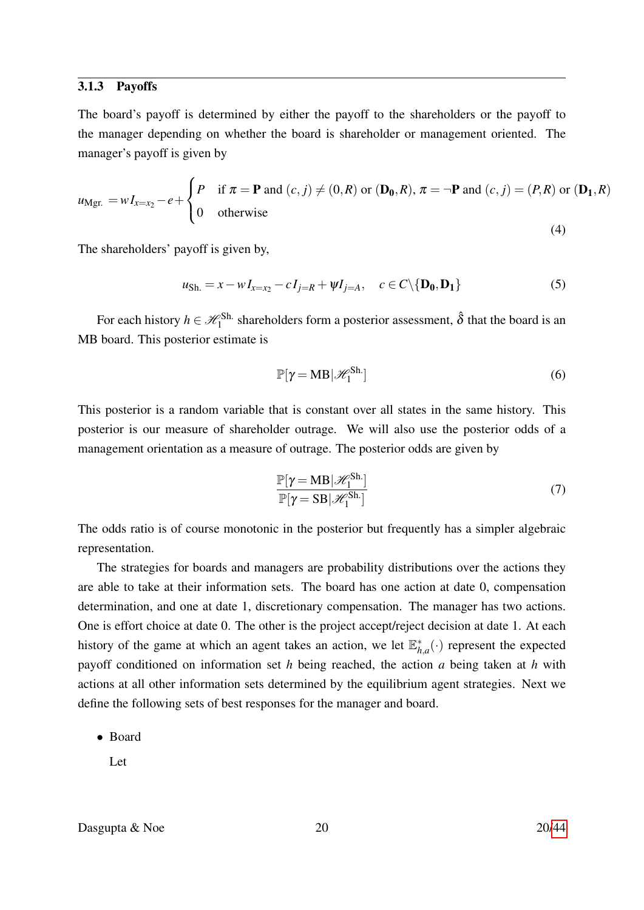### 3.1.3 Payoffs

The board's payoff is determined by either the payoff to the shareholders or the payoff to the manager depending on whether the board is shareholder or management oriented. The manager's payoff is given by

$$u_{\text{Mgr.}} = wI_{x=x_2} - e + \begin{cases} P & \text{if } \pi = \mathbf{P} \text{ and } (c,j) \neq (0,R) \text{ or } (\mathbf{D_0},R),\ \pi = \neg\mathbf{P} \text{ and } (c,j) = (P,R) \text{ or } (\mathbf{D_1},R) \\ 0 & \text{otherwise} \end{cases} \tag{4}$$

The shareholders' payoff is given by,

$$u_{\text{Sh.}} = x - wI_{x=x_2} - cI_{j=R} + \psi I_{j=A}, \quad c \in C \backslash \{\mathbf{D_0}, \mathbf{D_1}\} \tag{5}$$

For each history $h \in \mathscr{H}_1^{\text{Sh.}}$ shareholders form a posterior assessment, $\hat{\delta}$ that the board is an MB board. This posterior estimate is

$$\mathbb{P}[\gamma = \text{MB} | \mathscr{H}_1^{\text{Sh.}}] \tag{6}$$

This posterior is a random variable that is constant over all states in the same history. This posterior is our measure of shareholder outrage. We will also use the posterior odds of a management orientation as a measure of outrage. The posterior odds are given by

$$\frac{\mathbb{P}[\gamma = \text{MB} | \mathscr{H}_1^{\text{Sh.}}]}{\mathbb{P}[\gamma = \text{SB} | \mathscr{H}_1^{\text{Sh.}}]} \tag{7}$$

The odds ratio is of course monotonic in the posterior but frequently has a simpler algebraic representation.

The strategies for boards and managers are probability distributions over the actions they are able to take at their information sets. The board has one action at date 0, compensation determination, and one at date 1, discretionary compensation. The manager has two actions. One is effort choice at date 0. The other is the project accept/reject decision at date 1. At each history of the game at which an agent takes an action, we let $\mathbb{E}^*_{h,a}(\cdot)$ represent the expected payoff conditioned on information set $h$ being reached, the action $a$ being taken at $h$ with actions at all other information sets determined by the equilibrium agent strategies. Next we define the following sets of best responses for the manager and board.

- Board

  Let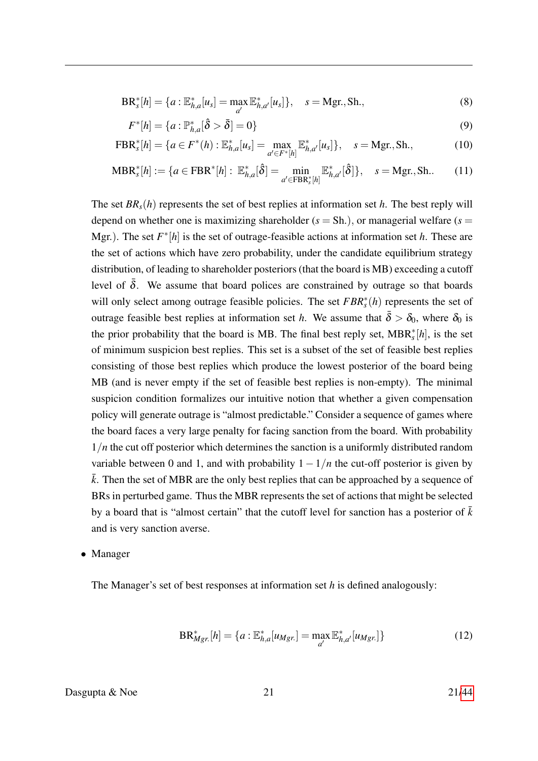$$\text{BR}^*_s[h] = \{a : \mathbb{E}^*_{h,a}[u_s] = \max_{a'} \mathbb{E}^*_{h,a'}[u_s]\}, \quad s = \text{Mgr.}, \text{Sh.}, \tag{8}$$

$$F^*[h] = \{a : \mathbb{P}^*_{h,a}[\hat{\delta} > \bar{\delta}] = 0\} \tag{9}$$

$$\text{FBR}^*_s[h] = \{a \in F^*(h) : \mathbb{E}^*_{h,a}[u_s] = \max_{a' \in F^*[h]} \mathbb{E}^*_{h,a'}[u_s]\}, \quad s = \text{Mgr.}, \text{Sh.}, \tag{10}$$

$$\text{MBR}^*_s[h] := \{a \in \text{FBR}^*[h] : \ \mathbb{E}^*_{h,a}[\hat{\delta}] = \min_{a' \in \text{FBR}^*_s[h]} \mathbb{E}^*_{h,a'}[\hat{\delta}]\}, \quad s = \text{Mgr.}, \text{Sh.}. \tag{11}$$

The set $BR_s(h)$ represents the set of best replies at information set $h$. The best reply will depend on whether one is maximizing shareholder ($s = \text{Sh.}$), or managerial welfare ($s = \text{Mgr.}$). The set $F^*[h]$ is the set of outrage-feasible actions at information set $h$. These are the set of actions which have zero probability, under the candidate equilibrium strategy distribution, of leading to shareholder posteriors (that the board is MB) exceeding a cutoff level of $\bar{\delta}$. We assume that board polices are constrained by outrage so that boards will only select among outrage feasible policies. The set $FBR^*_s(h)$ represents the set of outrage feasible best replies at information set $h$. We assume that $\bar{\delta} > \delta_0$, where $\delta_0$ is the prior probability that the board is MB. The final best reply set, $\text{MBR}^*_s[h]$, is the set of minimum suspicion best replies. This set is a subset of the set of feasible best replies consisting of those best replies which produce the lowest posterior of the board being MB (and is never empty if the set of feasible best replies is non-empty). The minimal suspicion condition formalizes our intuitive notion that whether a given compensation policy will generate outrage is "almost predictable." Consider a sequence of games where the board faces a very large penalty for facing sanction from the board. With probability $1/n$ the cut off posterior which determines the sanction is a uniformly distributed random variable between 0 and 1, and with probability $1 - 1/n$ the cut-off posterior is given by $\bar{k}$. Then the set of MBR are the only best replies that can be approached by a sequence of BRs in perturbed game. Thus the MBR represents the set of actions that might be selected by a board that is "almost certain" that the cutoff level for sanction has a posterior of $\bar{k}$ and is very sanction averse.

- Manager

The Manager's set of best responses at information set $h$ is defined analogously:

$$\text{BR}^*_{Mgr.}[h] = \{a : \mathbb{E}^*_{h,a}[u_{Mgr.}] = \max_{a'} \mathbb{E}^*_{h,a'}[u_{Mgr.}]\} \tag{12}$$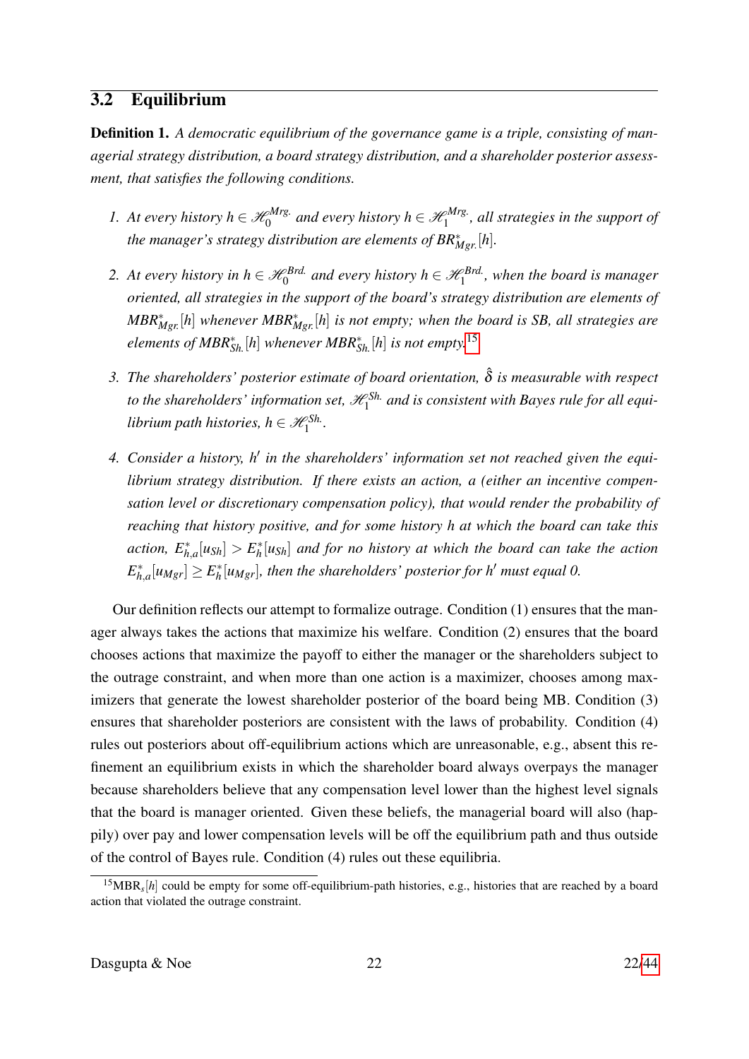## 3.2 Equilibrium

**Definition 1.** *A democratic equilibrium of the governance game is a triple, consisting of managerial strategy distribution, a board strategy distribution, and a shareholder posterior assessment, that satisfies the following conditions.*

1. *At every history $h \in \mathscr{H}_0^{Mrg.}$ and every history $h \in \mathscr{H}_1^{Mrg.}$, all strategies in the support of the manager's strategy distribution are elements of $BR^*_{Mgr.}[h]$.*

2. *At every history in $h \in \mathscr{H}_0^{Brd.}$ and every history $h \in \mathscr{H}_1^{Brd.}$, when the board is manager oriented, all strategies in the support of the board's strategy distribution are elements of $MBR^*_{Mgr.}[h]$ whenever $MBR^*_{Mgr.}[h]$ is not empty; when the board is SB, all strategies are elements of $MBR^*_{Sh.}[h]$ whenever $MBR^*_{Sh.}[h]$ is not empty.*[15]

3. *The shareholders' posterior estimate of board orientation, $\hat{\delta}$ is measurable with respect to the shareholders' information set, $\mathscr{H}_1^{Sh.}$ and is consistent with Bayes rule for all equilibrium path histories, $h \in \mathscr{H}_1^{Sh.}$.*

4. *Consider a history, $h'$ in the shareholders' information set not reached given the equilibrium strategy distribution. If there exists an action, $a$ (either an incentive compensation level or discretionary compensation policy), that would render the probability of reaching that history positive, and for some history $h$ at which the board can take this action, $E^*_{h,a}[u_{Sh}] > E^*_h[u_{Sh}]$ and for no history at which the board can take the action $E^*_{h,a}[u_{Mgr}] \geq E^*_h[u_{Mgr}]$, then the shareholders' posterior for $h'$ must equal 0.*

Our definition reflects our attempt to formalize outrage. Condition (1) ensures that the manager always takes the actions that maximize his welfare. Condition (2) ensures that the board chooses actions that maximize the payoff to either the manager or the shareholders subject to the outrage constraint, and when more than one action is a maximizer, chooses among maximizers that generate the lowest shareholder posterior of the board being MB. Condition (3) ensures that shareholder posteriors are consistent with the laws of probability. Condition (4) rules out posteriors about off-equilibrium actions which are unreasonable, e.g., absent this refinement an equilibrium exists in which the shareholder board always overpays the manager because shareholders believe that any compensation level lower than the highest level signals that the board is manager oriented. Given these beliefs, the managerial board will also (happily) over pay and lower compensation levels will be off the equilibrium path and thus outside of the control of Bayes rule. Condition (4) rules out these equilibria.

[15] $MBR_s[h]$ could be empty for some off-equilibrium-path histories, e.g., histories that are reached by a board action that violated the outrage constraint.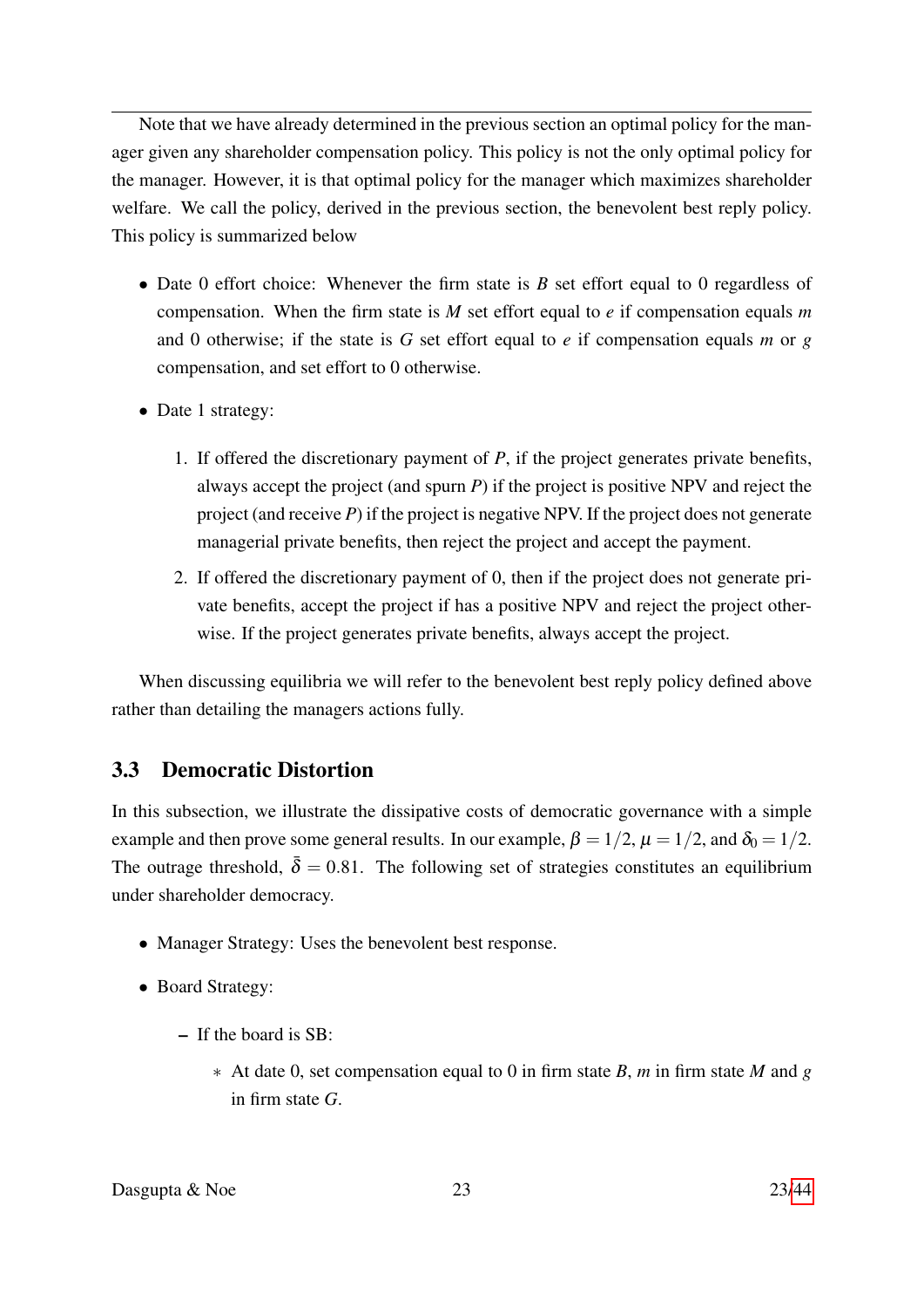Note that we have already determined in the previous section an optimal policy for the manager given any shareholder compensation policy. This policy is not the only optimal policy for the manager. However, it is that optimal policy for the manager which maximizes shareholder welfare. We call the policy, derived in the previous section, the benevolent best reply policy. This policy is summarized below

- Date 0 effort choice: Whenever the firm state is $B$ set effort equal to 0 regardless of compensation. When the firm state is $M$ set effort equal to $e$ if compensation equals $m$ and 0 otherwise; if the state is $G$ set effort equal to $e$ if compensation equals $m$ or $g$ compensation, and set effort to 0 otherwise.
- Date 1 strategy:
  1. If offered the discretionary payment of $P$, if the project generates private benefits, always accept the project (and spurn $P$) if the project is positive NPV and reject the project (and receive $P$) if the project is negative NPV. If the project does not generate managerial private benefits, then reject the project and accept the payment.
  2. If offered the discretionary payment of 0, then if the project does not generate private benefits, accept the project if has a positive NPV and reject the project otherwise. If the project generates private benefits, always accept the project.

When discussing equilibria we will refer to the benevolent best reply policy defined above rather than detailing the managers actions fully.

## 3.3 Democratic Distortion

In this subsection, we illustrate the dissipative costs of democratic governance with a simple example and then prove some general results. In our example, $\beta = 1/2$, $\mu = 1/2$, and $\delta_0 = 1/2$. The outrage threshold, $\bar{\delta} = 0.81$. The following set of strategies constitutes an equilibrium under shareholder democracy.

- Manager Strategy: Uses the benevolent best response.
- Board Strategy:
  - If the board is SB:
    - At date 0, set compensation equal to 0 in firm state $B$, $m$ in firm state $M$ and $g$ in firm state $G$.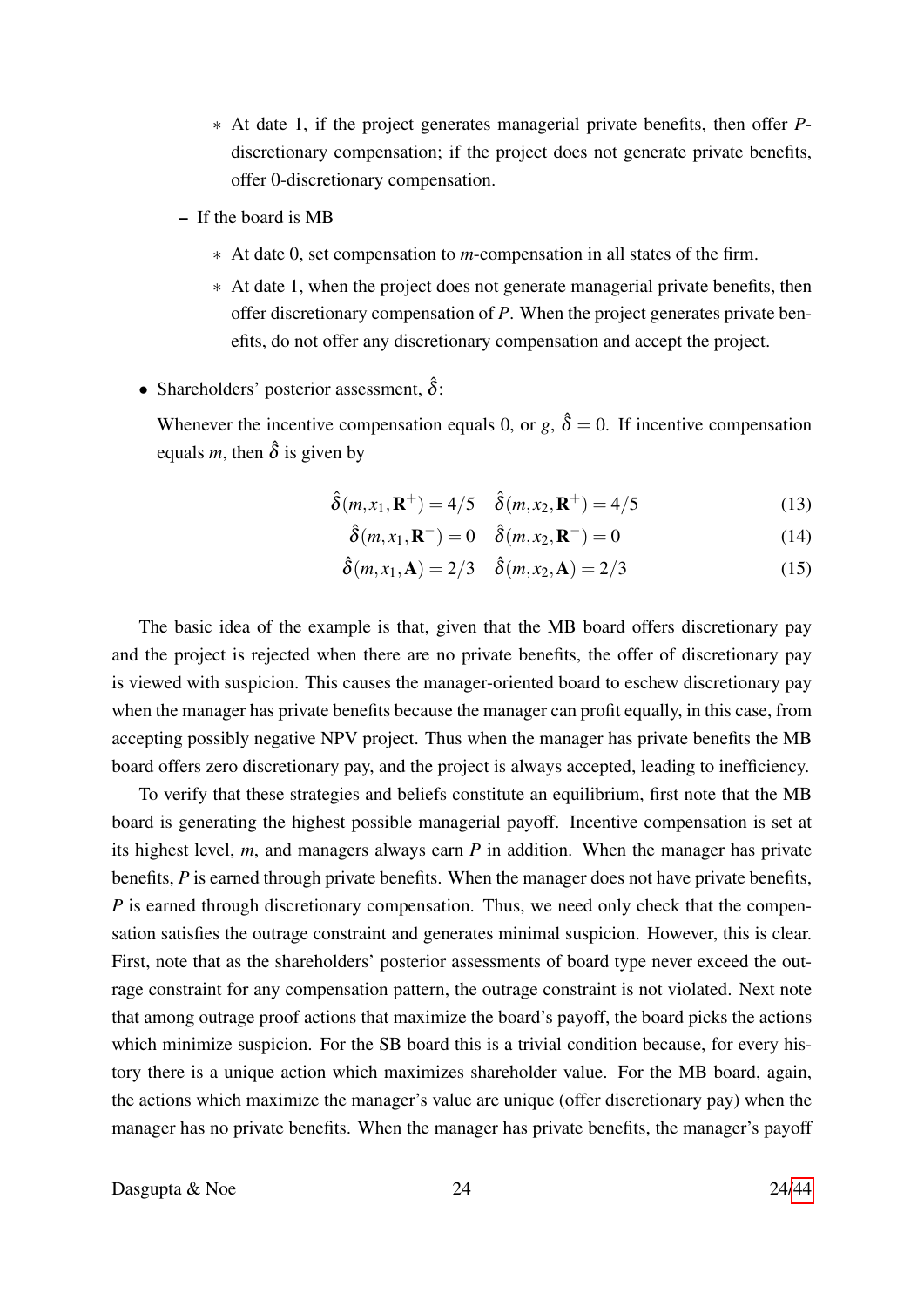- At date 1, if the project generates managerial private benefits, then offer $P$-discretionary compensation; if the project does not generate private benefits, offer 0-discretionary compensation.

  - If the board is MB
    - At date 0, set compensation to $m$-compensation in all states of the firm.
    - At date 1, when the project does not generate managerial private benefits, then offer discretionary compensation of $P$. When the project generates private benefits, do not offer any discretionary compensation and accept the project.

- Shareholders' posterior assessment, $\hat{\delta}$:

  Whenever the incentive compensation equals 0, or $g$, $\hat{\delta} = 0$. If incentive compensation equals $m$, then $\hat{\delta}$ is given by

$$\hat{\delta}(m, x_1, \mathbf{R}^+) = 4/5 \quad \hat{\delta}(m, x_2, \mathbf{R}^+) = 4/5 \tag{13}$$

$$\hat{\delta}(m, x_1, \mathbf{R}^-) = 0 \quad \hat{\delta}(m, x_2, \mathbf{R}^-) = 0 \tag{14}$$

$$\hat{\delta}(m, x_1, \mathbf{A}) = 2/3 \quad \hat{\delta}(m, x_2, \mathbf{A}) = 2/3 \tag{15}$$

The basic idea of the example is that, given that the MB board offers discretionary pay and the project is rejected when there are no private benefits, the offer of discretionary pay is viewed with suspicion. This causes the manager-oriented board to eschew discretionary pay when the manager has private benefits because the manager can profit equally, in this case, from accepting possibly negative NPV project. Thus when the manager has private benefits the MB board offers zero discretionary pay, and the project is always accepted, leading to inefficiency.

To verify that these strategies and beliefs constitute an equilibrium, first note that the MB board is generating the highest possible managerial payoff. Incentive compensation is set at its highest level, $m$, and managers always earn $P$ in addition. When the manager has private benefits, $P$ is earned through private benefits. When the manager does not have private benefits, $P$ is earned through discretionary compensation. Thus, we need only check that the compensation satisfies the outrage constraint and generates minimal suspicion. However, this is clear. First, note that as the shareholders' posterior assessments of board type never exceed the outrage constraint for any compensation pattern, the outrage constraint is not violated. Next note that among outrage proof actions that maximize the board's payoff, the board picks the actions which minimize suspicion. For the SB board this is a trivial condition because, for every history there is a unique action which maximizes shareholder value. For the MB board, again, the actions which maximize the manager's value are unique (offer discretionary pay) when the manager has no private benefits. When the manager has private benefits, the manager's payoff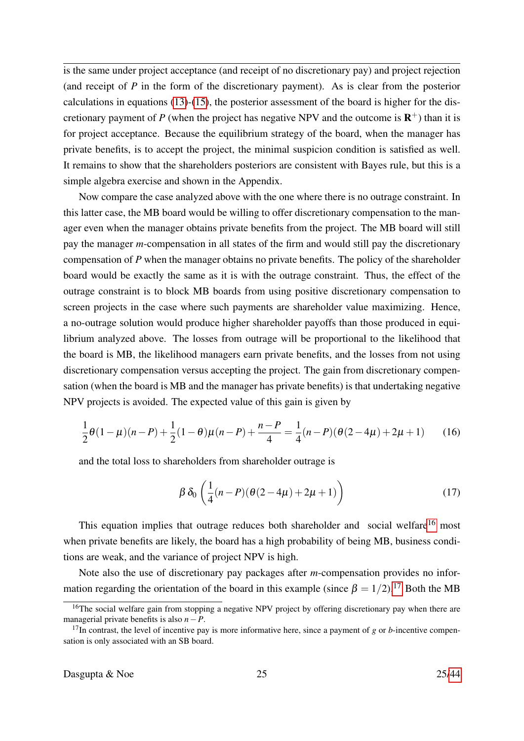is the same under project acceptance (and receipt of no discretionary pay) and project rejection (and receipt of $P$ in the form of the discretionary payment). As is clear from the posterior calculations in equations (13)-(15), the posterior assessment of the board is higher for the discretionary payment of $P$ (when the project has negative NPV and the outcome is $\mathbf{R}^+$) than it is for project acceptance. Because the equilibrium strategy of the board, when the manager has private benefits, is to accept the project, the minimal suspicion condition is satisfied as well. It remains to show that the shareholders posteriors are consistent with Bayes rule, but this is a simple algebra exercise and shown in the Appendix.

Now compare the case analyzed above with the one where there is no outrage constraint. In this latter case, the MB board would be willing to offer discretionary compensation to the manager even when the manager obtains private benefits from the project. The MB board will still pay the manager $m$-compensation in all states of the firm and would still pay the discretionary compensation of $P$ when the manager obtains no private benefits. The policy of the shareholder board would be exactly the same as it is with the outrage constraint. Thus, the effect of the outrage constraint is to block MB boards from using positive discretionary compensation to screen projects in the case where such payments are shareholder value maximizing. Hence, a no-outrage solution would produce higher shareholder payoffs than those produced in equilibrium analyzed above. The losses from outrage will be proportional to the likelihood that the board is MB, the likelihood managers earn private benefits, and the losses from not using discretionary compensation versus accepting the project. The gain from discretionary compensation (when the board is MB and the manager has private benefits) is that undertaking negative NPV projects is avoided. The expected value of this gain is given by

$$\frac{1}{2}\theta(1-\mu)(n-P)+\frac{1}{2}(1-\theta)\mu(n-P)+\frac{n-P}{4}=\frac{1}{4}(n-P)(\theta(2-4\mu)+2\mu+1) \tag{16}$$

and the total loss to shareholders from shareholder outrage is

$$\beta\,\delta_0\left(\frac{1}{4}(n-P)(\theta(2-4\mu)+2\mu+1)\right) \tag{17}$$

This equation implies that outrage reduces both shareholder and social welfare[16] most when private benefits are likely, the board has a high probability of being MB, business conditions are weak, and the variance of project NPV is high.

Note also the use of discretionary pay packages after $m$-compensation provides no information regarding the orientation of the board in this example (since $\beta = 1/2$).[17] Both the MB

[16] The social welfare gain from stopping a negative NPV project by offering discretionary pay when there are managerial private benefits is also $n-P$.

[17] In contrast, the level of incentive pay is more informative here, since a payment of $g$ or $b$-incentive compensation is only associated with an SB board.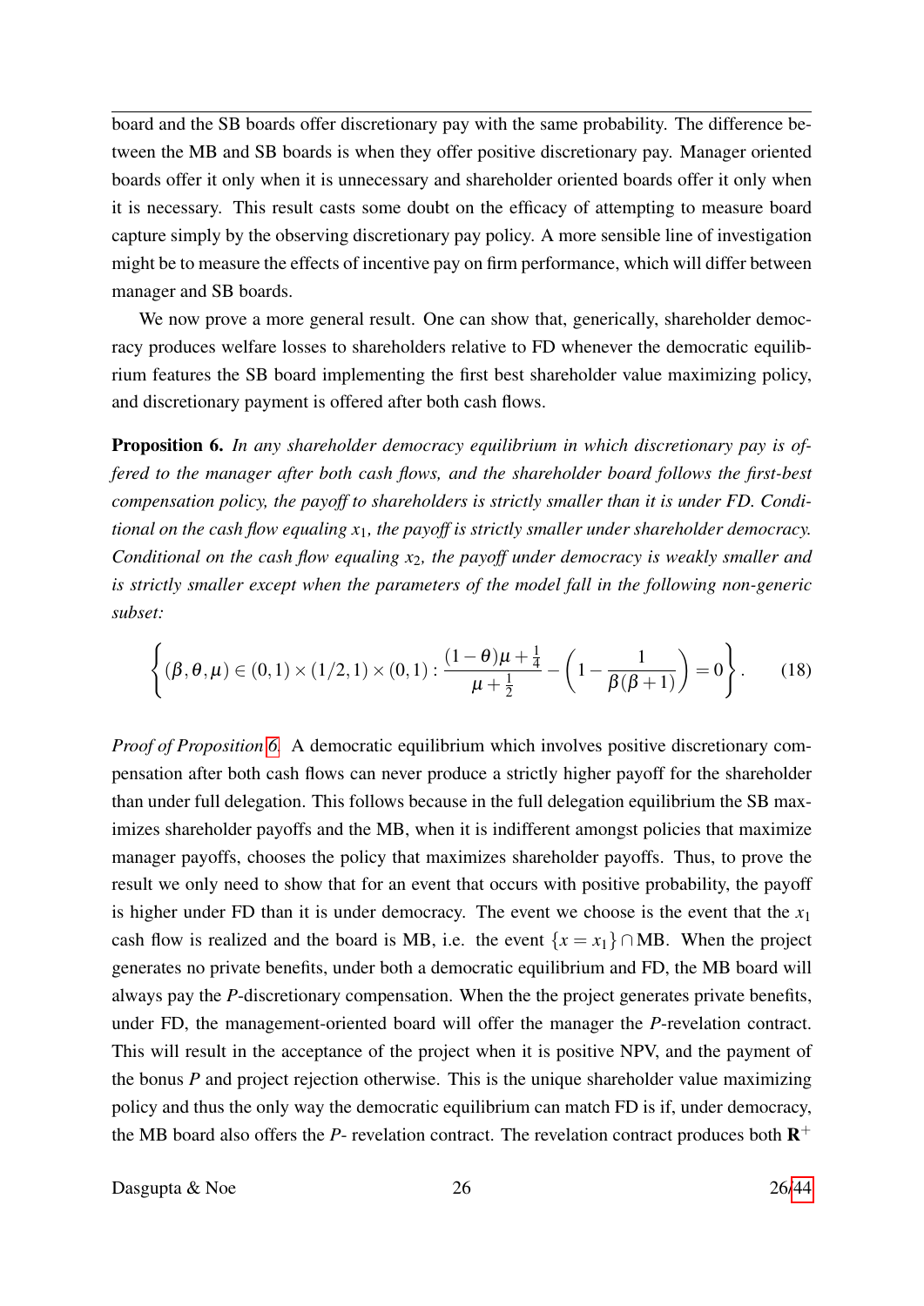board and the SB boards offer discretionary pay with the same probability. The difference between the MB and SB boards is when they offer positive discretionary pay. Manager oriented boards offer it only when it is unnecessary and shareholder oriented boards offer it only when it is necessary. This result casts some doubt on the efficacy of attempting to measure board capture simply by the observing discretionary pay policy. A more sensible line of investigation might be to measure the effects of incentive pay on firm performance, which will differ between manager and SB boards.

We now prove a more general result. One can show that, generically, shareholder democracy produces welfare losses to shareholders relative to FD whenever the democratic equilibrium features the SB board implementing the first best shareholder value maximizing policy, and discretionary payment is offered after both cash flows.

**Proposition 6.** *In any shareholder democracy equilibrium in which discretionary pay is offered to the manager after both cash flows, and the shareholder board follows the first-best compensation policy, the payoff to shareholders is strictly smaller than it is under FD. Conditional on the cash flow equaling $x_1$, the payoff is strictly smaller under shareholder democracy. Conditional on the cash flow equaling $x_2$, the payoff under democracy is weakly smaller and is strictly smaller except when the parameters of the model fall in the following non-generic subset:*

$$\left\{(\beta,\theta,\mu)\in(0,1)\times(1/2,1)\times(0,1):\frac{(1-\theta)\mu+\frac{1}{4}}{\mu+\frac{1}{2}}-\left(1-\frac{1}{\beta(\beta+1)}\right)=0\right\}. \tag{18}$$

*Proof of Proposition 6.* A democratic equilibrium which involves positive discretionary compensation after both cash flows can never produce a strictly higher payoff for the shareholder than under full delegation. This follows because in the full delegation equilibrium the SB maximizes shareholder payoffs and the MB, when it is indifferent amongst policies that maximize manager payoffs, chooses the policy that maximizes shareholder payoffs. Thus, to prove the result we only need to show that for an event that occurs with positive probability, the payoff is higher under FD than it is under democracy. The event we choose is the event that the $x_1$ cash flow is realized and the board is MB, i.e. the event $\{x=x_1\}\cap\text{MB}$. When the project generates no private benefits, under both a democratic equilibrium and FD, the MB board will always pay the $P$-discretionary compensation. When the the project generates private benefits, under FD, the management-oriented board will offer the manager the $P$-revelation contract. This will result in the acceptance of the project when it is positive NPV, and the payment of the bonus $P$ and project rejection otherwise. This is the unique shareholder value maximizing policy and thus the only way the democratic equilibrium can match FD is if, under democracy, the MB board also offers the $P$- revelation contract. The revelation contract produces both $\mathbf{R}^+$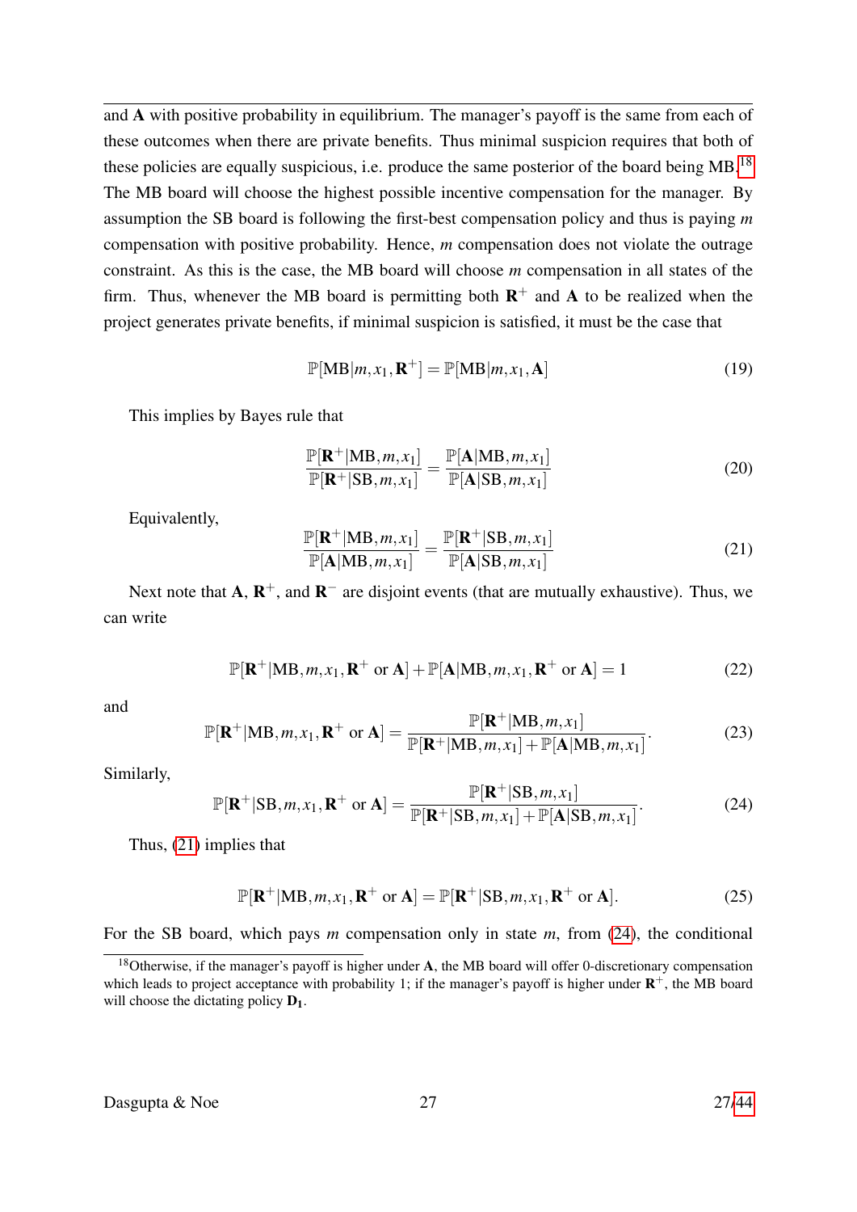and $\mathbf{A}$ with positive probability in equilibrium. The manager's payoff is the same from each of these outcomes when there are private benefits. Thus minimal suspicion requires that both of these policies are equally suspicious, i.e. produce the same posterior of the board being MB.[18] The MB board will choose the highest possible incentive compensation for the manager. By assumption the SB board is following the first-best compensation policy and thus is paying $m$ compensation with positive probability. Hence, $m$ compensation does not violate the outrage constraint. As this is the case, the MB board will choose $m$ compensation in all states of the firm. Thus, whenever the MB board is permitting both $\mathbf{R}^+$ and $\mathbf{A}$ to be realized when the project generates private benefits, if minimal suspicion is satisfied, it must be the case that

$$\mathbb{P}[\text{MB}|m, x_1, \mathbf{R}^+] = \mathbb{P}[\text{MB}|m, x_1, \mathbf{A}] \tag{19}$$

This implies by Bayes rule that

$$\frac{\mathbb{P}[\mathbf{R}^+|\text{MB}, m, x_1]}{\mathbb{P}[\mathbf{R}^+|\text{SB}, m, x_1]} = \frac{\mathbb{P}[\mathbf{A}|\text{MB}, m, x_1]}{\mathbb{P}[\mathbf{A}|\text{SB}, m, x_1]} \tag{20}$$

Equivalently,

$$\frac{\mathbb{P}[\mathbf{R}^+|\text{MB}, m, x_1]}{\mathbb{P}[\mathbf{A}|\text{MB}, m, x_1]} = \frac{\mathbb{P}[\mathbf{R}^+|\text{SB}, m, x_1]}{\mathbb{P}[\mathbf{A}|\text{SB}, m, x_1]} \tag{21}$$

Next note that $\mathbf{A}$, $\mathbf{R}^+$, and $\mathbf{R}^-$ are disjoint events (that are mutually exhaustive). Thus, we can write

$$\mathbb{P}[\mathbf{R}^+|\text{MB}, m, x_1, \mathbf{R}^+ \text{ or } \mathbf{A}] + \mathbb{P}[\mathbf{A}|\text{MB}, m, x_1, \mathbf{R}^+ \text{ or } \mathbf{A}] = 1 \tag{22}$$

and

$$\mathbb{P}[\mathbf{R}^+|\text{MB}, m, x_1, \mathbf{R}^+ \text{ or } \mathbf{A}] = \frac{\mathbb{P}[\mathbf{R}^+|\text{MB}, m, x_1]}{\mathbb{P}[\mathbf{R}^+|\text{MB}, m, x_1] + \mathbb{P}[\mathbf{A}|\text{MB}, m, x_1]}. \tag{23}$$

Similarly,

$$\mathbb{P}[\mathbf{R}^+|\text{SB}, m, x_1, \mathbf{R}^+ \text{ or } \mathbf{A}] = \frac{\mathbb{P}[\mathbf{R}^+|\text{SB}, m, x_1]}{\mathbb{P}[\mathbf{R}^+|\text{SB}, m, x_1] + \mathbb{P}[\mathbf{A}|\text{SB}, m, x_1]}. \tag{24}$$

Thus, (21) implies that

$$\mathbb{P}[\mathbf{R}^+|\text{MB}, m, x_1, \mathbf{R}^+ \text{ or } \mathbf{A}] = \mathbb{P}[\mathbf{R}^+|\text{SB}, m, x_1, \mathbf{R}^+ \text{ or } \mathbf{A}]. \tag{25}$$

For the SB board, which pays $m$ compensation only in state $m$, from (24), the conditional

[18] Otherwise, if the manager's payoff is higher under $\mathbf{A}$, the MB board will offer 0-discretionary compensation which leads to project acceptance with probability 1; if the manager's payoff is higher under $\mathbf{R}^+$, the MB board will choose the dictating policy $\mathbf{D_1}$.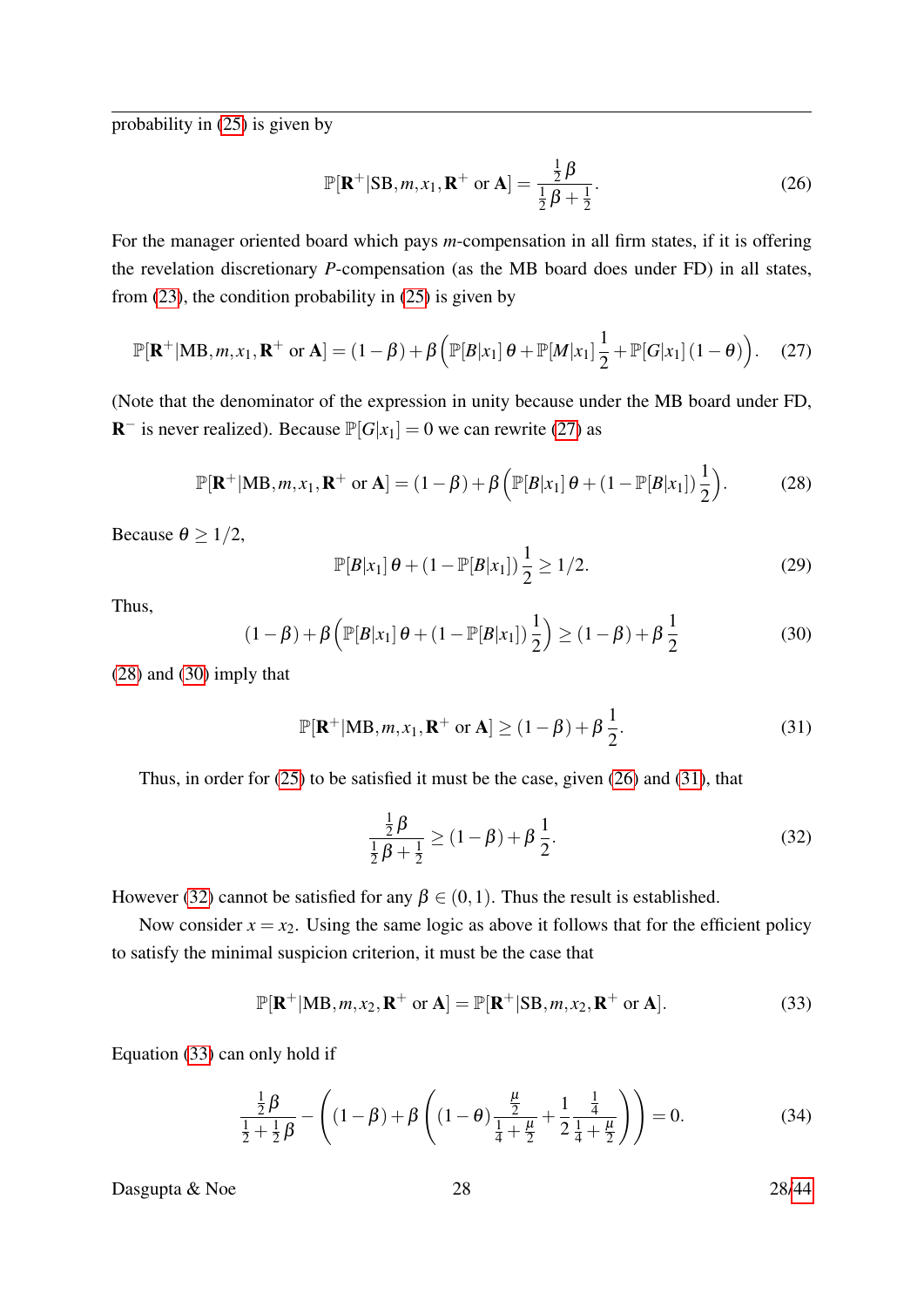probability in (25) is given by

$$\mathbb{P}[\mathbf{R}^+|\text{SB}, m, x_1, \mathbf{R}^+ \text{ or } \mathbf{A}] = \frac{\frac{1}{2}\beta}{\frac{1}{2}\beta + \frac{1}{2}}. \tag{26}$$

For the manager oriented board which pays $m$-compensation in all firm states, if it is offering the revelation discretionary $P$-compensation (as the MB board does under FD) in all states, from (23), the condition probability in (25) is given by

$$\mathbb{P}[\mathbf{R}^+|\text{MB}, m, x_1, \mathbf{R}^+ \text{ or } \mathbf{A}] = (1-\beta) + \beta\left(\mathbb{P}[B|x_1]\,\theta + \mathbb{P}[M|x_1]\,\frac{1}{2} + \mathbb{P}[G|x_1]\,(1-\theta)\right). \tag{27}$$

(Note that the denominator of the expression in unity because under the MB board under FD, $\mathbf{R}^-$ is never realized). Because $\mathbb{P}[G|x_1] = 0$ we can rewrite (27) as

$$\mathbb{P}[\mathbf{R}^+|\text{MB}, m, x_1, \mathbf{R}^+ \text{ or } \mathbf{A}] = (1-\beta) + \beta\left(\mathbb{P}[B|x_1]\,\theta + (1-\mathbb{P}[B|x_1])\,\frac{1}{2}\right). \tag{28}$$

Because $\theta \geq 1/2$,

$$\mathbb{P}[B|x_1]\,\theta + (1-\mathbb{P}[B|x_1])\,\frac{1}{2} \geq 1/2. \tag{29}$$

Thus,

$$(1-\beta) + \beta\left(\mathbb{P}[B|x_1]\,\theta + (1-\mathbb{P}[B|x_1])\,\frac{1}{2}\right) \geq (1-\beta) + \beta\,\frac{1}{2} \tag{30}$$

(28) and (30) imply that

$$\mathbb{P}[\mathbf{R}^+|\text{MB}, m, x_1, \mathbf{R}^+ \text{ or } \mathbf{A}] \geq (1-\beta) + \beta\,\frac{1}{2}. \tag{31}$$

Thus, in order for (25) to be satisfied it must be the case, given (26) and (31), that

$$\frac{\frac{1}{2}\beta}{\frac{1}{2}\beta + \frac{1}{2}} \geq (1-\beta) + \beta\,\frac{1}{2}. \tag{32}$$

However (32) cannot be satisfied for any $\beta \in (0,1)$. Thus the result is established.

Now consider $x = x_2$. Using the same logic as above it follows that for the efficient policy to satisfy the minimal suspicion criterion, it must be the case that

$$\mathbb{P}[\mathbf{R}^+|\text{MB}, m, x_2, \mathbf{R}^+ \text{ or } \mathbf{A}] = \mathbb{P}[\mathbf{R}^+|\text{SB}, m, x_2, \mathbf{R}^+ \text{ or } \mathbf{A}]. \tag{33}$$

Equation (33) can only hold if

$$\frac{\frac{1}{2}\beta}{\frac{1}{2} + \frac{1}{2}\beta} - \left((1-\beta) + \beta\left((1-\theta)\,\frac{\frac{\mu}{2}}{\frac{1}{4} + \frac{\mu}{2}} + \frac{1}{2}\,\frac{\frac{1}{4}}{\frac{1}{4} + \frac{\mu}{2}}\right)\right) = 0. \tag{34}$$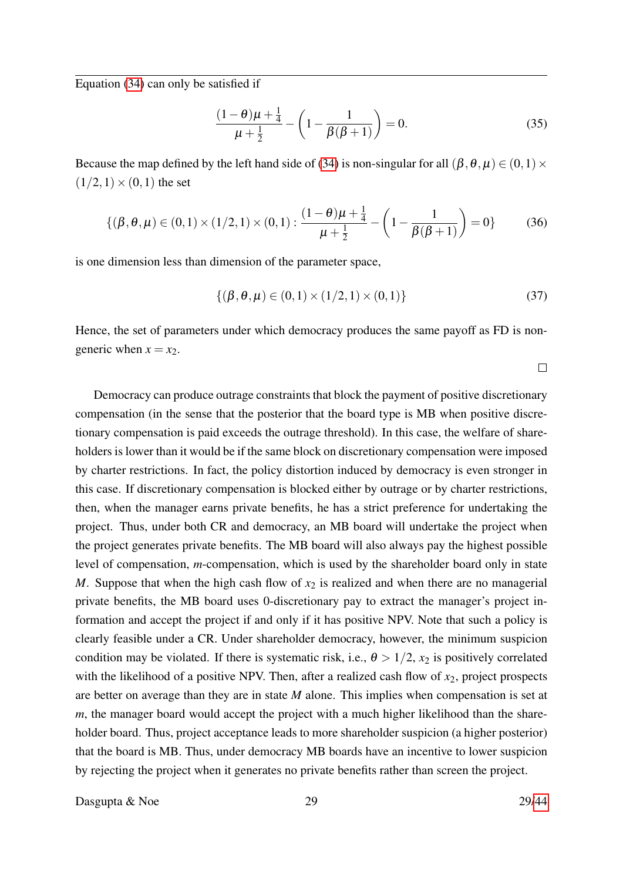Equation (34) can only be satisfied if

$$\frac{(1-\theta)\mu+\frac{1}{4}}{\mu+\frac{1}{2}}-\left(1-\frac{1}{\beta(\beta+1)}\right)=0. \tag{35}$$

Because the map defined by the left hand side of (34) is non-singular for all $(\beta,\theta,\mu)\in(0,1)\times(1/2,1)\times(0,1)$ the set

$$\{(\beta,\theta,\mu)\in(0,1)\times(1/2,1)\times(0,1):\frac{(1-\theta)\mu+\frac{1}{4}}{\mu+\frac{1}{2}}-\left(1-\frac{1}{\beta(\beta+1)}\right)=0\} \tag{36}$$

is one dimension less than dimension of the parameter space,

$$\{(\beta,\theta,\mu)\in(0,1)\times(1/2,1)\times(0,1)\} \tag{37}$$

Hence, the set of parameters under which democracy produces the same payoff as FD is non-generic when $x=x_2$.

□

Democracy can produce outrage constraints that block the payment of positive discretionary compensation (in the sense that the posterior that the board type is MB when positive discretionary compensation is paid exceeds the outrage threshold). In this case, the welfare of shareholders is lower than it would be if the same block on discretionary compensation were imposed by charter restrictions. In fact, the policy distortion induced by democracy is even stronger in this case. If discretionary compensation is blocked either by outrage or by charter restrictions, then, when the manager earns private benefits, he has a strict preference for undertaking the project. Thus, under both CR and democracy, an MB board will undertake the project when the project generates private benefits. The MB board will also always pay the highest possible level of compensation, $m$-compensation, which is used by the shareholder board only in state $M$. Suppose that when the high cash flow of $x_2$ is realized and when there are no managerial private benefits, the MB board uses 0-discretionary pay to extract the manager's project information and accept the project if and only if it has positive NPV. Note that such a policy is clearly feasible under a CR. Under shareholder democracy, however, the minimum suspicion condition may be violated. If there is systematic risk, i.e., $\theta>1/2$, $x_2$ is positively correlated with the likelihood of a positive NPV. Then, after a realized cash flow of $x_2$, project prospects are better on average than they are in state $M$ alone. This implies when compensation is set at $m$, the manager board would accept the project with a much higher likelihood than the shareholder board. Thus, project acceptance leads to more shareholder suspicion (a higher posterior) that the board is MB. Thus, under democracy MB boards have an incentive to lower suspicion by rejecting the project when it generates no private benefits rather than screen the project.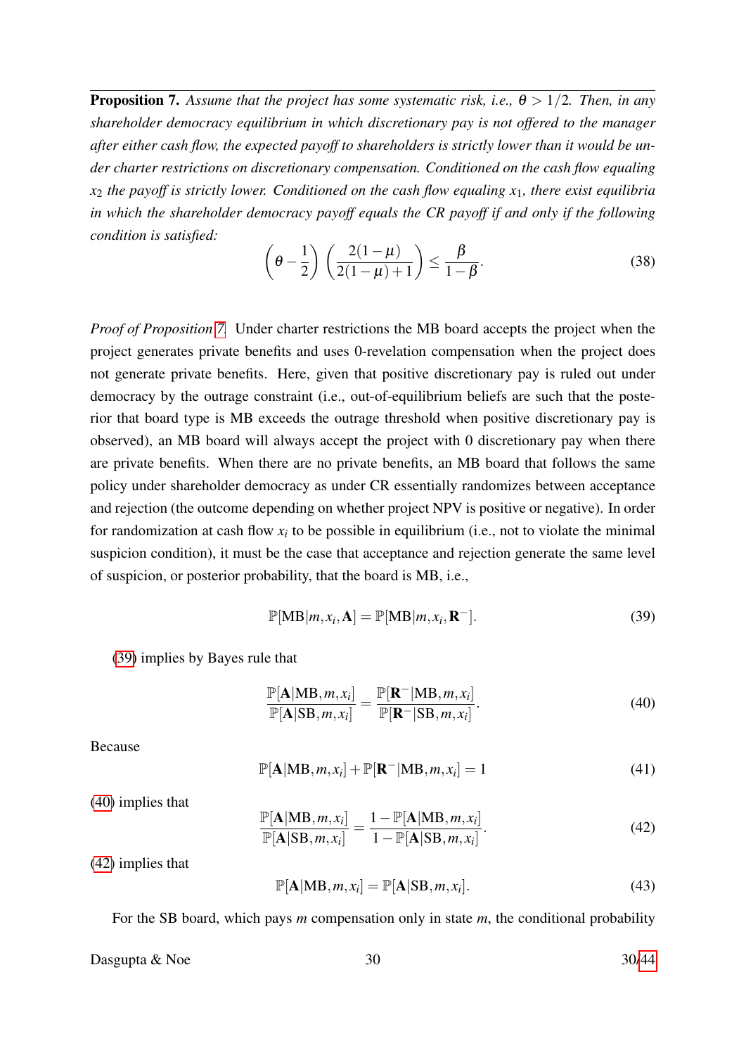**Proposition 7.** *Assume that the project has some systematic risk, i.e., $\theta > 1/2$. Then, in any shareholder democracy equilibrium in which discretionary pay is not offered to the manager after either cash flow, the expected payoff to shareholders is strictly lower than it would be under charter restrictions on discretionary compensation. Conditioned on the cash flow equaling $x_2$ the payoff is strictly lower. Conditioned on the cash flow equaling $x_1$, there exist equilibria in which the shareholder democracy payoff equals the CR payoff if and only if the following condition is satisfied:*

$$\left(\theta - \frac{1}{2}\right)\left(\frac{2(1-\mu)}{2(1-\mu)+1}\right) \leq \frac{\beta}{1-\beta}. \tag{38}$$

*Proof of Proposition 7.* Under charter restrictions the MB board accepts the project when the project generates private benefits and uses 0-revelation compensation when the project does not generate private benefits. Here, given that positive discretionary pay is ruled out under democracy by the outrage constraint (i.e., out-of-equilibrium beliefs are such that the posterior that board type is MB exceeds the outrage threshold when positive discretionary pay is observed), an MB board will always accept the project with 0 discretionary pay when there are private benefits. When there are no private benefits, an MB board that follows the same policy under shareholder democracy as under CR essentially randomizes between acceptance and rejection (the outcome depending on whether project NPV is positive or negative). In order for randomization at cash flow $x_i$ to be possible in equilibrium (i.e., not to violate the minimal suspicion condition), it must be the case that acceptance and rejection generate the same level of suspicion, or posterior probability, that the board is MB, i.e.,

$$\mathbb{P}[\text{MB}|m, x_i, \mathbf{A}] = \mathbb{P}[\text{MB}|m, x_i, \mathbf{R}^-]. \tag{39}$$

(39) implies by Bayes rule that

$$\frac{\mathbb{P}[\mathbf{A}|\text{MB}, m, x_i]}{\mathbb{P}[\mathbf{A}|\text{SB}, m, x_i]} = \frac{\mathbb{P}[\mathbf{R}^-|\text{MB}, m, x_i]}{\mathbb{P}[\mathbf{R}^-|\text{SB}, m, x_i]}. \tag{40}$$

Because

$$\mathbb{P}[\mathbf{A}|\text{MB}, m, x_i] + \mathbb{P}[\mathbf{R}^-|\text{MB}, m, x_i] = 1 \tag{41}$$

(40) implies that

$$\frac{\mathbb{P}[\mathbf{A}|\text{MB}, m, x_i]}{\mathbb{P}[\mathbf{A}|\text{SB}, m, x_i]} = \frac{1 - \mathbb{P}[\mathbf{A}|\text{MB}, m, x_i]}{1 - \mathbb{P}[\mathbf{A}|\text{SB}, m, x_i]}. \tag{42}$$

(42) implies that

$$\mathbb{P}[\mathbf{A}|\text{MB}, m, x_i] = \mathbb{P}[\mathbf{A}|\text{SB}, m, x_i]. \tag{43}$$

For the SB board, which pays $m$ compensation only in state $m$, the conditional probability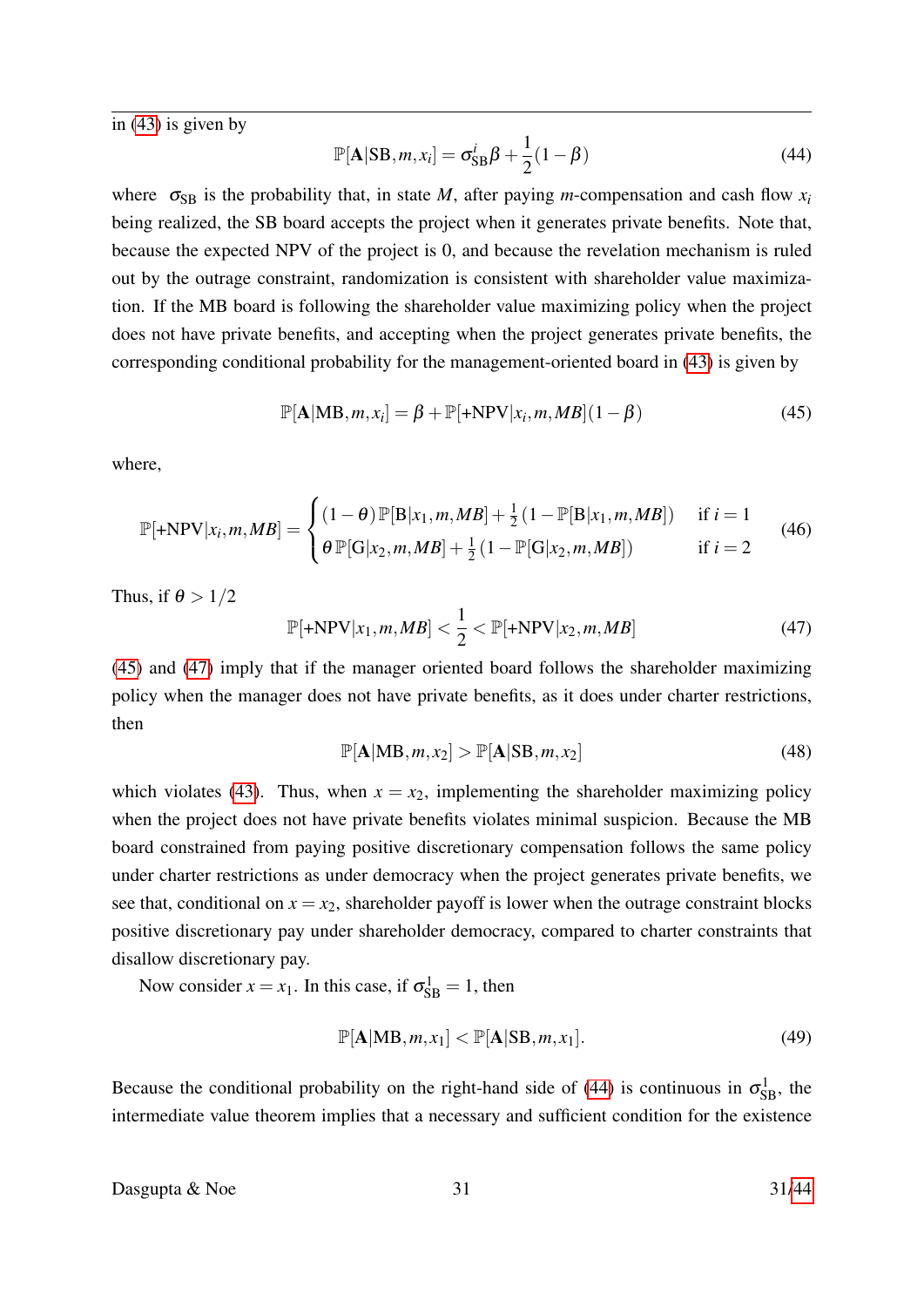in (43) is given by

$$\mathbb{P}[\mathbf{A}|\text{SB}, m, x_i] = \sigma^i_{\text{SB}}\beta + \frac{1}{2}(1-\beta) \tag{44}$$

where $\sigma_{\text{SB}}$ is the probability that, in state $M$, after paying $m$-compensation and cash flow $x_i$ being realized, the SB board accepts the project when it generates private benefits. Note that, because the expected NPV of the project is 0, and because the revelation mechanism is ruled out by the outrage constraint, randomization is consistent with shareholder value maximization. If the MB board is following the shareholder value maximizing policy when the project does not have private benefits, and accepting when the project generates private benefits, the corresponding conditional probability for the management-oriented board in (43) is given by

$$\mathbb{P}[\mathbf{A}|\text{MB}, m, x_i] = \beta + \mathbb{P}[+\text{NPV}|x_i, m, MB](1-\beta) \tag{45}$$

where,

$$\mathbb{P}[+\text{NPV}|x_i, m, MB] = \begin{cases} (1-\theta)\,\mathbb{P}[\text{B}|x_1, m, MB] + \frac{1}{2}(1-\mathbb{P}[\text{B}|x_1, m, MB]) & \text{if } i = 1 \\ \theta\,\mathbb{P}[\text{G}|x_2, m, MB] + \frac{1}{2}(1-\mathbb{P}[\text{G}|x_2, m, MB]) & \text{if } i = 2 \end{cases} \tag{46}$$

Thus, if $\theta > 1/2$

$$\mathbb{P}[+\text{NPV}|x_1, m, MB] < \frac{1}{2} < \mathbb{P}[+\text{NPV}|x_2, m, MB] \tag{47}$$

(45) and (47) imply that if the manager oriented board follows the shareholder maximizing policy when the manager does not have private benefits, as it does under charter restrictions, then

$$\mathbb{P}[\mathbf{A}|\text{MB}, m, x_2] > \mathbb{P}[\mathbf{A}|\text{SB}, m, x_2] \tag{48}$$

which violates (43). Thus, when $x = x_2$, implementing the shareholder maximizing policy when the project does not have private benefits violates minimal suspicion. Because the MB board constrained from paying positive discretionary compensation follows the same policy under charter restrictions as under democracy when the project generates private benefits, we see that, conditional on $x = x_2$, shareholder payoff is lower when the outrage constraint blocks positive discretionary pay under shareholder democracy, compared to charter constraints that disallow discretionary pay.

Now consider $x = x_1$. In this case, if $\sigma^1_{\text{SB}} = 1$, then

$$\mathbb{P}[\mathbf{A}|\text{MB}, m, x_1] < \mathbb{P}[\mathbf{A}|\text{SB}, m, x_1]. \tag{49}$$

Because the conditional probability on the right-hand side of (44) is continuous in $\sigma^1_{\text{SB}}$, the intermediate value theorem implies that a necessary and sufficient condition for the existence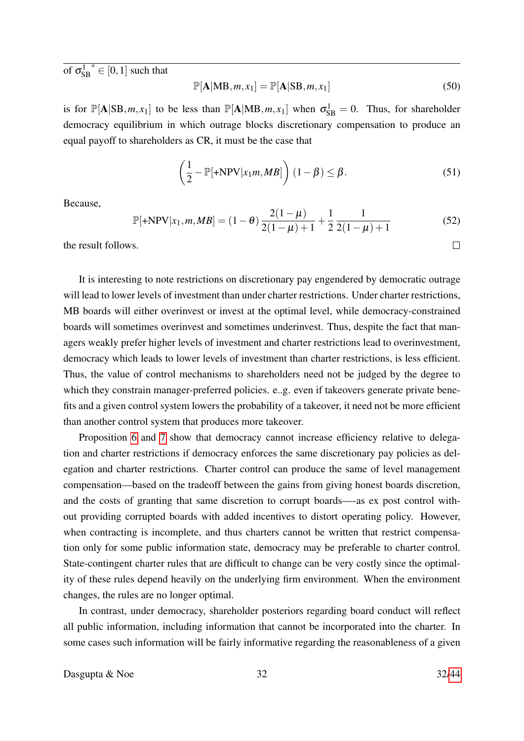of ${\sigma_{\mathrm{SB}}^{1}}^{*} \in [0,1]$ such that

$$\mathbb{P}[\mathbf{A}|\mathrm{MB}, m, x_1] = \mathbb{P}[\mathbf{A}|\mathrm{SB}, m, x_1] \tag{50}$$

is for $\mathbb{P}[\mathbf{A}|\mathrm{SB}, m, x_1]$ to be less than $\mathbb{P}[\mathbf{A}|\mathrm{MB}, m, x_1]$ when $\sigma_{\mathrm{SB}}^{1} = 0$. Thus, for shareholder democracy equilibrium in which outrage blocks discretionary compensation to produce an equal payoff to shareholders as CR, it must be the case that

$$\left(\frac{1}{2} - \mathbb{P}[+\mathrm{NPV}|x_1 m, MB]\right)(1-\beta) \leq \beta. \tag{51}$$

Because,

$$\mathbb{P}[+\mathrm{NPV}|x_1, m, MB] = (1-\theta)\,\frac{2(1-\mu)}{2(1-\mu)+1} + \frac{1}{2}\,\frac{1}{2(1-\mu)+1} \tag{52}$$

the result follows. □

It is interesting to note restrictions on discretionary pay engendered by democratic outrage will lead to lower levels of investment than under charter restrictions. Under charter restrictions, MB boards will either overinvest or invest at the optimal level, while democracy-constrained boards will sometimes overinvest and sometimes underinvest. Thus, despite the fact that managers weakly prefer higher levels of investment and charter restrictions lead to overinvestment, democracy which leads to lower levels of investment than charter restrictions, is less efficient. Thus, the value of control mechanisms to shareholders need not be judged by the degree to which they constrain manager-preferred policies. e..g. even if takeovers generate private benefits and a given control system lowers the probability of a takeover, it need not be more efficient than another control system that produces more takeover.

Proposition 6 and 7 show that democracy cannot increase efficiency relative to delegation and charter restrictions if democracy enforces the same discretionary pay policies as delegation and charter restrictions. Charter control can produce the same of level management compensation—based on the tradeoff between the gains from giving honest boards discretion, and the costs of granting that same discretion to corrupt boards—-as ex post control without providing corrupted boards with added incentives to distort operating policy. However, when contracting is incomplete, and thus charters cannot be written that restrict compensation only for some public information state, democracy may be preferable to charter control. State-contingent charter rules that are difficult to change can be very costly since the optimality of these rules depend heavily on the underlying firm environment. When the environment changes, the rules are no longer optimal.

In contrast, under democracy, shareholder posteriors regarding board conduct will reflect all public information, including information that cannot be incorporated into the charter. In some cases such information will be fairly informative regarding the reasonableness of a given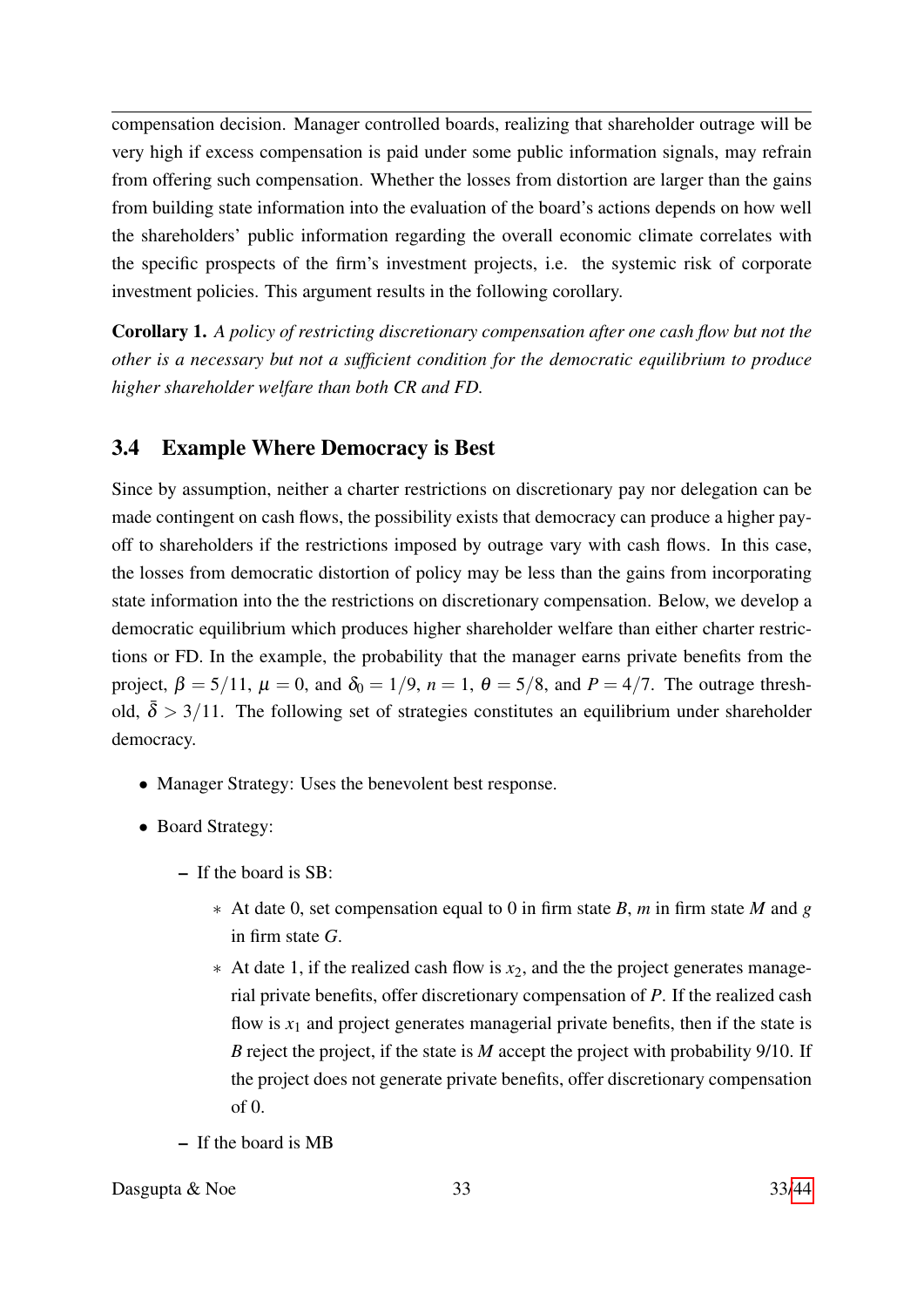compensation decision. Manager controlled boards, realizing that shareholder outrage will be very high if excess compensation is paid under some public information signals, may refrain from offering such compensation. Whether the losses from distortion are larger than the gains from building state information into the evaluation of the board's actions depends on how well the shareholders' public information regarding the overall economic climate correlates with the specific prospects of the firm's investment projects, i.e. the systemic risk of corporate investment policies. This argument results in the following corollary.

**Corollary 1.** *A policy of restricting discretionary compensation after one cash flow but not the other is a necessary but not a sufficient condition for the democratic equilibrium to produce higher shareholder welfare than both CR and FD.*

## 3.4 Example Where Democracy is Best

Since by assumption, neither a charter restrictions on discretionary pay nor delegation can be made contingent on cash flows, the possibility exists that democracy can produce a higher payoff to shareholders if the restrictions imposed by outrage vary with cash flows. In this case, the losses from democratic distortion of policy may be less than the gains from incorporating state information into the the restrictions on discretionary compensation. Below, we develop a democratic equilibrium which produces higher shareholder welfare than either charter restrictions or FD. In the example, the probability that the manager earns private benefits from the project, $\beta = 5/11$, $\mu = 0$, and $\delta_0 = 1/9$, $n = 1$, $\theta = 5/8$, and $P = 4/7$. The outrage threshold, $\bar{\delta} > 3/11$. The following set of strategies constitutes an equilibrium under shareholder democracy.

- Manager Strategy: Uses the benevolent best response.
- Board Strategy:
  - If the board is SB:
    - At date 0, set compensation equal to 0 in firm state $B$, $m$ in firm state $M$ and $g$ in firm state $G$.
    - At date 1, if the realized cash flow is $x_2$, and the the project generates managerial private benefits, offer discretionary compensation of $P$. If the realized cash flow is $x_1$ and project generates managerial private benefits, then if the state is $B$ reject the project, if the state is $M$ accept the project with probability 9/10. If the project does not generate private benefits, offer discretionary compensation of 0.
  - If the board is MB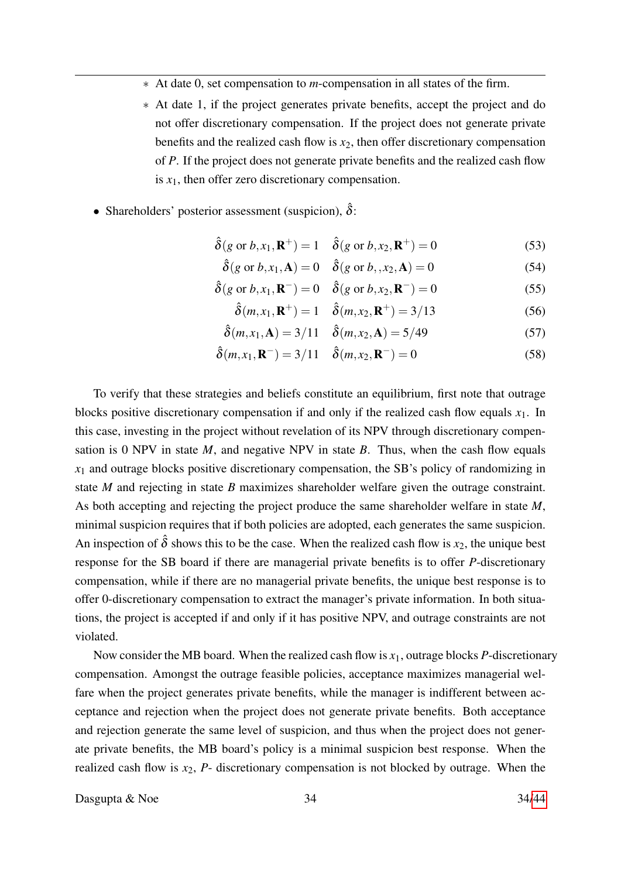* At date 0, set compensation to $m$-compensation in all states of the firm.
* At date 1, if the project generates private benefits, accept the project and do not offer discretionary compensation. If the project does not generate private benefits and the realized cash flow is $x_2$, then offer discretionary compensation of $P$. If the project does not generate private benefits and the realized cash flow is $x_1$, then offer zero discretionary compensation.

- Shareholders' posterior assessment (suspicion), $\hat{\delta}$:

$$\hat{\delta}(g \text{ or } b, x_1, \mathbf{R}^+) = 1 \quad \hat{\delta}(g \text{ or } b, x_2, \mathbf{R}^+) = 0 \tag{53}$$

$$\hat{\delta}(g \text{ or } b, x_1, \mathbf{A}) = 0 \quad \hat{\delta}(g \text{ or } b, , x_2, \mathbf{A}) = 0 \tag{54}$$

$$\hat{\delta}(g \text{ or } b, x_1, \mathbf{R}^-) = 0 \quad \hat{\delta}(g \text{ or } b, x_2, \mathbf{R}^-) = 0 \tag{55}$$

$$\hat{\delta}(m, x_1, \mathbf{R}^+) = 1 \quad \hat{\delta}(m, x_2, \mathbf{R}^+) = 3/13 \tag{56}$$

$$\hat{\delta}(m, x_1, \mathbf{A}) = 3/11 \quad \hat{\delta}(m, x_2, \mathbf{A}) = 5/49 \tag{57}$$

$$\hat{\delta}(m, x_1, \mathbf{R}^-) = 3/11 \quad \hat{\delta}(m, x_2, \mathbf{R}^-) = 0 \tag{58}$$

To verify that these strategies and beliefs constitute an equilibrium, first note that outrage blocks positive discretionary compensation if and only if the realized cash flow equals $x_1$. In this case, investing in the project without revelation of its NPV through discretionary compensation is 0 NPV in state $M$, and negative NPV in state $B$. Thus, when the cash flow equals $x_1$ and outrage blocks positive discretionary compensation, the SB's policy of randomizing in state $M$ and rejecting in state $B$ maximizes shareholder welfare given the outrage constraint. As both accepting and rejecting the project produce the same shareholder welfare in state $M$, minimal suspicion requires that if both policies are adopted, each generates the same suspicion. An inspection of $\hat{\delta}$ shows this to be the case. When the realized cash flow is $x_2$, the unique best response for the SB board if there are managerial private benefits is to offer $P$-discretionary compensation, while if there are no managerial private benefits, the unique best response is to offer 0-discretionary compensation to extract the manager's private information. In both situations, the project is accepted if and only if it has positive NPV, and outrage constraints are not violated.

Now consider the MB board. When the realized cash flow is $x_1$, outrage blocks $P$-discretionary compensation. Amongst the outrage feasible policies, acceptance maximizes managerial welfare when the project generates private benefits, while the manager is indifferent between acceptance and rejection when the project does not generate private benefits. Both acceptance and rejection generate the same level of suspicion, and thus when the project does not generate private benefits, the MB board's policy is a minimal suspicion best response. When the realized cash flow is $x_2$, $P$- discretionary compensation is not blocked by outrage. When the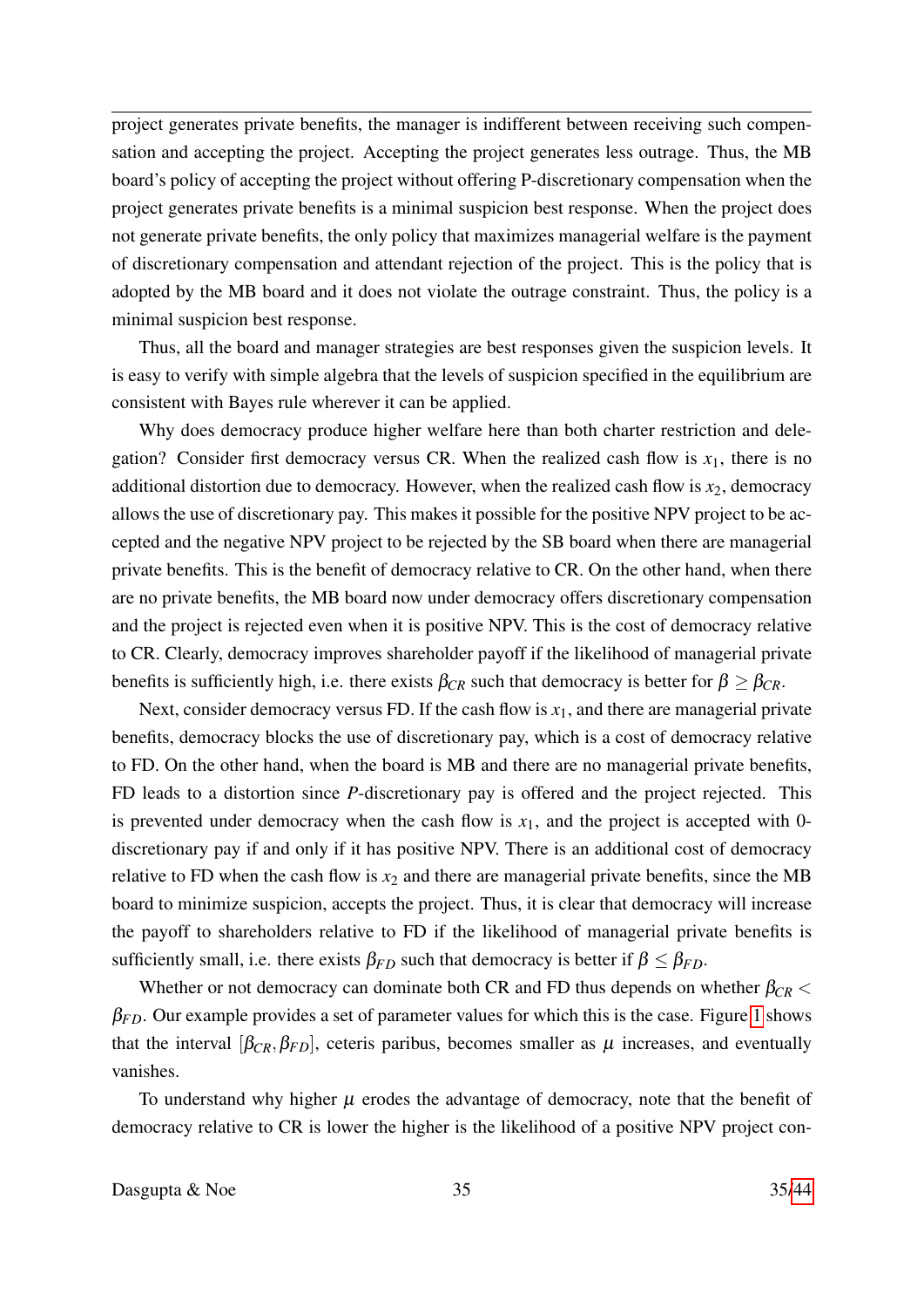project generates private benefits, the manager is indifferent between receiving such compensation and accepting the project. Accepting the project generates less outrage. Thus, the MB board's policy of accepting the project without offering P-discretionary compensation when the project generates private benefits is a minimal suspicion best response. When the project does not generate private benefits, the only policy that maximizes managerial welfare is the payment of discretionary compensation and attendant rejection of the project. This is the policy that is adopted by the MB board and it does not violate the outrage constraint. Thus, the policy is a minimal suspicion best response.

Thus, all the board and manager strategies are best responses given the suspicion levels. It is easy to verify with simple algebra that the levels of suspicion specified in the equilibrium are consistent with Bayes rule wherever it can be applied.

Why does democracy produce higher welfare here than both charter restriction and delegation? Consider first democracy versus CR. When the realized cash flow is $x_1$, there is no additional distortion due to democracy. However, when the realized cash flow is $x_2$, democracy allows the use of discretionary pay. This makes it possible for the positive NPV project to be accepted and the negative NPV project to be rejected by the SB board when there are managerial private benefits. This is the benefit of democracy relative to CR. On the other hand, when there are no private benefits, the MB board now under democracy offers discretionary compensation and the project is rejected even when it is positive NPV. This is the cost of democracy relative to CR. Clearly, democracy improves shareholder payoff if the likelihood of managerial private benefits is sufficiently high, i.e. there exists $\beta_{CR}$ such that democracy is better for $\beta \geq \beta_{CR}$.

Next, consider democracy versus FD. If the cash flow is $x_1$, and there are managerial private benefits, democracy blocks the use of discretionary pay, which is a cost of democracy relative to FD. On the other hand, when the board is MB and there are no managerial private benefits, FD leads to a distortion since $P$-discretionary pay is offered and the project rejected. This is prevented under democracy when the cash flow is $x_1$, and the project is accepted with 0-discretionary pay if and only if it has positive NPV. There is an additional cost of democracy relative to FD when the cash flow is $x_2$ and there are managerial private benefits, since the MB board to minimize suspicion, accepts the project. Thus, it is clear that democracy will increase the payoff to shareholders relative to FD if the likelihood of managerial private benefits is sufficiently small, i.e. there exists $\beta_{FD}$ such that democracy is better if $\beta \leq \beta_{FD}$.

Whether or not democracy can dominate both CR and FD thus depends on whether $\beta_{CR} < \beta_{FD}$. Our example provides a set of parameter values for which this is the case. Figure 1 shows that the interval $[\beta_{CR}, \beta_{FD}]$, ceteris paribus, becomes smaller as $\mu$ increases, and eventually vanishes.

To understand why higher $\mu$ erodes the advantage of democracy, note that the benefit of democracy relative to CR is lower the higher is the likelihood of a positive NPV project con-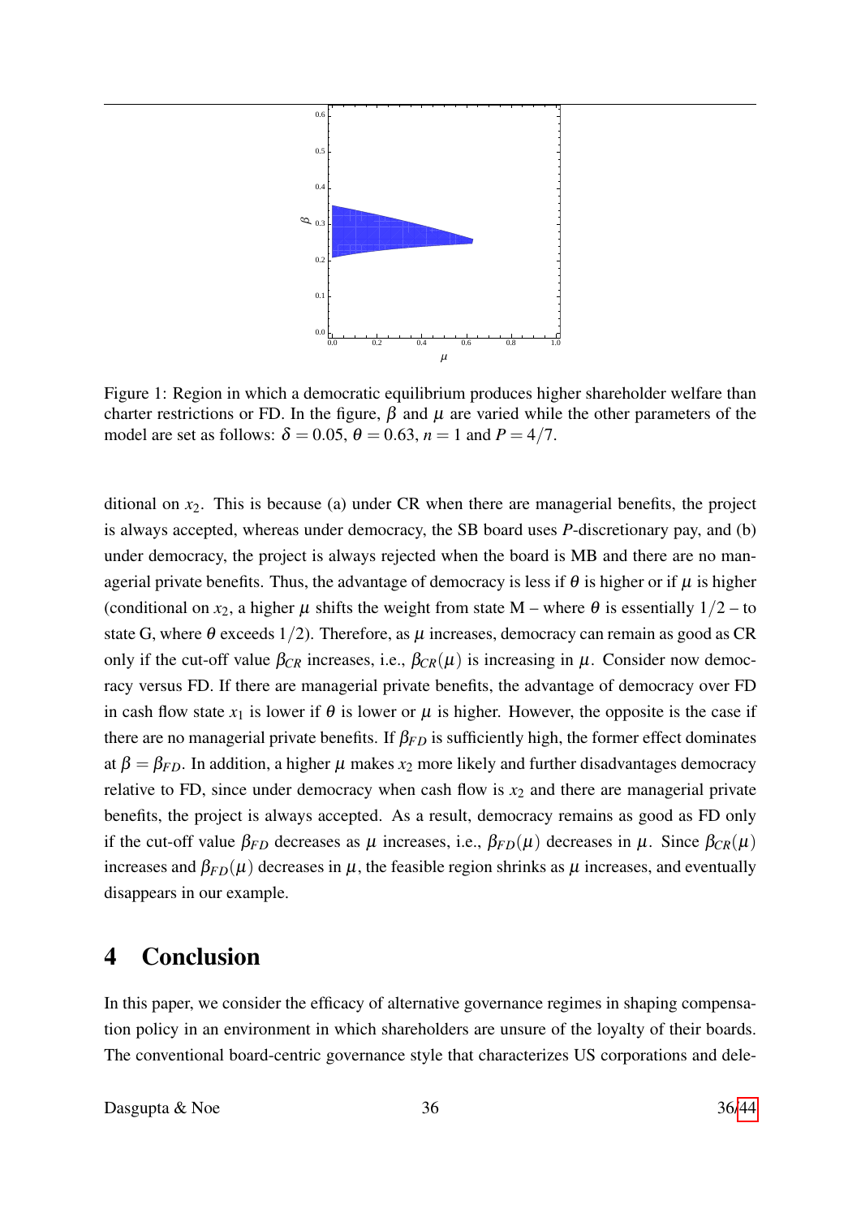Figure 1: Region in which a democratic equilibrium produces higher shareholder welfare than charter restrictions or FD. In the figure, $\beta$ and $\mu$ are varied while the other parameters of the model are set as follows: $\delta = 0.05$, $\theta = 0.63$, $n = 1$ and $P = 4/7$.

ditional on $x_2$. This is because (a) under CR when there are managerial benefits, the project is always accepted, whereas under democracy, the SB board uses $P$-discretionary pay, and (b) under democracy, the project is always rejected when the board is MB and there are no managerial private benefits. Thus, the advantage of democracy is less if $\theta$ is higher or if $\mu$ is higher (conditional on $x_2$, a higher $\mu$ shifts the weight from state M – where $\theta$ is essentially $1/2$ – to state G, where $\theta$ exceeds $1/2$). Therefore, as $\mu$ increases, democracy can remain as good as CR only if the cut-off value $\beta_{CR}$ increases, i.e., $\beta_{CR}(\mu)$ is increasing in $\mu$. Consider now democracy versus FD. If there are managerial private benefits, the advantage of democracy over FD in cash flow state $x_1$ is lower if $\theta$ is lower or $\mu$ is higher. However, the opposite is the case if there are no managerial private benefits. If $\beta_{FD}$ is sufficiently high, the former effect dominates at $\beta = \beta_{FD}$. In addition, a higher $\mu$ makes $x_2$ more likely and further disadvantages democracy relative to FD, since under democracy when cash flow is $x_2$ and there are managerial private benefits, the project is always accepted. As a result, democracy remains as good as FD only if the cut-off value $\beta_{FD}$ decreases as $\mu$ increases, i.e., $\beta_{FD}(\mu)$ decreases in $\mu$. Since $\beta_{CR}(\mu)$ increases and $\beta_{FD}(\mu)$ decreases in $\mu$, the feasible region shrinks as $\mu$ increases, and eventually disappears in our example.

# 4 Conclusion

In this paper, we consider the efficacy of alternative governance regimes in shaping compensation policy in an environment in which shareholders are unsure of the loyalty of their boards. The conventional board-centric governance style that characterizes US corporations and dele-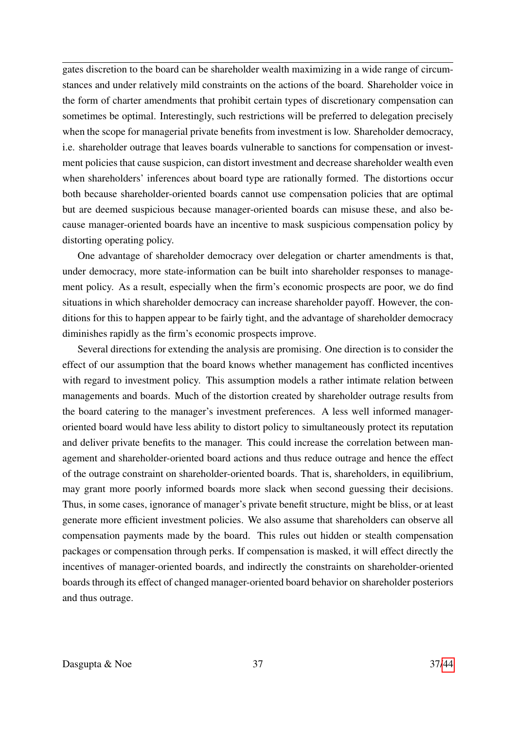gates discretion to the board can be shareholder wealth maximizing in a wide range of circumstances and under relatively mild constraints on the actions of the board. Shareholder voice in the form of charter amendments that prohibit certain types of discretionary compensation can sometimes be optimal. Interestingly, such restrictions will be preferred to delegation precisely when the scope for managerial private benefits from investment is low. Shareholder democracy, i.e. shareholder outrage that leaves boards vulnerable to sanctions for compensation or investment policies that cause suspicion, can distort investment and decrease shareholder wealth even when shareholders' inferences about board type are rationally formed. The distortions occur both because shareholder-oriented boards cannot use compensation policies that are optimal but are deemed suspicious because manager-oriented boards can misuse these, and also because manager-oriented boards have an incentive to mask suspicious compensation policy by distorting operating policy.

One advantage of shareholder democracy over delegation or charter amendments is that, under democracy, more state-information can be built into shareholder responses to management policy. As a result, especially when the firm's economic prospects are poor, we do find situations in which shareholder democracy can increase shareholder payoff. However, the conditions for this to happen appear to be fairly tight, and the advantage of shareholder democracy diminishes rapidly as the firm's economic prospects improve.

Several directions for extending the analysis are promising. One direction is to consider the effect of our assumption that the board knows whether management has conflicted incentives with regard to investment policy. This assumption models a rather intimate relation between managements and boards. Much of the distortion created by shareholder outrage results from the board catering to the manager's investment preferences. A less well informed manager-oriented board would have less ability to distort policy to simultaneously protect its reputation and deliver private benefits to the manager. This could increase the correlation between management and shareholder-oriented board actions and thus reduce outrage and hence the effect of the outrage constraint on shareholder-oriented boards. That is, shareholders, in equilibrium, may grant more poorly informed boards more slack when second guessing their decisions. Thus, in some cases, ignorance of manager's private benefit structure, might be bliss, or at least generate more efficient investment policies. We also assume that shareholders can observe all compensation payments made by the board. This rules out hidden or stealth compensation packages or compensation through perks. If compensation is masked, it will effect directly the incentives of manager-oriented boards, and indirectly the constraints on shareholder-oriented boards through its effect of changed manager-oriented board behavior on shareholder posteriors and thus outrage.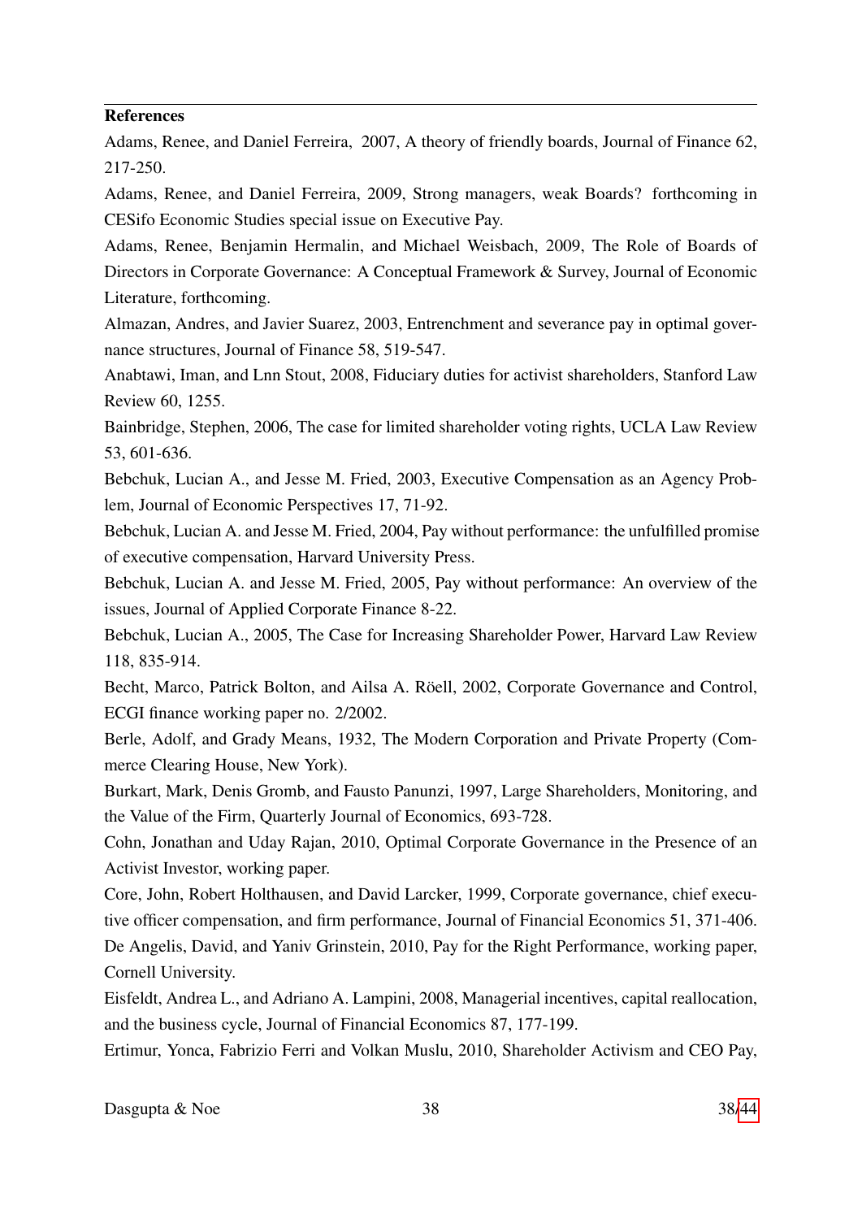## References

Adams, Renee, and Daniel Ferreira, 2007, A theory of friendly boards, Journal of Finance 62, 217-250.

Adams, Renee, and Daniel Ferreira, 2009, Strong managers, weak Boards? forthcoming in CESifo Economic Studies special issue on Executive Pay.

Adams, Renee, Benjamin Hermalin, and Michael Weisbach, 2009, The Role of Boards of Directors in Corporate Governance: A Conceptual Framework & Survey, Journal of Economic Literature, forthcoming.

Almazan, Andres, and Javier Suarez, 2003, Entrenchment and severance pay in optimal governance structures, Journal of Finance 58, 519-547.

Anabtawi, Iman, and Lnn Stout, 2008, Fiduciary duties for activist shareholders, Stanford Law Review 60, 1255.

Bainbridge, Stephen, 2006, The case for limited shareholder voting rights, UCLA Law Review 53, 601-636.

Bebchuk, Lucian A., and Jesse M. Fried, 2003, Executive Compensation as an Agency Problem, Journal of Economic Perspectives 17, 71-92.

Bebchuk, Lucian A. and Jesse M. Fried, 2004, Pay without performance: the unfulfilled promise of executive compensation, Harvard University Press.

Bebchuk, Lucian A. and Jesse M. Fried, 2005, Pay without performance: An overview of the issues, Journal of Applied Corporate Finance 8-22.

Bebchuk, Lucian A., 2005, The Case for Increasing Shareholder Power, Harvard Law Review 118, 835-914.

Becht, Marco, Patrick Bolton, and Ailsa A. Röell, 2002, Corporate Governance and Control, ECGI finance working paper no. 2/2002.

Berle, Adolf, and Grady Means, 1932, The Modern Corporation and Private Property (Commerce Clearing House, New York).

Burkart, Mark, Denis Gromb, and Fausto Panunzi, 1997, Large Shareholders, Monitoring, and the Value of the Firm, Quarterly Journal of Economics, 693-728.

Cohn, Jonathan and Uday Rajan, 2010, Optimal Corporate Governance in the Presence of an Activist Investor, working paper.

Core, John, Robert Holthausen, and David Larcker, 1999, Corporate governance, chief executive officer compensation, and firm performance, Journal of Financial Economics 51, 371-406.

De Angelis, David, and Yaniv Grinstein, 2010, Pay for the Right Performance, working paper, Cornell University.

Eisfeldt, Andrea L., and Adriano A. Lampini, 2008, Managerial incentives, capital reallocation, and the business cycle, Journal of Financial Economics 87, 177-199.

Ertimur, Yonca, Fabrizio Ferri and Volkan Muslu, 2010, Shareholder Activism and CEO Pay,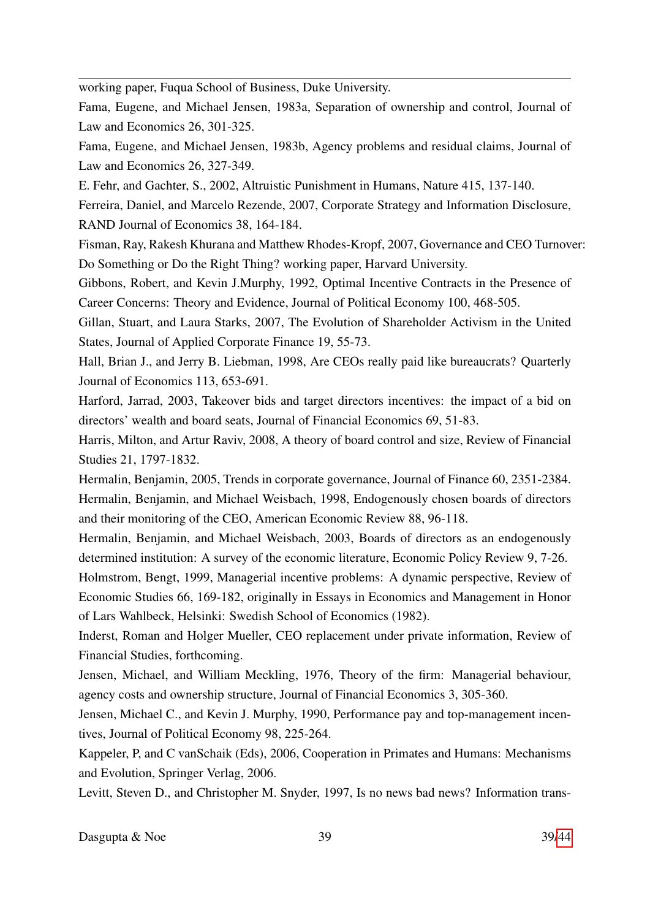working paper, Fuqua School of Business, Duke University.

Fama, Eugene, and Michael Jensen, 1983a, Separation of ownership and control, Journal of Law and Economics 26, 301-325.

Fama, Eugene, and Michael Jensen, 1983b, Agency problems and residual claims, Journal of Law and Economics 26, 327-349.

E. Fehr, and Gachter, S., 2002, Altruistic Punishment in Humans, Nature 415, 137-140.

Ferreira, Daniel, and Marcelo Rezende, 2007, Corporate Strategy and Information Disclosure, RAND Journal of Economics 38, 164-184.

Fisman, Ray, Rakesh Khurana and Matthew Rhodes-Kropf, 2007, Governance and CEO Turnover: Do Something or Do the Right Thing? working paper, Harvard University.

Gibbons, Robert, and Kevin J.Murphy, 1992, Optimal Incentive Contracts in the Presence of Career Concerns: Theory and Evidence, Journal of Political Economy 100, 468-505.

Gillan, Stuart, and Laura Starks, 2007, The Evolution of Shareholder Activism in the United States, Journal of Applied Corporate Finance 19, 55-73.

Hall, Brian J., and Jerry B. Liebman, 1998, Are CEOs really paid like bureaucrats? Quarterly Journal of Economics 113, 653-691.

Harford, Jarrad, 2003, Takeover bids and target directors incentives: the impact of a bid on directors' wealth and board seats, Journal of Financial Economics 69, 51-83.

Harris, Milton, and Artur Raviv, 2008, A theory of board control and size, Review of Financial Studies 21, 1797-1832.

Hermalin, Benjamin, 2005, Trends in corporate governance, Journal of Finance 60, 2351-2384.

Hermalin, Benjamin, and Michael Weisbach, 1998, Endogenously chosen boards of directors and their monitoring of the CEO, American Economic Review 88, 96-118.

Hermalin, Benjamin, and Michael Weisbach, 2003, Boards of directors as an endogenously determined institution: A survey of the economic literature, Economic Policy Review 9, 7-26.

Holmstrom, Bengt, 1999, Managerial incentive problems: A dynamic perspective, Review of Economic Studies 66, 169-182, originally in Essays in Economics and Management in Honor of Lars Wahlbeck, Helsinki: Swedish School of Economics (1982).

Inderst, Roman and Holger Mueller, CEO replacement under private information, Review of Financial Studies, forthcoming.

Jensen, Michael, and William Meckling, 1976, Theory of the firm: Managerial behaviour, agency costs and ownership structure, Journal of Financial Economics 3, 305-360.

Jensen, Michael C., and Kevin J. Murphy, 1990, Performance pay and top-management incentives, Journal of Political Economy 98, 225-264.

Kappeler, P, and C vanSchaik (Eds), 2006, Cooperation in Primates and Humans: Mechanisms and Evolution, Springer Verlag, 2006.

Levitt, Steven D., and Christopher M. Snyder, 1997, Is no news bad news? Information trans-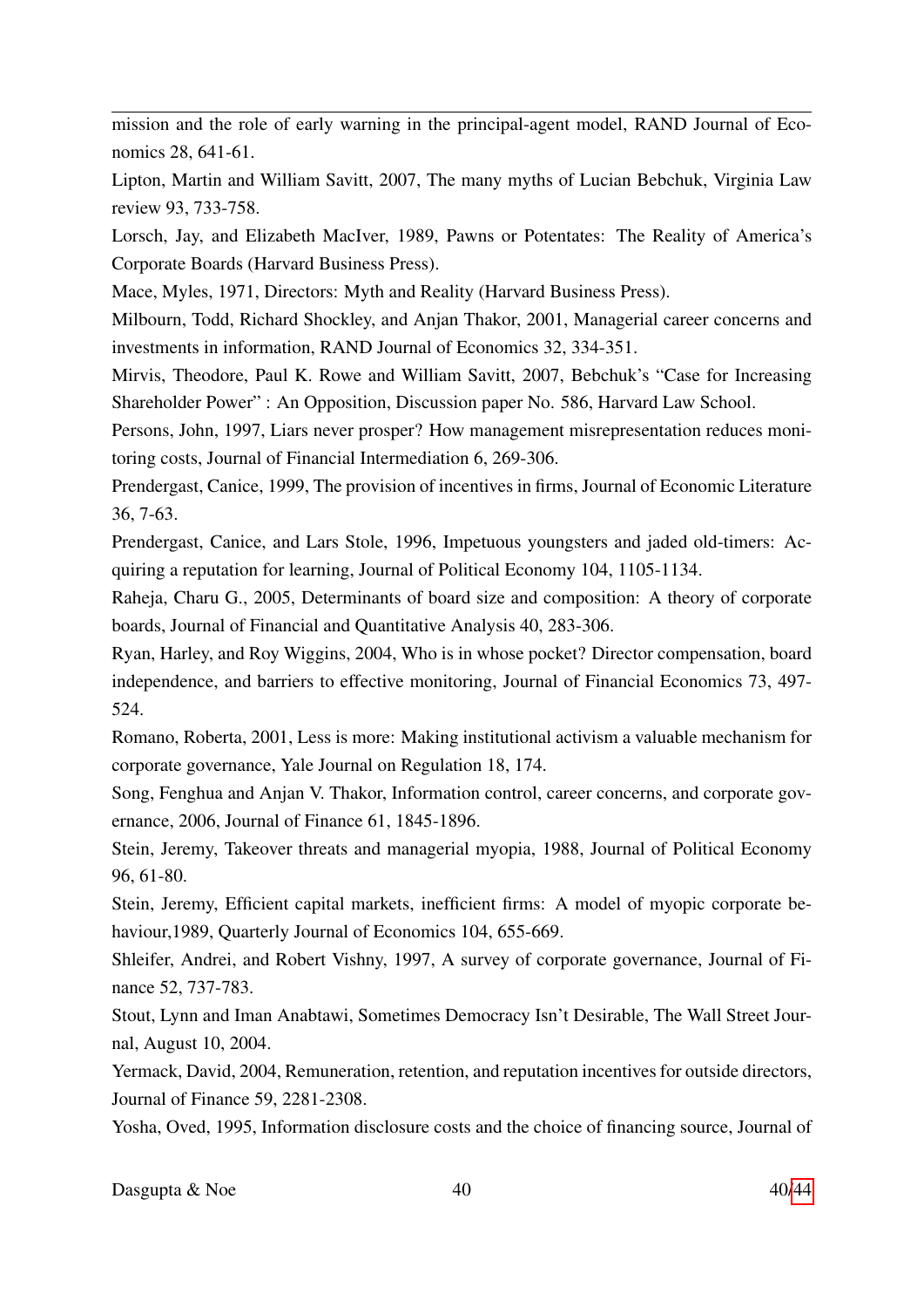mission and the role of early warning in the principal-agent model, RAND Journal of Economics 28, 641-61.

Lipton, Martin and William Savitt, 2007, The many myths of Lucian Bebchuk, Virginia Law review 93, 733-758.

Lorsch, Jay, and Elizabeth MacIver, 1989, Pawns or Potentates: The Reality of America's Corporate Boards (Harvard Business Press).

Mace, Myles, 1971, Directors: Myth and Reality (Harvard Business Press).

Milbourn, Todd, Richard Shockley, and Anjan Thakor, 2001, Managerial career concerns and investments in information, RAND Journal of Economics 32, 334-351.

Mirvis, Theodore, Paul K. Rowe and William Savitt, 2007, Bebchuk's "Case for Increasing Shareholder Power" : An Opposition, Discussion paper No. 586, Harvard Law School.

Persons, John, 1997, Liars never prosper? How management misrepresentation reduces monitoring costs, Journal of Financial Intermediation 6, 269-306.

Prendergast, Canice, 1999, The provision of incentives in firms, Journal of Economic Literature 36, 7-63.

Prendergast, Canice, and Lars Stole, 1996, Impetuous youngsters and jaded old-timers: Acquiring a reputation for learning, Journal of Political Economy 104, 1105-1134.

Raheja, Charu G., 2005, Determinants of board size and composition: A theory of corporate boards, Journal of Financial and Quantitative Analysis 40, 283-306.

Ryan, Harley, and Roy Wiggins, 2004, Who is in whose pocket? Director compensation, board independence, and barriers to effective monitoring, Journal of Financial Economics 73, 497-524.

Romano, Roberta, 2001, Less is more: Making institutional activism a valuable mechanism for corporate governance, Yale Journal on Regulation 18, 174.

Song, Fenghua and Anjan V. Thakor, Information control, career concerns, and corporate governance, 2006, Journal of Finance 61, 1845-1896.

Stein, Jeremy, Takeover threats and managerial myopia, 1988, Journal of Political Economy 96, 61-80.

Stein, Jeremy, Efficient capital markets, inefficient firms: A model of myopic corporate behaviour,1989, Quarterly Journal of Economics 104, 655-669.

Shleifer, Andrei, and Robert Vishny, 1997, A survey of corporate governance, Journal of Finance 52, 737-783.

Stout, Lynn and Iman Anabtawi, Sometimes Democracy Isn't Desirable, The Wall Street Journal, August 10, 2004.

Yermack, David, 2004, Remuneration, retention, and reputation incentives for outside directors, Journal of Finance 59, 2281-2308.

Yosha, Oved, 1995, Information disclosure costs and the choice of financing source, Journal of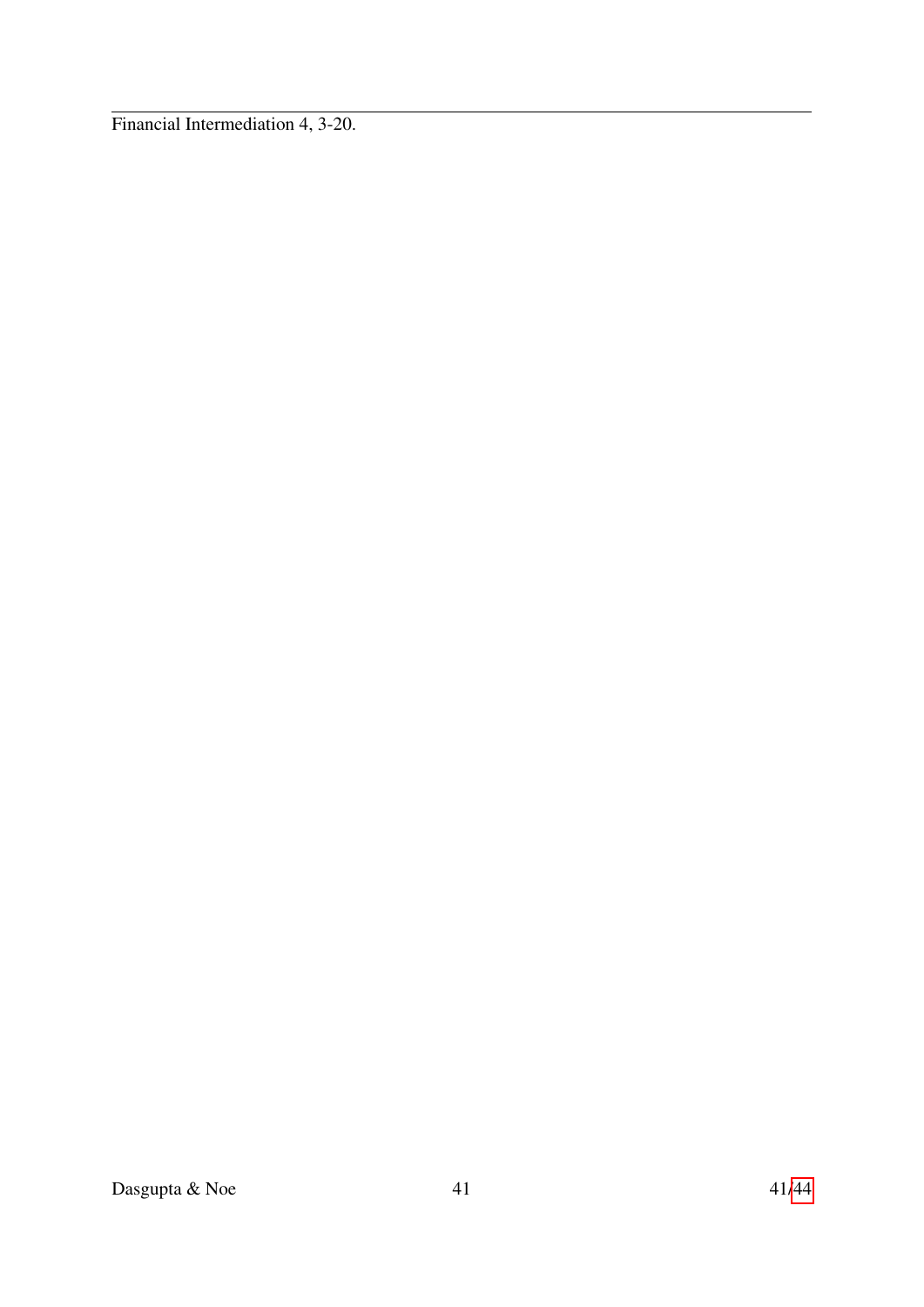Financial Intermediation 4, 3-20.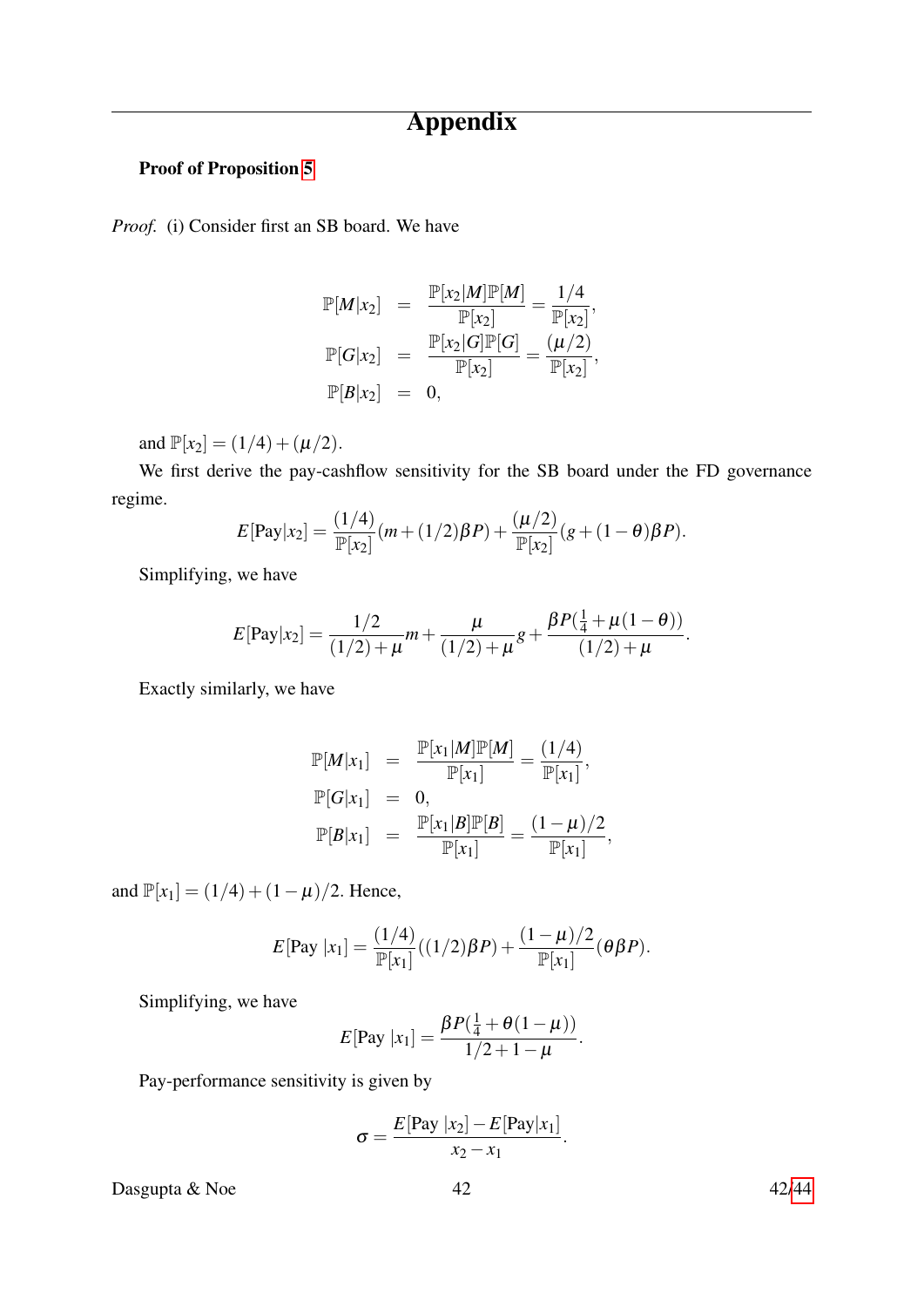# Appendix

**Proof of Proposition 5**

*Proof.* (i) Consider first an SB board. We have

$$
\begin{aligned}
\mathbb{P}[M|x_2] &= \frac{\mathbb{P}[x_2|M]\mathbb{P}[M]}{\mathbb{P}[x_2]} = \frac{1/4}{\mathbb{P}[x_2]}, \\
\mathbb{P}[G|x_2] &= \frac{\mathbb{P}[x_2|G]\mathbb{P}[G]}{\mathbb{P}[x_2]} = \frac{(\mu/2)}{\mathbb{P}[x_2]}, \\
\mathbb{P}[B|x_2] &= 0,
\end{aligned}
$$

and $\mathbb{P}[x_2] = (1/4) + (\mu/2)$.

We first derive the pay-cashflow sensitivity for the SB board under the FD governance regime.

$$
E[\text{Pay}|x_2] = \frac{(1/4)}{\mathbb{P}[x_2]}(m + (1/2)\beta P) + \frac{(\mu/2)}{\mathbb{P}[x_2]}(g + (1-\theta)\beta P).
$$

Simplifying, we have

$$
E[\text{Pay}|x_2] = \frac{1/2}{(1/2)+\mu}m + \frac{\mu}{(1/2)+\mu}g + \frac{\beta P(\frac{1}{4} + \mu(1-\theta))}{(1/2)+\mu}.
$$

Exactly similarly, we have

$$
\begin{aligned}
\mathbb{P}[M|x_1] &= \frac{\mathbb{P}[x_1|M]\mathbb{P}[M]}{\mathbb{P}[x_1]} = \frac{(1/4)}{\mathbb{P}[x_1]}, \\
\mathbb{P}[G|x_1] &= 0, \\
\mathbb{P}[B|x_1] &= \frac{\mathbb{P}[x_1|B]\mathbb{P}[B]}{\mathbb{P}[x_1]} = \frac{(1-\mu)/2}{\mathbb{P}[x_1]},
\end{aligned}
$$

and $\mathbb{P}[x_1] = (1/4) + (1-\mu)/2$. Hence,

$$
E[\text{Pay }|x_1] = \frac{(1/4)}{\mathbb{P}[x_1]}((1/2)\beta P) + \frac{(1-\mu)/2}{\mathbb{P}[x_1]}(\theta\beta P).
$$

Simplifying, we have

$$
E[\text{Pay }|x_1] = \frac{\beta P(\frac{1}{4} + \theta(1-\mu))}{1/2 + 1 - \mu}.
$$

Pay-performance sensitivity is given by

$$
\sigma = \frac{E[\text{Pay }|x_2] - E[\text{Pay}|x_1]}{x_2 - x_1}.
$$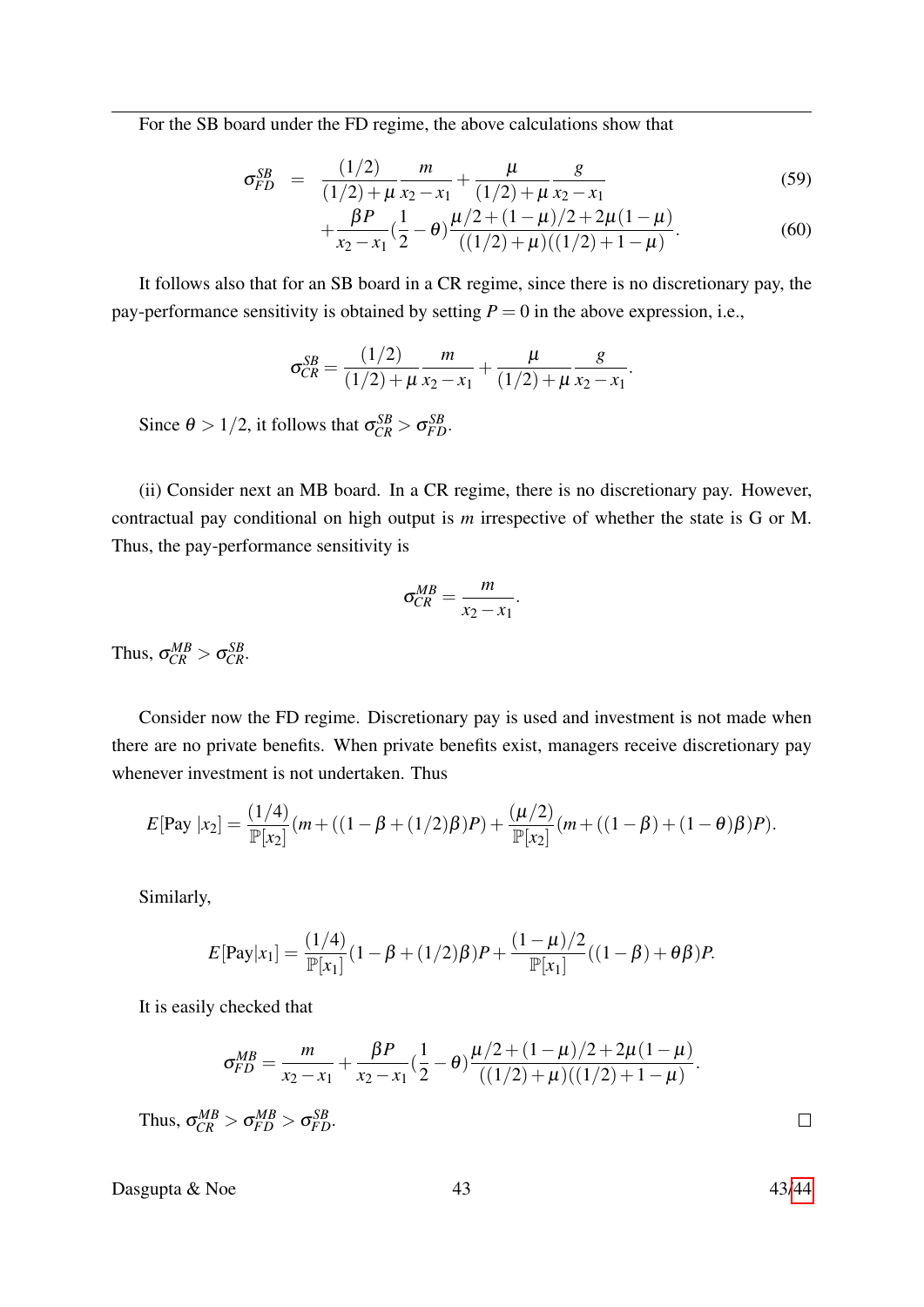For the SB board under the FD regime, the above calculations show that

$$
\begin{aligned}
\sigma^{SB}_{FD} &= \frac{(1/2)}{(1/2)+\mu}\frac{m}{x_2-x_1}+\frac{\mu}{(1/2)+\mu}\frac{g}{x_2-x_1} \qquad (59)\\
&\quad +\frac{\beta P}{x_2-x_1}\left(\frac{1}{2}-\theta\right)\frac{\mu/2+(1-\mu)/2+2\mu(1-\mu)}{((1/2)+\mu)((1/2)+1-\mu)}. \qquad (60)
\end{aligned}
$$

It follows also that for an SB board in a CR regime, since there is no discretionary pay, the pay-performance sensitivity is obtained by setting $P=0$ in the above expression, i.e.,

$$
\sigma^{SB}_{CR} = \frac{(1/2)}{(1/2)+\mu}\frac{m}{x_2-x_1}+\frac{\mu}{(1/2)+\mu}\frac{g}{x_2-x_1}.
$$

Since $\theta > 1/2$, it follows that $\sigma^{SB}_{CR} > \sigma^{SB}_{FD}$.

(ii) Consider next an MB board. In a CR regime, there is no discretionary pay. However, contractual pay conditional on high output is $m$ irrespective of whether the state is G or M. Thus, the pay-performance sensitivity is

$$
\sigma^{MB}_{CR} = \frac{m}{x_2-x_1}.
$$

Thus, $\sigma^{MB}_{CR} > \sigma^{SB}_{CR}$.

Consider now the FD regime. Discretionary pay is used and investment is not made when there are no private benefits. When private benefits exist, managers receive discretionary pay whenever investment is not undertaken. Thus

$$
E[\text{Pay}\,|x_2] = \frac{(1/4)}{\mathbb{P}[x_2]}(m+((1-\beta+(1/2)\beta)P)+\frac{(\mu/2)}{\mathbb{P}[x_2]}(m+((1-\beta)+(1-\theta)\beta)P).
$$

Similarly,

$$
E[\text{Pay}|x_1] = \frac{(1/4)}{\mathbb{P}[x_1]}(1-\beta+(1/2)\beta)P+\frac{(1-\mu)/2}{\mathbb{P}[x_1]}((1-\beta)+\theta\beta)P.
$$

It is easily checked that

$$
\sigma^{MB}_{FD} = \frac{m}{x_2-x_1}+\frac{\beta P}{x_2-x_1}\left(\frac{1}{2}-\theta\right)\frac{\mu/2+(1-\mu)/2+2\mu(1-\mu)}{((1/2)+\mu)((1/2)+1-\mu)}.
$$

Thus, $\sigma^{MB}_{CR} > \sigma^{MB}_{FD} > \sigma^{SB}_{FD}$. □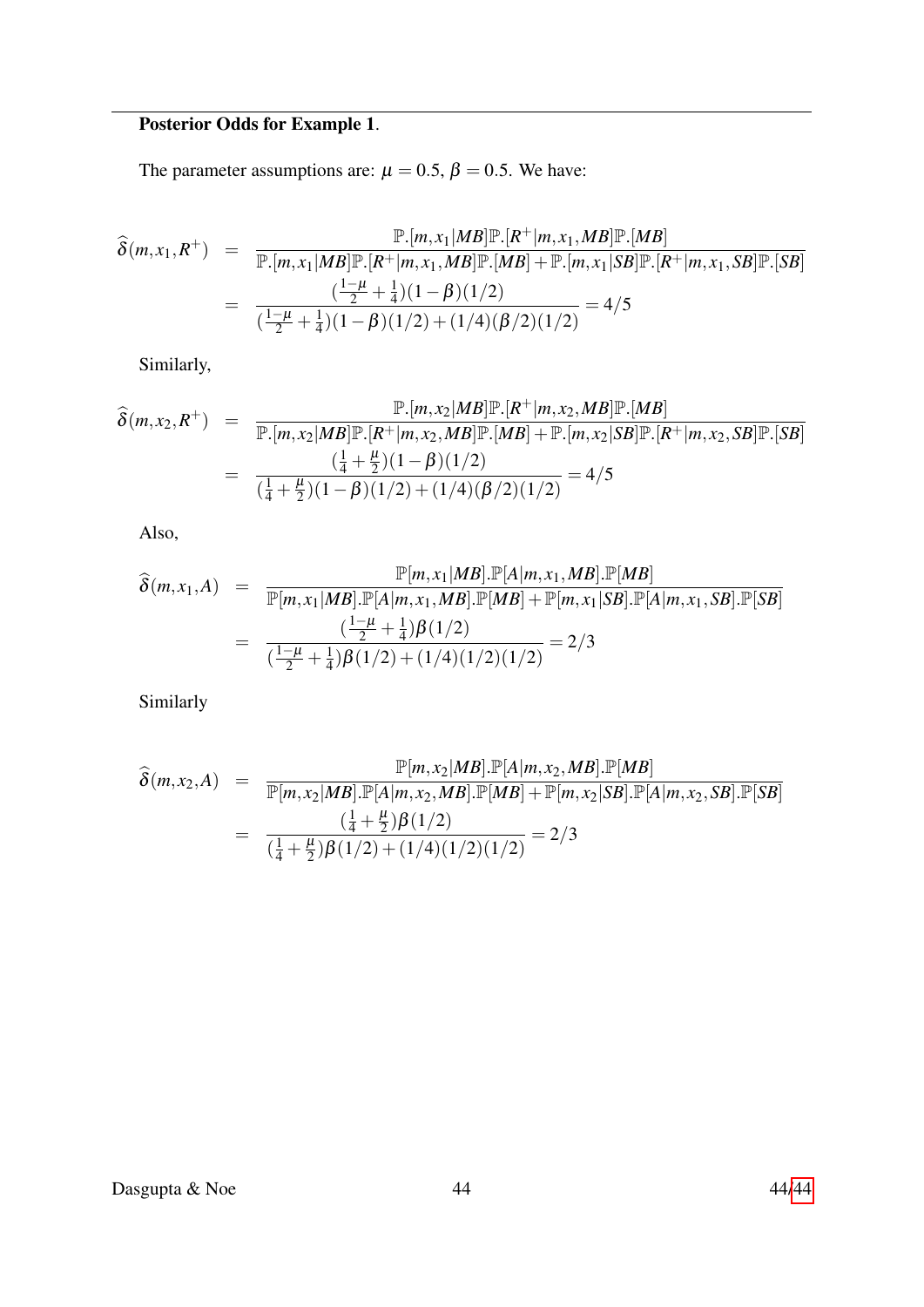**Posterior Odds for Example 1**.

The parameter assumptions are: $\mu = 0.5$, $\beta = 0.5$. We have:

$$
\begin{aligned}
\widehat{\delta}(m,x_1,R^+) &= \frac{\mathbb{P}.[m,x_1|MB]\mathbb{P}.[R^+|m,x_1,MB]\mathbb{P}.[MB]}{\mathbb{P}.[m,x_1|MB]\mathbb{P}.[R^+|m,x_1,MB]\mathbb{P}.[MB]+\mathbb{P}.[m,x_1|SB]\mathbb{P}.[R^+|m,x_1,SB]\mathbb{P}.[SB]} \\
&= \frac{(\frac{1-\mu}{2}+\frac{1}{4})(1-\beta)(1/2)}{(\frac{1-\mu}{2}+\frac{1}{4})(1-\beta)(1/2)+(1/4)(\beta/2)(1/2)} = 4/5
\end{aligned}
$$

Similarly,

$$
\begin{aligned}
\widehat{\delta}(m,x_2,R^+) &= \frac{\mathbb{P}.[m,x_2|MB]\mathbb{P}.[R^+|m,x_2,MB]\mathbb{P}.[MB]}{\mathbb{P}.[m,x_2|MB]\mathbb{P}.[R^+|m,x_2,MB]\mathbb{P}.[MB]+\mathbb{P}.[m,x_2|SB]\mathbb{P}.[R^+|m,x_2,SB]\mathbb{P}.[SB]} \\
&= \frac{(\frac{1}{4}+\frac{\mu}{2})(1-\beta)(1/2)}{(\frac{1}{4}+\frac{\mu}{2})(1-\beta)(1/2)+(1/4)(\beta/2)(1/2)} = 4/5
\end{aligned}
$$

Also,

$$
\begin{aligned}
\widehat{\delta}(m,x_1,A) &= \frac{\mathbb{P}[m,x_1|MB].\mathbb{P}[A|m,x_1,MB].\mathbb{P}[MB]}{\mathbb{P}[m,x_1|MB].\mathbb{P}[A|m,x_1,MB].\mathbb{P}[MB]+\mathbb{P}[m,x_1|SB].\mathbb{P}[A|m,x_1,SB].\mathbb{P}[SB]} \\
&= \frac{(\frac{1-\mu}{2}+\frac{1}{4})\beta(1/2)}{(\frac{1-\mu}{2}+\frac{1}{4})\beta(1/2)+(1/4)(1/2)(1/2)} = 2/3
\end{aligned}
$$

Similarly

$$
\begin{aligned}
\widehat{\delta}(m,x_2,A) &= \frac{\mathbb{P}[m,x_2|MB].\mathbb{P}[A|m,x_2,MB].\mathbb{P}[MB]}{\mathbb{P}[m,x_2|MB].\mathbb{P}[A|m,x_2,MB].\mathbb{P}[MB]+\mathbb{P}[m,x_2|SB].\mathbb{P}[A|m,x_2,SB].\mathbb{P}[SB]} \\
&= \frac{(\frac{1}{4}+\frac{\mu}{2})\beta(1/2)}{(\frac{1}{4}+\frac{\mu}{2})\beta(1/2)+(1/4)(1/2)(1/2)} = 2/3
\end{aligned}
$$